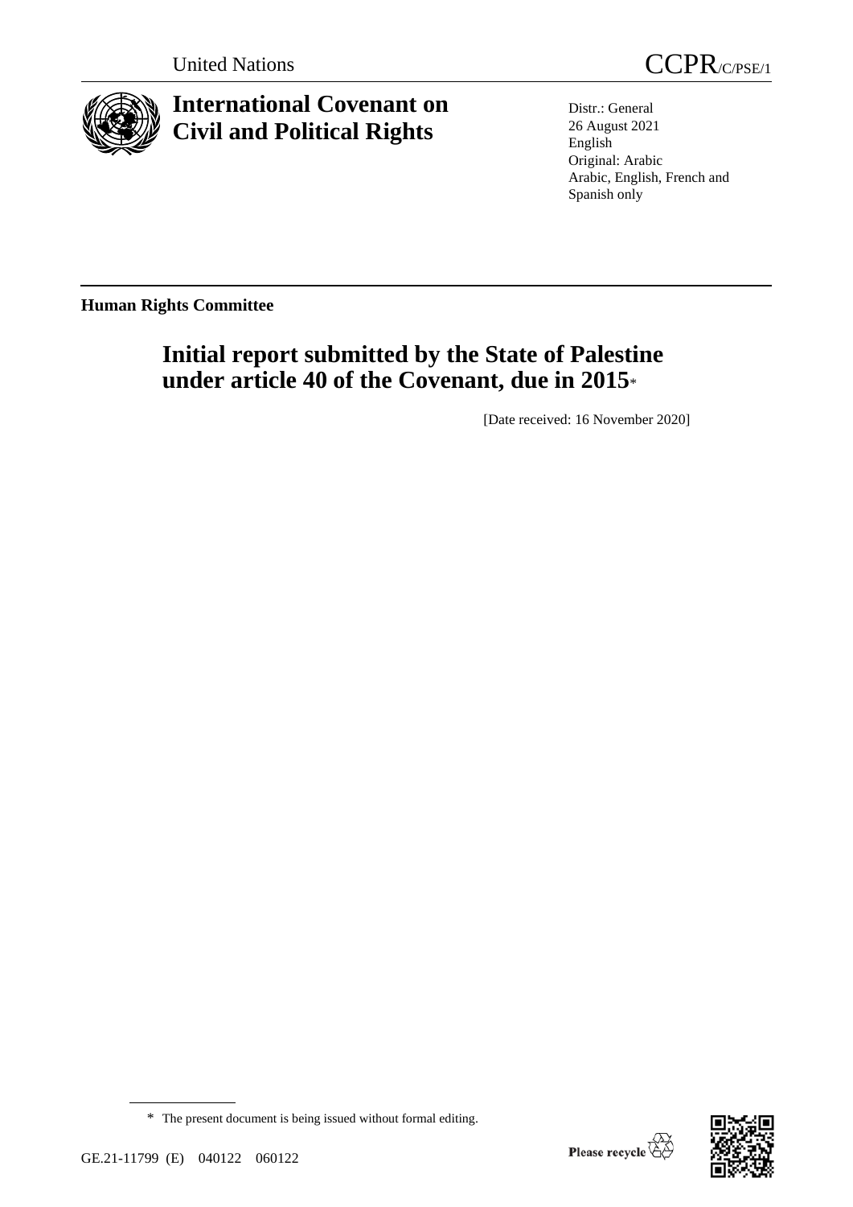United Nations

CCPR/C/PSE/1

# International Covenant on Civil and Political Rights

Distr.: General
26 August 2021
English
Original: Arabic
Arabic, English, French and Spanish only

**Human Rights Committee**

## Initial report submitted by the State of Palestine under article 40 of the Covenant, due in 2015*

[Date received: 16 November 2020]

\* The present document is being issued without formal editing.

GE.21-11799 (E) 040122 060122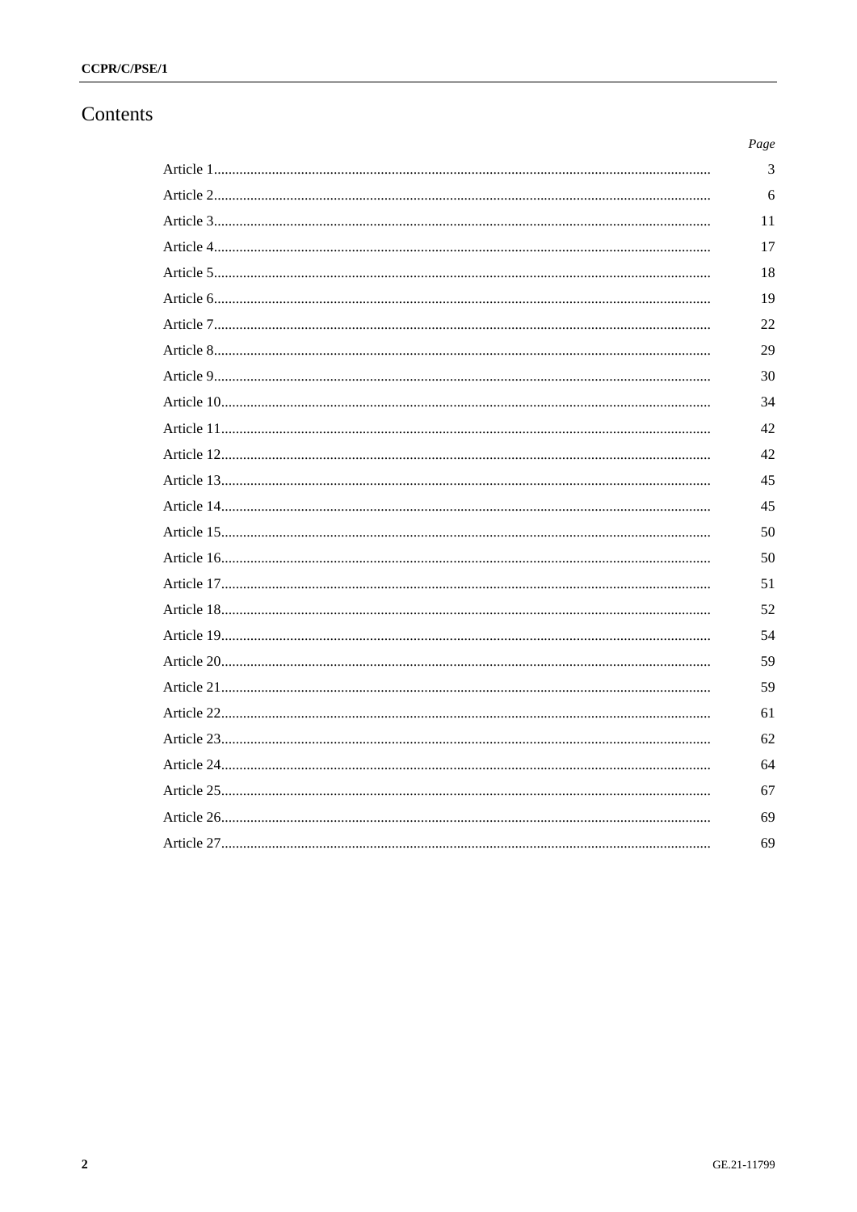# Contents

| | Page |
|---|---|
| Article 1 | 3 |
| Article 2 | 6 |
| Article 3 | 11 |
| Article 4 | 17 |
| Article 5 | 18 |
| Article 6 | 19 |
| Article 7 | 22 |
| Article 8 | 29 |
| Article 9 | 30 |
| Article 10 | 34 |
| Article 11 | 42 |
| Article 12 | 42 |
| Article 13 | 45 |
| Article 14 | 45 |
| Article 15 | 50 |
| Article 16 | 50 |
| Article 17 | 51 |
| Article 18 | 52 |
| Article 19 | 54 |
| Article 20 | 59 |
| Article 21 | 59 |
| Article 22 | 61 |
| Article 23 | 62 |
| Article 24 | 64 |
| Article 25 | 67 |
| Article 26 | 69 |
| Article 27 | 69 |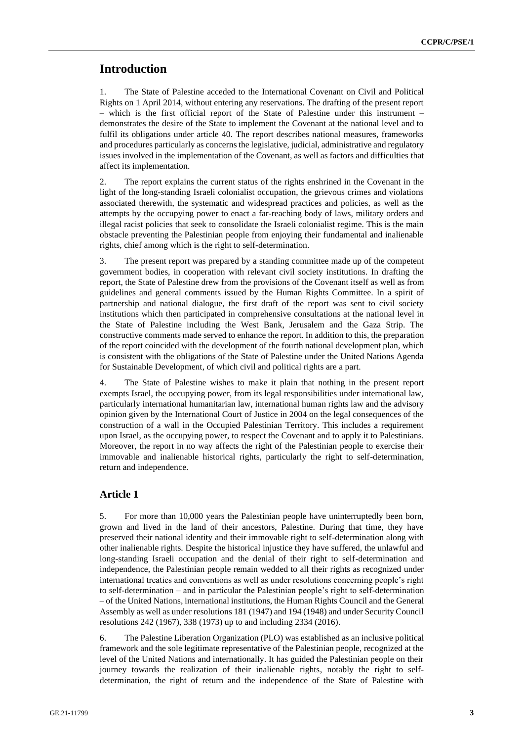# Introduction

1. The State of Palestine acceded to the International Covenant on Civil and Political Rights on 1 April 2014, without entering any reservations. The drafting of the present report – which is the first official report of the State of Palestine under this instrument – demonstrates the desire of the State to implement the Covenant at the national level and to fulfil its obligations under article 40. The report describes national measures, frameworks and procedures particularly as concerns the legislative, judicial, administrative and regulatory issues involved in the implementation of the Covenant, as well as factors and difficulties that affect its implementation.

2. The report explains the current status of the rights enshrined in the Covenant in the light of the long-standing Israeli colonialist occupation, the grievous crimes and violations associated therewith, the systematic and widespread practices and policies, as well as the attempts by the occupying power to enact a far-reaching body of laws, military orders and illegal racist policies that seek to consolidate the Israeli colonialist regime. This is the main obstacle preventing the Palestinian people from enjoying their fundamental and inalienable rights, chief among which is the right to self-determination.

3. The present report was prepared by a standing committee made up of the competent government bodies, in cooperation with relevant civil society institutions. In drafting the report, the State of Palestine drew from the provisions of the Covenant itself as well as from guidelines and general comments issued by the Human Rights Committee. In a spirit of partnership and national dialogue, the first draft of the report was sent to civil society institutions which then participated in comprehensive consultations at the national level in the State of Palestine including the West Bank, Jerusalem and the Gaza Strip. The constructive comments made served to enhance the report. In addition to this, the preparation of the report coincided with the development of the fourth national development plan, which is consistent with the obligations of the State of Palestine under the United Nations Agenda for Sustainable Development, of which civil and political rights are a part.

4. The State of Palestine wishes to make it plain that nothing in the present report exempts Israel, the occupying power, from its legal responsibilities under international law, particularly international humanitarian law, international human rights law and the advisory opinion given by the International Court of Justice in 2004 on the legal consequences of the construction of a wall in the Occupied Palestinian Territory. This includes a requirement upon Israel, as the occupying power, to respect the Covenant and to apply it to Palestinians. Moreover, the report in no way affects the right of the Palestinian people to exercise their immovable and inalienable historical rights, particularly the right to self-determination, return and independence.

## Article 1

5. For more than 10,000 years the Palestinian people have uninterruptedly been born, grown and lived in the land of their ancestors, Palestine. During that time, they have preserved their national identity and their immovable right to self-determination along with other inalienable rights. Despite the historical injustice they have suffered, the unlawful and long-standing Israeli occupation and the denial of their right to self-determination and independence, the Palestinian people remain wedded to all their rights as recognized under international treaties and conventions as well as under resolutions concerning people's right to self-determination – and in particular the Palestinian people's right to self-determination – of the United Nations, international institutions, the Human Rights Council and the General Assembly as well as under resolutions 181 (1947) and 194 (1948) and under Security Council resolutions 242 (1967), 338 (1973) up to and including 2334 (2016).

6. The Palestine Liberation Organization (PLO) was established as an inclusive political framework and the sole legitimate representative of the Palestinian people, recognized at the level of the United Nations and internationally. It has guided the Palestinian people on their journey towards the realization of their inalienable rights, notably the right to self-determination, the right of return and the independence of the State of Palestine with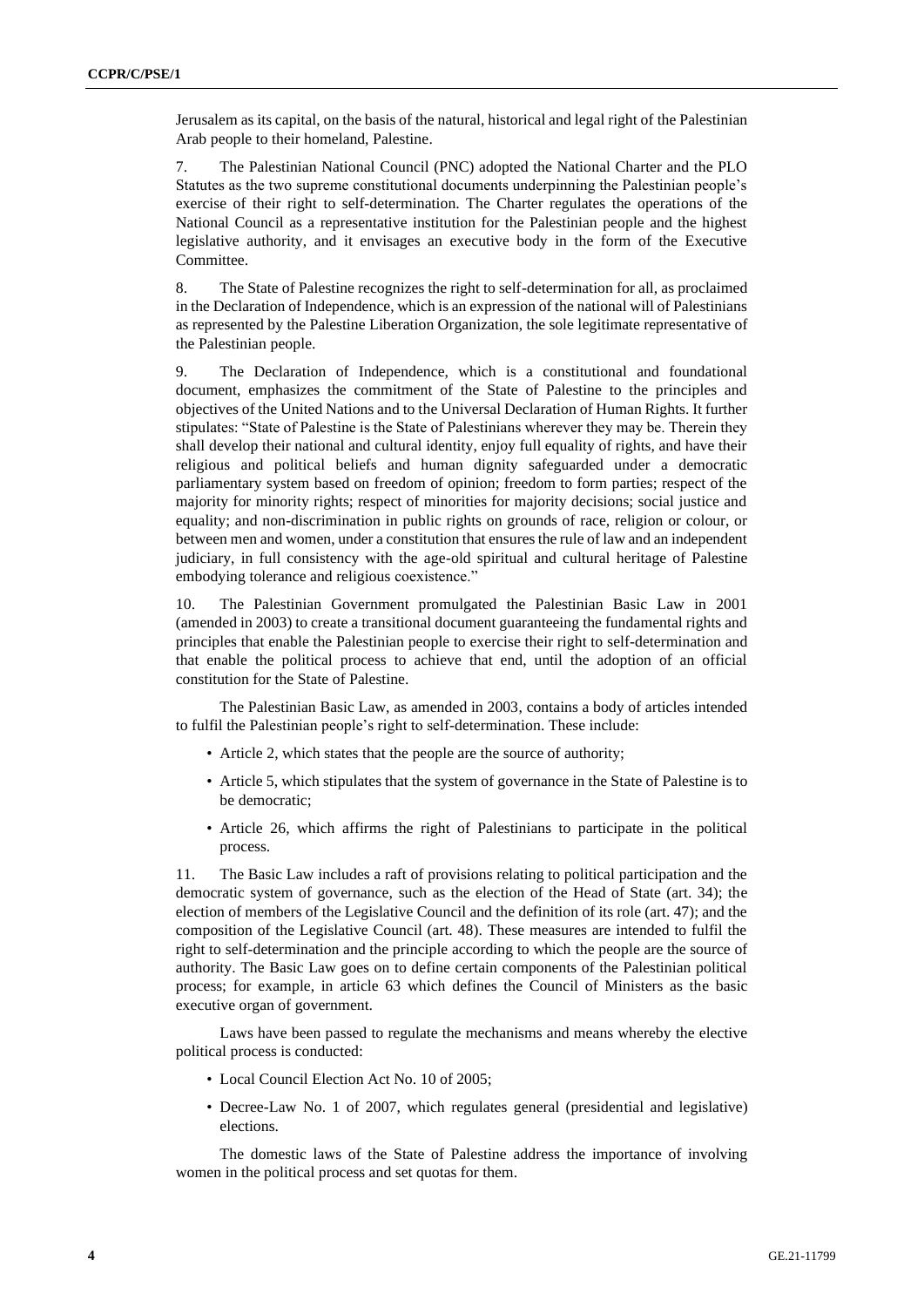Jerusalem as its capital, on the basis of the natural, historical and legal right of the Palestinian Arab people to their homeland, Palestine.

7. The Palestinian National Council (PNC) adopted the National Charter and the PLO Statutes as the two supreme constitutional documents underpinning the Palestinian people's exercise of their right to self-determination. The Charter regulates the operations of the National Council as a representative institution for the Palestinian people and the highest legislative authority, and it envisages an executive body in the form of the Executive Committee.

8. The State of Palestine recognizes the right to self-determination for all, as proclaimed in the Declaration of Independence, which is an expression of the national will of Palestinians as represented by the Palestine Liberation Organization, the sole legitimate representative of the Palestinian people.

9. The Declaration of Independence, which is a constitutional and foundational document, emphasizes the commitment of the State of Palestine to the principles and objectives of the United Nations and to the Universal Declaration of Human Rights. It further stipulates: "State of Palestine is the State of Palestinians wherever they may be. Therein they shall develop their national and cultural identity, enjoy full equality of rights, and have their religious and political beliefs and human dignity safeguarded under a democratic parliamentary system based on freedom of opinion; freedom to form parties; respect of the majority for minority rights; respect of minorities for majority decisions; social justice and equality; and non-discrimination in public rights on grounds of race, religion or colour, or between men and women, under a constitution that ensures the rule of law and an independent judiciary, in full consistency with the age-old spiritual and cultural heritage of Palestine embodying tolerance and religious coexistence."

10. The Palestinian Government promulgated the Palestinian Basic Law in 2001 (amended in 2003) to create a transitional document guaranteeing the fundamental rights and principles that enable the Palestinian people to exercise their right to self-determination and that enable the political process to achieve that end, until the adoption of an official constitution for the State of Palestine.

The Palestinian Basic Law, as amended in 2003, contains a body of articles intended to fulfil the Palestinian people's right to self-determination. These include:

- Article 2, which states that the people are the source of authority;
- Article 5, which stipulates that the system of governance in the State of Palestine is to be democratic;
- Article 26, which affirms the right of Palestinians to participate in the political process.

11. The Basic Law includes a raft of provisions relating to political participation and the democratic system of governance, such as the election of the Head of State (art. 34); the election of members of the Legislative Council and the definition of its role (art. 47); and the composition of the Legislative Council (art. 48). These measures are intended to fulfil the right to self-determination and the principle according to which the people are the source of authority. The Basic Law goes on to define certain components of the Palestinian political process; for example, in article 63 which defines the Council of Ministers as the basic executive organ of government.

Laws have been passed to regulate the mechanisms and means whereby the elective political process is conducted:

- Local Council Election Act No. 10 of 2005;
- Decree-Law No. 1 of 2007, which regulates general (presidential and legislative) elections.

The domestic laws of the State of Palestine address the importance of involving women in the political process and set quotas for them.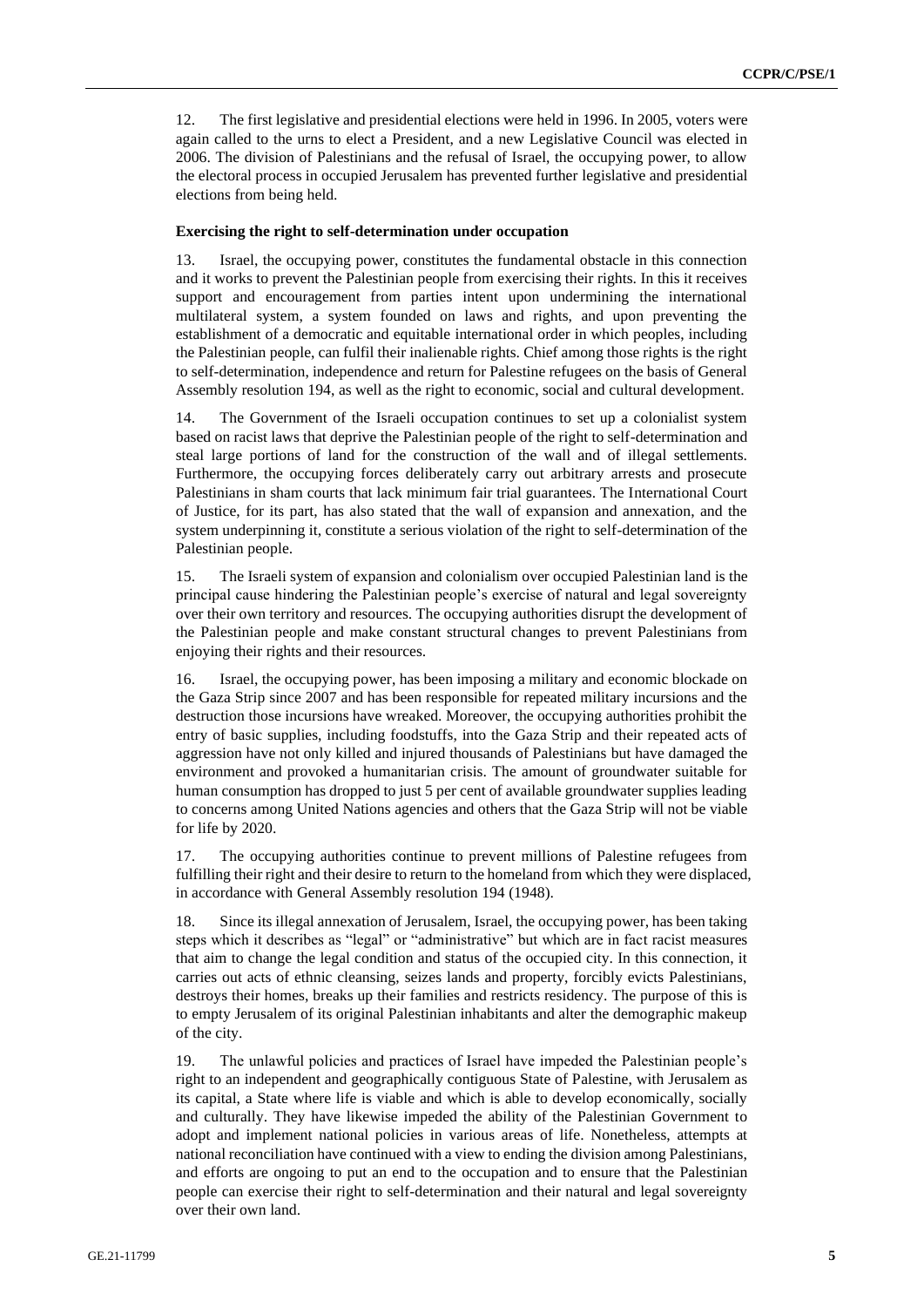12. The first legislative and presidential elections were held in 1996. In 2005, voters were again called to the urns to elect a President, and a new Legislative Council was elected in 2006. The division of Palestinians and the refusal of Israel, the occupying power, to allow the electoral process in occupied Jerusalem has prevented further legislative and presidential elections from being held.

**Exercising the right to self-determination under occupation**

13. Israel, the occupying power, constitutes the fundamental obstacle in this connection and it works to prevent the Palestinian people from exercising their rights. In this it receives support and encouragement from parties intent upon undermining the international multilateral system, a system founded on laws and rights, and upon preventing the establishment of a democratic and equitable international order in which peoples, including the Palestinian people, can fulfil their inalienable rights. Chief among those rights is the right to self-determination, independence and return for Palestine refugees on the basis of General Assembly resolution 194, as well as the right to economic, social and cultural development.

14. The Government of the Israeli occupation continues to set up a colonialist system based on racist laws that deprive the Palestinian people of the right to self-determination and steal large portions of land for the construction of the wall and of illegal settlements. Furthermore, the occupying forces deliberately carry out arbitrary arrests and prosecute Palestinians in sham courts that lack minimum fair trial guarantees. The International Court of Justice, for its part, has also stated that the wall of expansion and annexation, and the system underpinning it, constitute a serious violation of the right to self-determination of the Palestinian people.

15. The Israeli system of expansion and colonialism over occupied Palestinian land is the principal cause hindering the Palestinian people's exercise of natural and legal sovereignty over their own territory and resources. The occupying authorities disrupt the development of the Palestinian people and make constant structural changes to prevent Palestinians from enjoying their rights and their resources.

16. Israel, the occupying power, has been imposing a military and economic blockade on the Gaza Strip since 2007 and has been responsible for repeated military incursions and the destruction those incursions have wreaked. Moreover, the occupying authorities prohibit the entry of basic supplies, including foodstuffs, into the Gaza Strip and their repeated acts of aggression have not only killed and injured thousands of Palestinians but have damaged the environment and provoked a humanitarian crisis. The amount of groundwater suitable for human consumption has dropped to just 5 per cent of available groundwater supplies leading to concerns among United Nations agencies and others that the Gaza Strip will not be viable for life by 2020.

17. The occupying authorities continue to prevent millions of Palestine refugees from fulfilling their right and their desire to return to the homeland from which they were displaced, in accordance with General Assembly resolution 194 (1948).

18. Since its illegal annexation of Jerusalem, Israel, the occupying power, has been taking steps which it describes as "legal" or "administrative" but which are in fact racist measures that aim to change the legal condition and status of the occupied city. In this connection, it carries out acts of ethnic cleansing, seizes lands and property, forcibly evicts Palestinians, destroys their homes, breaks up their families and restricts residency. The purpose of this is to empty Jerusalem of its original Palestinian inhabitants and alter the demographic makeup of the city.

19. The unlawful policies and practices of Israel have impeded the Palestinian people's right to an independent and geographically contiguous State of Palestine, with Jerusalem as its capital, a State where life is viable and which is able to develop economically, socially and culturally. They have likewise impeded the ability of the Palestinian Government to adopt and implement national policies in various areas of life. Nonetheless, attempts at national reconciliation have continued with a view to ending the division among Palestinians, and efforts are ongoing to put an end to the occupation and to ensure that the Palestinian people can exercise their right to self-determination and their natural and legal sovereignty over their own land.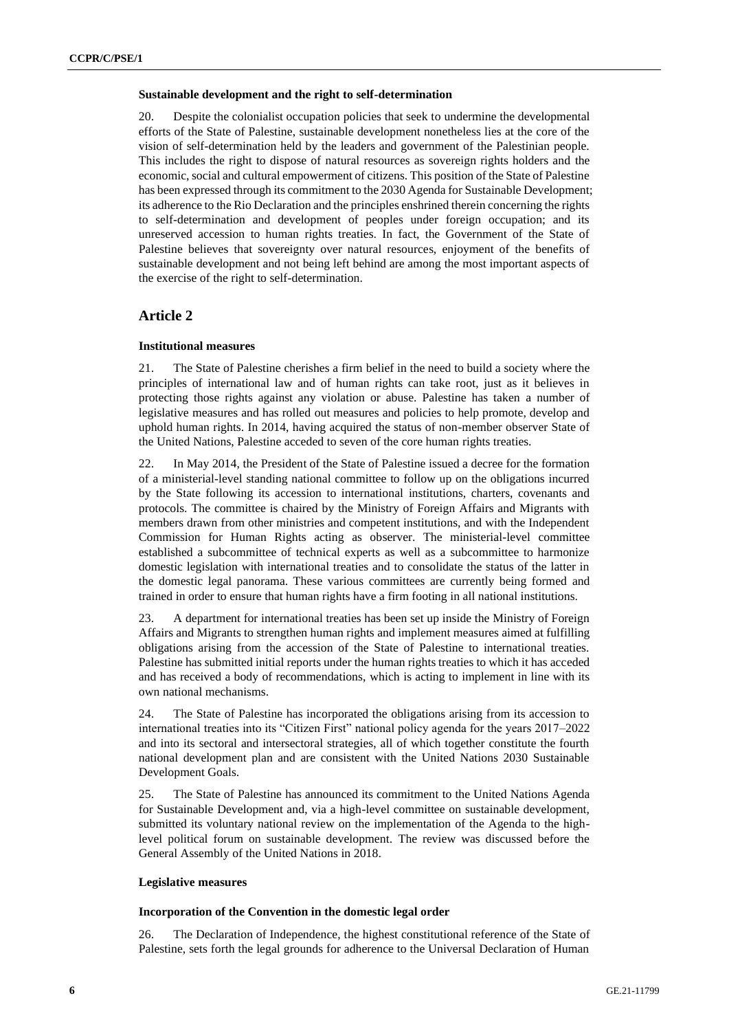#### Sustainable development and the right to self-determination

20. Despite the colonialist occupation policies that seek to undermine the developmental efforts of the State of Palestine, sustainable development nonetheless lies at the core of the vision of self-determination held by the leaders and government of the Palestinian people. This includes the right to dispose of natural resources as sovereign rights holders and the economic, social and cultural empowerment of citizens. This position of the State of Palestine has been expressed through its commitment to the 2030 Agenda for Sustainable Development; its adherence to the Rio Declaration and the principles enshrined therein concerning the rights to self-determination and development of peoples under foreign occupation; and its unreserved accession to human rights treaties. In fact, the Government of the State of Palestine believes that sovereignty over natural resources, enjoyment of the benefits of sustainable development and not being left behind are among the most important aspects of the exercise of the right to self-determination.

## Article 2

#### Institutional measures

21. The State of Palestine cherishes a firm belief in the need to build a society where the principles of international law and of human rights can take root, just as it believes in protecting those rights against any violation or abuse. Palestine has taken a number of legislative measures and has rolled out measures and policies to help promote, develop and uphold human rights. In 2014, having acquired the status of non-member observer State of the United Nations, Palestine acceded to seven of the core human rights treaties.

22. In May 2014, the President of the State of Palestine issued a decree for the formation of a ministerial-level standing national committee to follow up on the obligations incurred by the State following its accession to international institutions, charters, covenants and protocols. The committee is chaired by the Ministry of Foreign Affairs and Migrants with members drawn from other ministries and competent institutions, and with the Independent Commission for Human Rights acting as observer. The ministerial-level committee established a subcommittee of technical experts as well as a subcommittee to harmonize domestic legislation with international treaties and to consolidate the status of the latter in the domestic legal panorama. These various committees are currently being formed and trained in order to ensure that human rights have a firm footing in all national institutions.

23. A department for international treaties has been set up inside the Ministry of Foreign Affairs and Migrants to strengthen human rights and implement measures aimed at fulfilling obligations arising from the accession of the State of Palestine to international treaties. Palestine has submitted initial reports under the human rights treaties to which it has acceded and has received a body of recommendations, which is acting to implement in line with its own national mechanisms.

24. The State of Palestine has incorporated the obligations arising from its accession to international treaties into its "Citizen First" national policy agenda for the years 2017–2022 and into its sectoral and intersectoral strategies, all of which together constitute the fourth national development plan and are consistent with the United Nations 2030 Sustainable Development Goals.

25. The State of Palestine has announced its commitment to the United Nations Agenda for Sustainable Development and, via a high-level committee on sustainable development, submitted its voluntary national review on the implementation of the Agenda to the high-level political forum on sustainable development. The review was discussed before the General Assembly of the United Nations in 2018.

#### Legislative measures

#### Incorporation of the Convention in the domestic legal order

26. The Declaration of Independence, the highest constitutional reference of the State of Palestine, sets forth the legal grounds for adherence to the Universal Declaration of Human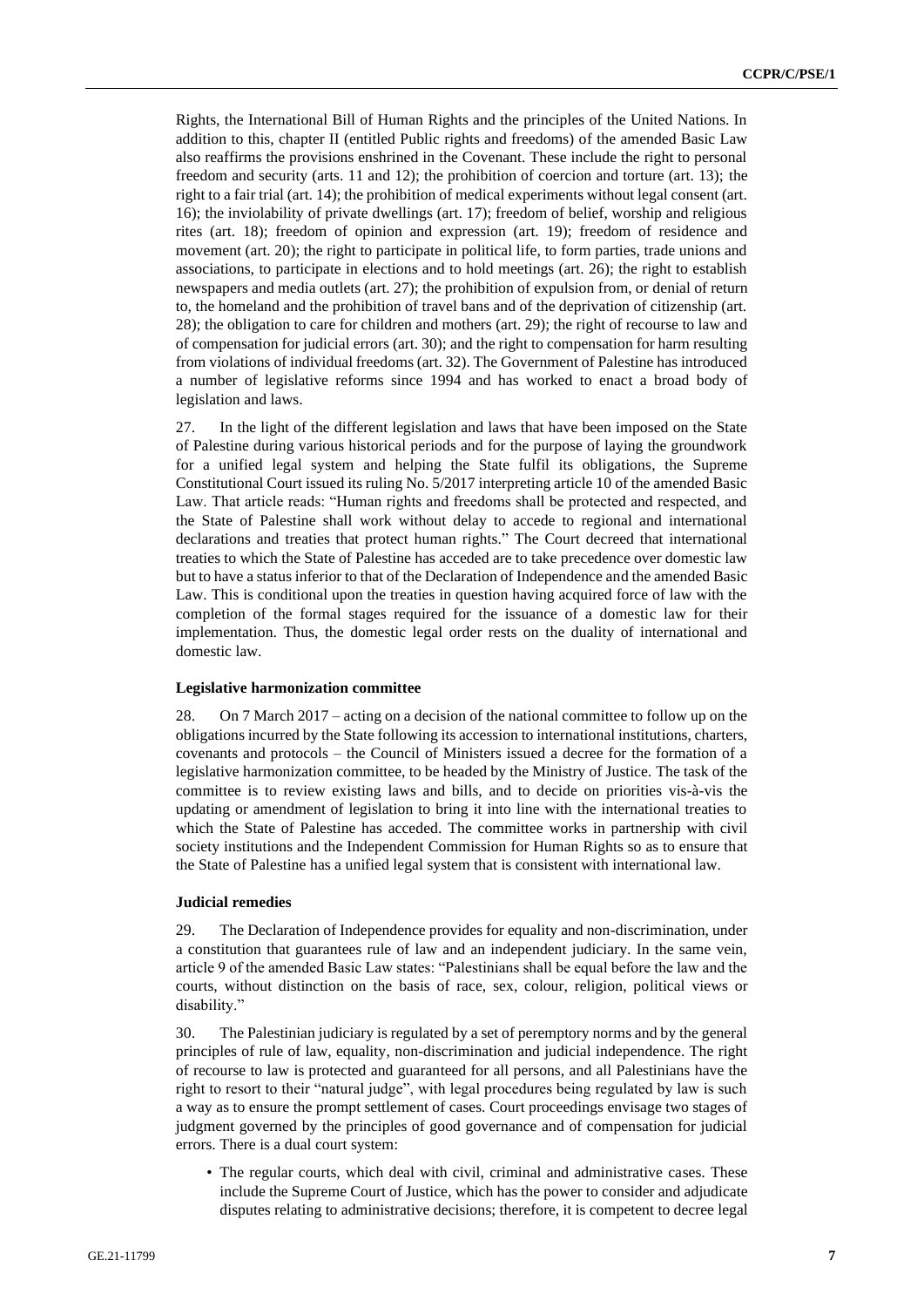Rights, the International Bill of Human Rights and the principles of the United Nations. In addition to this, chapter II (entitled Public rights and freedoms) of the amended Basic Law also reaffirms the provisions enshrined in the Covenant. These include the right to personal freedom and security (arts. 11 and 12); the prohibition of coercion and torture (art. 13); the right to a fair trial (art. 14); the prohibition of medical experiments without legal consent (art. 16); the inviolability of private dwellings (art. 17); freedom of belief, worship and religious rites (art. 18); freedom of opinion and expression (art. 19); freedom of residence and movement (art. 20); the right to participate in political life, to form parties, trade unions and associations, to participate in elections and to hold meetings (art. 26); the right to establish newspapers and media outlets (art. 27); the prohibition of expulsion from, or denial of return to, the homeland and the prohibition of travel bans and of the deprivation of citizenship (art. 28); the obligation to care for children and mothers (art. 29); the right of recourse to law and of compensation for judicial errors (art. 30); and the right to compensation for harm resulting from violations of individual freedoms (art. 32). The Government of Palestine has introduced a number of legislative reforms since 1994 and has worked to enact a broad body of legislation and laws.

27. In the light of the different legislation and laws that have been imposed on the State of Palestine during various historical periods and for the purpose of laying the groundwork for a unified legal system and helping the State fulfil its obligations, the Supreme Constitutional Court issued its ruling No. 5/2017 interpreting article 10 of the amended Basic Law. That article reads: "Human rights and freedoms shall be protected and respected, and the State of Palestine shall work without delay to accede to regional and international declarations and treaties that protect human rights." The Court decreed that international treaties to which the State of Palestine has acceded are to take precedence over domestic law but to have a status inferior to that of the Declaration of Independence and the amended Basic Law. This is conditional upon the treaties in question having acquired force of law with the completion of the formal stages required for the issuance of a domestic law for their implementation. Thus, the domestic legal order rests on the duality of international and domestic law.

### Legislative harmonization committee

28. On 7 March 2017 – acting on a decision of the national committee to follow up on the obligations incurred by the State following its accession to international institutions, charters, covenants and protocols – the Council of Ministers issued a decree for the formation of a legislative harmonization committee, to be headed by the Ministry of Justice. The task of the committee is to review existing laws and bills, and to decide on priorities vis-à-vis the updating or amendment of legislation to bring it into line with the international treaties to which the State of Palestine has acceded. The committee works in partnership with civil society institutions and the Independent Commission for Human Rights so as to ensure that the State of Palestine has a unified legal system that is consistent with international law.

### Judicial remedies

29. The Declaration of Independence provides for equality and non-discrimination, under a constitution that guarantees rule of law and an independent judiciary. In the same vein, article 9 of the amended Basic Law states: "Palestinians shall be equal before the law and the courts, without distinction on the basis of race, sex, colour, religion, political views or disability."

30. The Palestinian judiciary is regulated by a set of peremptory norms and by the general principles of rule of law, equality, non-discrimination and judicial independence. The right of recourse to law is protected and guaranteed for all persons, and all Palestinians have the right to resort to their "natural judge", with legal procedures being regulated by law is such a way as to ensure the prompt settlement of cases. Court proceedings envisage two stages of judgment governed by the principles of good governance and of compensation for judicial errors. There is a dual court system:

- The regular courts, which deal with civil, criminal and administrative cases. These include the Supreme Court of Justice, which has the power to consider and adjudicate disputes relating to administrative decisions; therefore, it is competent to decree legal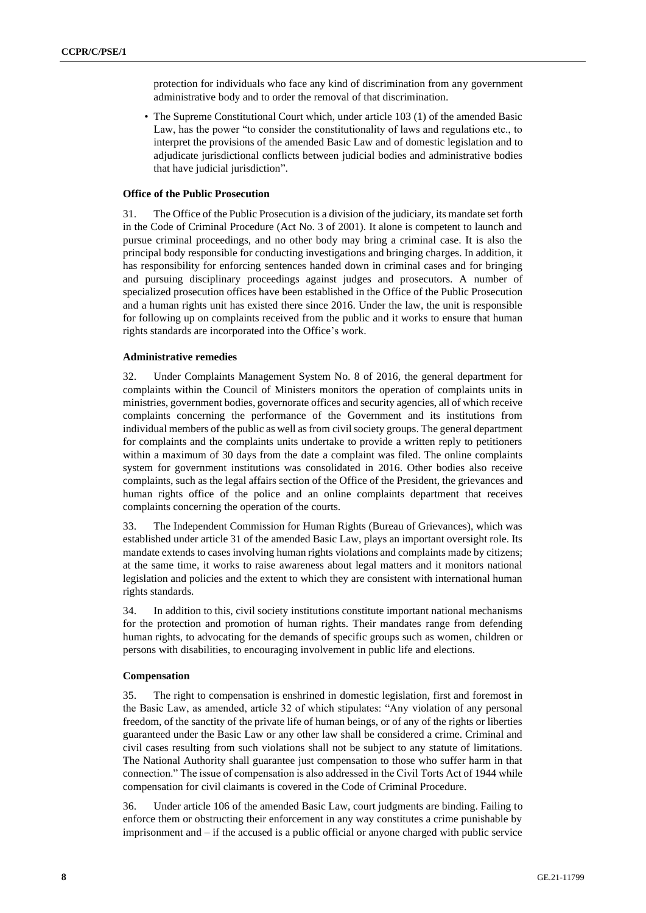protection for individuals who face any kind of discrimination from any government administrative body and to order the removal of that discrimination.

- The Supreme Constitutional Court which, under article 103 (1) of the amended Basic Law, has the power "to consider the constitutionality of laws and regulations etc., to interpret the provisions of the amended Basic Law and of domestic legislation and to adjudicate jurisdictional conflicts between judicial bodies and administrative bodies that have judicial jurisdiction".

**Office of the Public Prosecution**

31. The Office of the Public Prosecution is a division of the judiciary, its mandate set forth in the Code of Criminal Procedure (Act No. 3 of 2001). It alone is competent to launch and pursue criminal proceedings, and no other body may bring a criminal case. It is also the principal body responsible for conducting investigations and bringing charges. In addition, it has responsibility for enforcing sentences handed down in criminal cases and for bringing and pursuing disciplinary proceedings against judges and prosecutors. A number of specialized prosecution offices have been established in the Office of the Public Prosecution and a human rights unit has existed there since 2016. Under the law, the unit is responsible for following up on complaints received from the public and it works to ensure that human rights standards are incorporated into the Office's work.

**Administrative remedies**

32. Under Complaints Management System No. 8 of 2016, the general department for complaints within the Council of Ministers monitors the operation of complaints units in ministries, government bodies, governorate offices and security agencies, all of which receive complaints concerning the performance of the Government and its institutions from individual members of the public as well as from civil society groups. The general department for complaints and the complaints units undertake to provide a written reply to petitioners within a maximum of 30 days from the date a complaint was filed. The online complaints system for government institutions was consolidated in 2016. Other bodies also receive complaints, such as the legal affairs section of the Office of the President, the grievances and human rights office of the police and an online complaints department that receives complaints concerning the operation of the courts.

33. The Independent Commission for Human Rights (Bureau of Grievances), which was established under article 31 of the amended Basic Law, plays an important oversight role. Its mandate extends to cases involving human rights violations and complaints made by citizens; at the same time, it works to raise awareness about legal matters and it monitors national legislation and policies and the extent to which they are consistent with international human rights standards.

34. In addition to this, civil society institutions constitute important national mechanisms for the protection and promotion of human rights. Their mandates range from defending human rights, to advocating for the demands of specific groups such as women, children or persons with disabilities, to encouraging involvement in public life and elections.

**Compensation**

35. The right to compensation is enshrined in domestic legislation, first and foremost in the Basic Law, as amended, article 32 of which stipulates: "Any violation of any personal freedom, of the sanctity of the private life of human beings, or of any of the rights or liberties guaranteed under the Basic Law or any other law shall be considered a crime. Criminal and civil cases resulting from such violations shall not be subject to any statute of limitations. The National Authority shall guarantee just compensation to those who suffer harm in that connection." The issue of compensation is also addressed in the Civil Torts Act of 1944 while compensation for civil claimants is covered in the Code of Criminal Procedure.

36. Under article 106 of the amended Basic Law, court judgments are binding. Failing to enforce them or obstructing their enforcement in any way constitutes a crime punishable by imprisonment and – if the accused is a public official or anyone charged with public service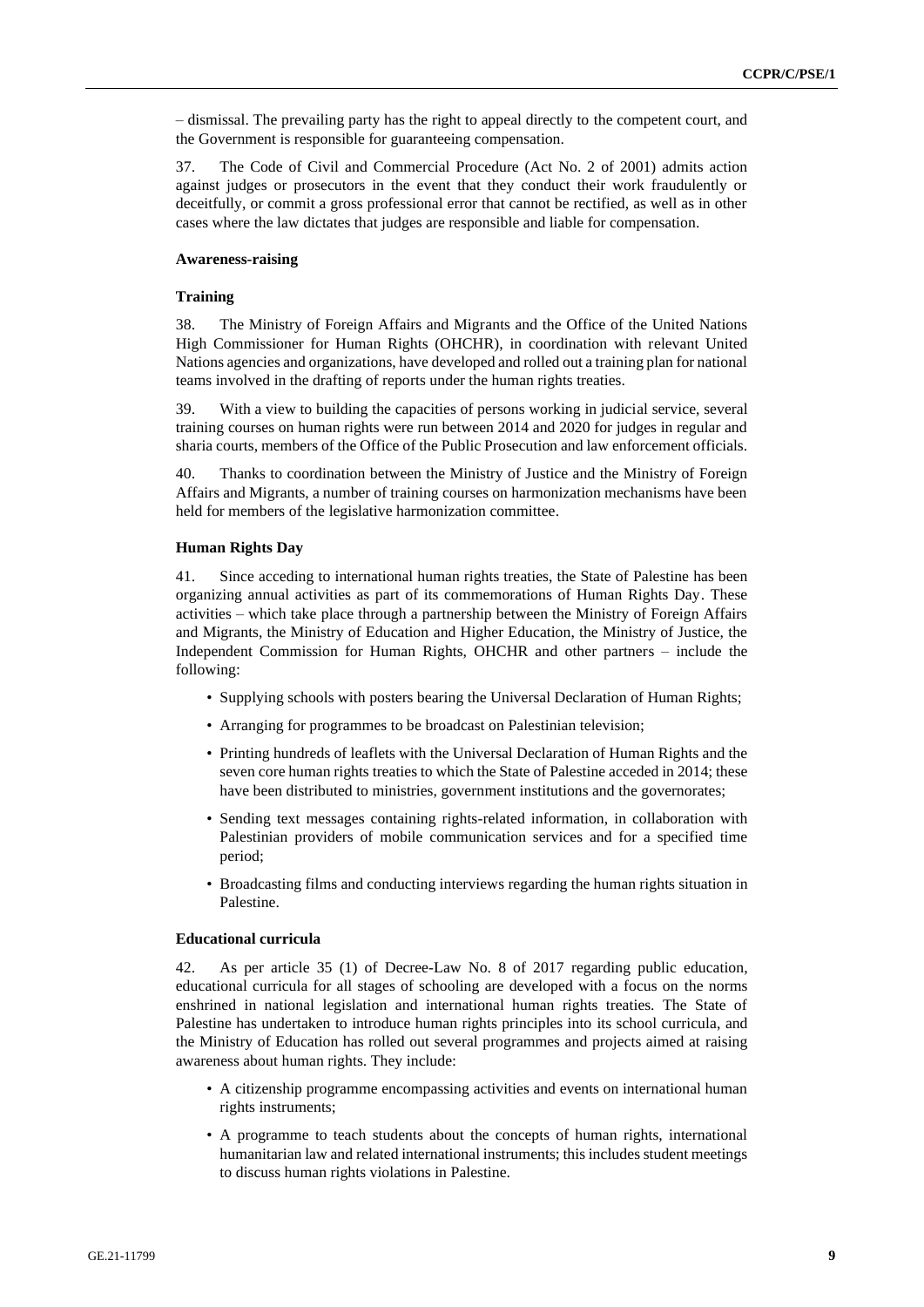– dismissal. The prevailing party has the right to appeal directly to the competent court, and the Government is responsible for guaranteeing compensation.

37. The Code of Civil and Commercial Procedure (Act No. 2 of 2001) admits action against judges or prosecutors in the event that they conduct their work fraudulently or deceitfully, or commit a gross professional error that cannot be rectified, as well as in other cases where the law dictates that judges are responsible and liable for compensation.

### Awareness-raising

#### Training

38. The Ministry of Foreign Affairs and Migrants and the Office of the United Nations High Commissioner for Human Rights (OHCHR), in coordination with relevant United Nations agencies and organizations, have developed and rolled out a training plan for national teams involved in the drafting of reports under the human rights treaties.

39. With a view to building the capacities of persons working in judicial service, several training courses on human rights were run between 2014 and 2020 for judges in regular and sharia courts, members of the Office of the Public Prosecution and law enforcement officials.

40. Thanks to coordination between the Ministry of Justice and the Ministry of Foreign Affairs and Migrants, a number of training courses on harmonization mechanisms have been held for members of the legislative harmonization committee.

#### Human Rights Day

41. Since acceding to international human rights treaties, the State of Palestine has been organizing annual activities as part of its commemorations of Human Rights Day. These activities – which take place through a partnership between the Ministry of Foreign Affairs and Migrants, the Ministry of Education and Higher Education, the Ministry of Justice, the Independent Commission for Human Rights, OHCHR and other partners – include the following:

- Supplying schools with posters bearing the Universal Declaration of Human Rights;
- Arranging for programmes to be broadcast on Palestinian television;
- Printing hundreds of leaflets with the Universal Declaration of Human Rights and the seven core human rights treaties to which the State of Palestine acceded in 2014; these have been distributed to ministries, government institutions and the governorates;
- Sending text messages containing rights-related information, in collaboration with Palestinian providers of mobile communication services and for a specified time period;
- Broadcasting films and conducting interviews regarding the human rights situation in Palestine.

#### Educational curricula

42. As per article 35 (1) of Decree-Law No. 8 of 2017 regarding public education, educational curricula for all stages of schooling are developed with a focus on the norms enshrined in national legislation and international human rights treaties. The State of Palestine has undertaken to introduce human rights principles into its school curricula, and the Ministry of Education has rolled out several programmes and projects aimed at raising awareness about human rights. They include:

- A citizenship programme encompassing activities and events on international human rights instruments;
- A programme to teach students about the concepts of human rights, international humanitarian law and related international instruments; this includes student meetings to discuss human rights violations in Palestine.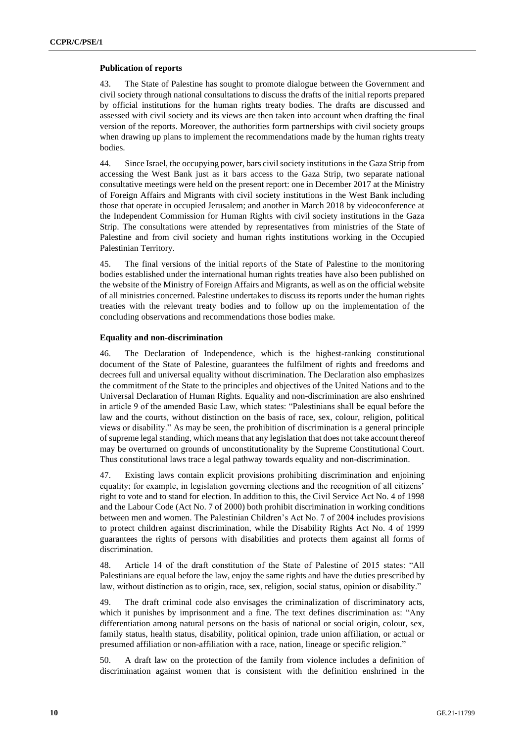**Publication of reports**

43. The State of Palestine has sought to promote dialogue between the Government and civil society through national consultations to discuss the drafts of the initial reports prepared by official institutions for the human rights treaty bodies. The drafts are discussed and assessed with civil society and its views are then taken into account when drafting the final version of the reports. Moreover, the authorities form partnerships with civil society groups when drawing up plans to implement the recommendations made by the human rights treaty bodies.

44. Since Israel, the occupying power, bars civil society institutions in the Gaza Strip from accessing the West Bank just as it bars access to the Gaza Strip, two separate national consultative meetings were held on the present report: one in December 2017 at the Ministry of Foreign Affairs and Migrants with civil society institutions in the West Bank including those that operate in occupied Jerusalem; and another in March 2018 by videoconference at the Independent Commission for Human Rights with civil society institutions in the Gaza Strip. The consultations were attended by representatives from ministries of the State of Palestine and from civil society and human rights institutions working in the Occupied Palestinian Territory.

45. The final versions of the initial reports of the State of Palestine to the monitoring bodies established under the international human rights treaties have also been published on the website of the Ministry of Foreign Affairs and Migrants, as well as on the official website of all ministries concerned. Palestine undertakes to discuss its reports under the human rights treaties with the relevant treaty bodies and to follow up on the implementation of the concluding observations and recommendations those bodies make.

**Equality and non-discrimination**

46. The Declaration of Independence, which is the highest-ranking constitutional document of the State of Palestine, guarantees the fulfilment of rights and freedoms and decrees full and universal equality without discrimination. The Declaration also emphasizes the commitment of the State to the principles and objectives of the United Nations and to the Universal Declaration of Human Rights. Equality and non-discrimination are also enshrined in article 9 of the amended Basic Law, which states: "Palestinians shall be equal before the law and the courts, without distinction on the basis of race, sex, colour, religion, political views or disability." As may be seen, the prohibition of discrimination is a general principle of supreme legal standing, which means that any legislation that does not take account thereof may be overturned on grounds of unconstitutionality by the Supreme Constitutional Court. Thus constitutional laws trace a legal pathway towards equality and non-discrimination.

47. Existing laws contain explicit provisions prohibiting discrimination and enjoining equality; for example, in legislation governing elections and the recognition of all citizens' right to vote and to stand for election. In addition to this, the Civil Service Act No. 4 of 1998 and the Labour Code (Act No. 7 of 2000) both prohibit discrimination in working conditions between men and women. The Palestinian Children's Act No. 7 of 2004 includes provisions to protect children against discrimination, while the Disability Rights Act No. 4 of 1999 guarantees the rights of persons with disabilities and protects them against all forms of discrimination.

48. Article 14 of the draft constitution of the State of Palestine of 2015 states: "All Palestinians are equal before the law, enjoy the same rights and have the duties prescribed by law, without distinction as to origin, race, sex, religion, social status, opinion or disability."

49. The draft criminal code also envisages the criminalization of discriminatory acts, which it punishes by imprisonment and a fine. The text defines discrimination as: "Any differentiation among natural persons on the basis of national or social origin, colour, sex, family status, health status, disability, political opinion, trade union affiliation, or actual or presumed affiliation or non-affiliation with a race, nation, lineage or specific religion."

50. A draft law on the protection of the family from violence includes a definition of discrimination against women that is consistent with the definition enshrined in the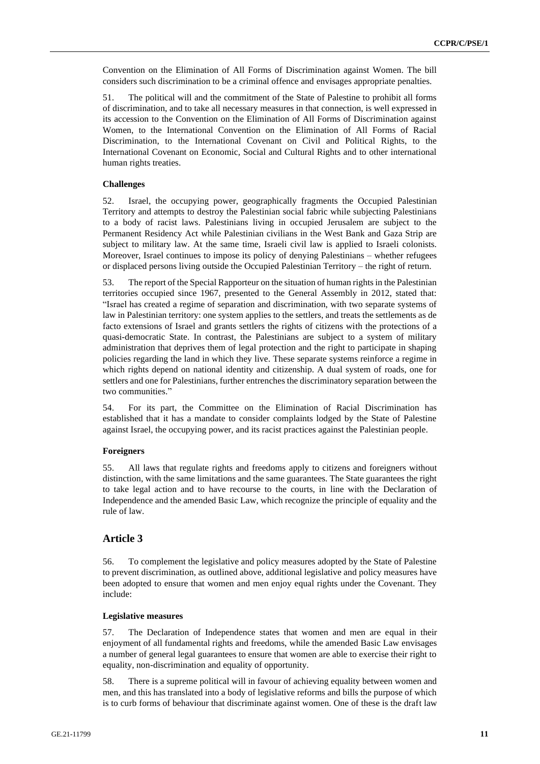Convention on the Elimination of All Forms of Discrimination against Women. The bill considers such discrimination to be a criminal offence and envisages appropriate penalties.

51. The political will and the commitment of the State of Palestine to prohibit all forms of discrimination, and to take all necessary measures in that connection, is well expressed in its accession to the Convention on the Elimination of All Forms of Discrimination against Women, to the International Convention on the Elimination of All Forms of Racial Discrimination, to the International Covenant on Civil and Political Rights, to the International Covenant on Economic, Social and Cultural Rights and to other international human rights treaties.

#### Challenges

52. Israel, the occupying power, geographically fragments the Occupied Palestinian Territory and attempts to destroy the Palestinian social fabric while subjecting Palestinians to a body of racist laws. Palestinians living in occupied Jerusalem are subject to the Permanent Residency Act while Palestinian civilians in the West Bank and Gaza Strip are subject to military law. At the same time, Israeli civil law is applied to Israeli colonists. Moreover, Israel continues to impose its policy of denying Palestinians – whether refugees or displaced persons living outside the Occupied Palestinian Territory – the right of return.

53. The report of the Special Rapporteur on the situation of human rights in the Palestinian territories occupied since 1967, presented to the General Assembly in 2012, stated that: "Israel has created a regime of separation and discrimination, with two separate systems of law in Palestinian territory: one system applies to the settlers, and treats the settlements as de facto extensions of Israel and grants settlers the rights of citizens with the protections of a quasi-democratic State. In contrast, the Palestinians are subject to a system of military administration that deprives them of legal protection and the right to participate in shaping policies regarding the land in which they live. These separate systems reinforce a regime in which rights depend on national identity and citizenship. A dual system of roads, one for settlers and one for Palestinians, further entrenches the discriminatory separation between the two communities."

54. For its part, the Committee on the Elimination of Racial Discrimination has established that it has a mandate to consider complaints lodged by the State of Palestine against Israel, the occupying power, and its racist practices against the Palestinian people.

#### Foreigners

55. All laws that regulate rights and freedoms apply to citizens and foreigners without distinction, with the same limitations and the same guarantees. The State guarantees the right to take legal action and to have recourse to the courts, in line with the Declaration of Independence and the amended Basic Law, which recognize the principle of equality and the rule of law.

## Article 3

56. To complement the legislative and policy measures adopted by the State of Palestine to prevent discrimination, as outlined above, additional legislative and policy measures have been adopted to ensure that women and men enjoy equal rights under the Covenant. They include:

#### Legislative measures

57. The Declaration of Independence states that women and men are equal in their enjoyment of all fundamental rights and freedoms, while the amended Basic Law envisages a number of general legal guarantees to ensure that women are able to exercise their right to equality, non-discrimination and equality of opportunity.

58. There is a supreme political will in favour of achieving equality between women and men, and this has translated into a body of legislative reforms and bills the purpose of which is to curb forms of behaviour that discriminate against women. One of these is the draft law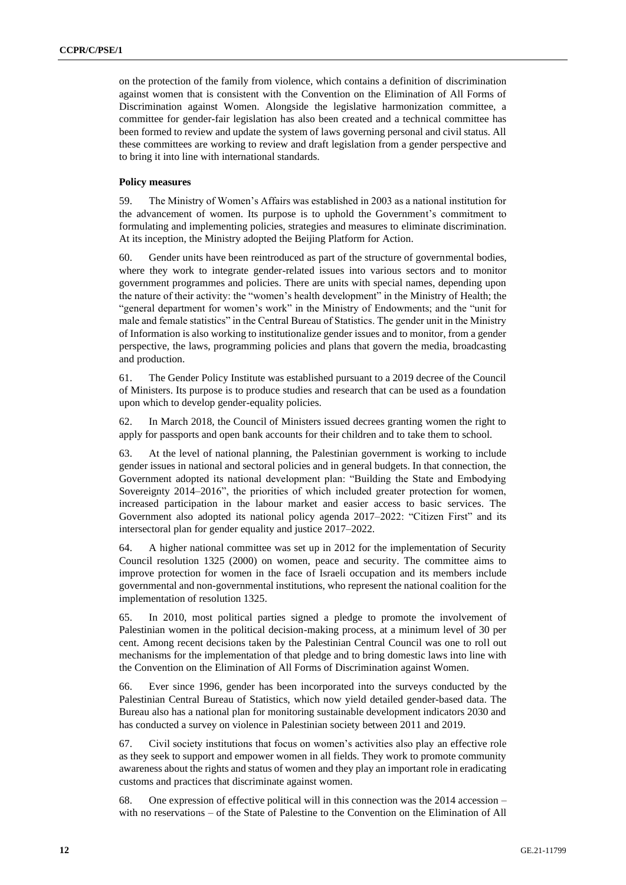on the protection of the family from violence, which contains a definition of discrimination against women that is consistent with the Convention on the Elimination of All Forms of Discrimination against Women. Alongside the legislative harmonization committee, a committee for gender-fair legislation has also been created and a technical committee has been formed to review and update the system of laws governing personal and civil status. All these committees are working to review and draft legislation from a gender perspective and to bring it into line with international standards.

**Policy measures**

59. The Ministry of Women's Affairs was established in 2003 as a national institution for the advancement of women. Its purpose is to uphold the Government's commitment to formulating and implementing policies, strategies and measures to eliminate discrimination. At its inception, the Ministry adopted the Beijing Platform for Action.

60. Gender units have been reintroduced as part of the structure of governmental bodies, where they work to integrate gender-related issues into various sectors and to monitor government programmes and policies. There are units with special names, depending upon the nature of their activity: the "women's health development" in the Ministry of Health; the "general department for women's work" in the Ministry of Endowments; and the "unit for male and female statistics" in the Central Bureau of Statistics. The gender unit in the Ministry of Information is also working to institutionalize gender issues and to monitor, from a gender perspective, the laws, programming policies and plans that govern the media, broadcasting and production.

61. The Gender Policy Institute was established pursuant to a 2019 decree of the Council of Ministers. Its purpose is to produce studies and research that can be used as a foundation upon which to develop gender-equality policies.

62. In March 2018, the Council of Ministers issued decrees granting women the right to apply for passports and open bank accounts for their children and to take them to school.

63. At the level of national planning, the Palestinian government is working to include gender issues in national and sectoral policies and in general budgets. In that connection, the Government adopted its national development plan: "Building the State and Embodying Sovereignty 2014–2016", the priorities of which included greater protection for women, increased participation in the labour market and easier access to basic services. The Government also adopted its national policy agenda 2017–2022: "Citizen First" and its intersectoral plan for gender equality and justice 2017–2022.

64. A higher national committee was set up in 2012 for the implementation of Security Council resolution 1325 (2000) on women, peace and security. The committee aims to improve protection for women in the face of Israeli occupation and its members include governmental and non-governmental institutions, who represent the national coalition for the implementation of resolution 1325.

65. In 2010, most political parties signed a pledge to promote the involvement of Palestinian women in the political decision-making process, at a minimum level of 30 per cent. Among recent decisions taken by the Palestinian Central Council was one to roll out mechanisms for the implementation of that pledge and to bring domestic laws into line with the Convention on the Elimination of All Forms of Discrimination against Women.

66. Ever since 1996, gender has been incorporated into the surveys conducted by the Palestinian Central Bureau of Statistics, which now yield detailed gender-based data. The Bureau also has a national plan for monitoring sustainable development indicators 2030 and has conducted a survey on violence in Palestinian society between 2011 and 2019.

67. Civil society institutions that focus on women's activities also play an effective role as they seek to support and empower women in all fields. They work to promote community awareness about the rights and status of women and they play an important role in eradicating customs and practices that discriminate against women.

68. One expression of effective political will in this connection was the 2014 accession – with no reservations – of the State of Palestine to the Convention on the Elimination of All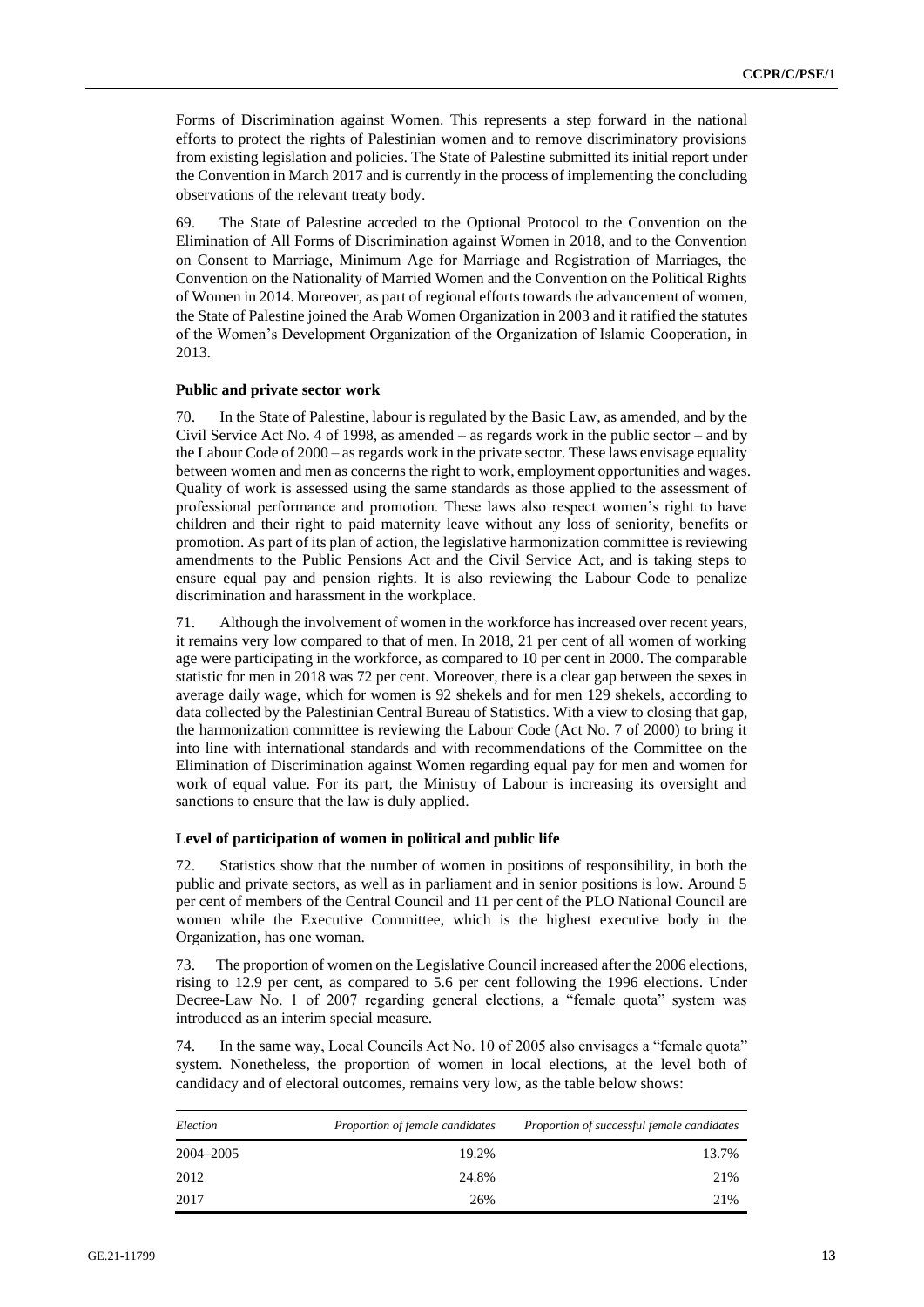Forms of Discrimination against Women. This represents a step forward in the national efforts to protect the rights of Palestinian women and to remove discriminatory provisions from existing legislation and policies. The State of Palestine submitted its initial report under the Convention in March 2017 and is currently in the process of implementing the concluding observations of the relevant treaty body.

69. The State of Palestine acceded to the Optional Protocol to the Convention on the Elimination of All Forms of Discrimination against Women in 2018, and to the Convention on Consent to Marriage, Minimum Age for Marriage and Registration of Marriages, the Convention on the Nationality of Married Women and the Convention on the Political Rights of Women in 2014. Moreover, as part of regional efforts towards the advancement of women, the State of Palestine joined the Arab Women Organization in 2003 and it ratified the statutes of the Women's Development Organization of the Organization of Islamic Cooperation, in 2013.

**Public and private sector work**

70. In the State of Palestine, labour is regulated by the Basic Law, as amended, and by the Civil Service Act No. 4 of 1998, as amended – as regards work in the public sector – and by the Labour Code of 2000 – as regards work in the private sector. These laws envisage equality between women and men as concerns the right to work, employment opportunities and wages. Quality of work is assessed using the same standards as those applied to the assessment of professional performance and promotion. These laws also respect women's right to have children and their right to paid maternity leave without any loss of seniority, benefits or promotion. As part of its plan of action, the legislative harmonization committee is reviewing amendments to the Public Pensions Act and the Civil Service Act, and is taking steps to ensure equal pay and pension rights. It is also reviewing the Labour Code to penalize discrimination and harassment in the workplace.

71. Although the involvement of women in the workforce has increased over recent years, it remains very low compared to that of men. In 2018, 21 per cent of all women of working age were participating in the workforce, as compared to 10 per cent in 2000. The comparable statistic for men in 2018 was 72 per cent. Moreover, there is a clear gap between the sexes in average daily wage, which for women is 92 shekels and for men 129 shekels, according to data collected by the Palestinian Central Bureau of Statistics. With a view to closing that gap, the harmonization committee is reviewing the Labour Code (Act No. 7 of 2000) to bring it into line with international standards and with recommendations of the Committee on the Elimination of Discrimination against Women regarding equal pay for men and women for work of equal value. For its part, the Ministry of Labour is increasing its oversight and sanctions to ensure that the law is duly applied.

**Level of participation of women in political and public life**

72. Statistics show that the number of women in positions of responsibility, in both the public and private sectors, as well as in parliament and in senior positions is low. Around 5 per cent of members of the Central Council and 11 per cent of the PLO National Council are women while the Executive Committee, which is the highest executive body in the Organization, has one woman.

73. The proportion of women on the Legislative Council increased after the 2006 elections, rising to 12.9 per cent, as compared to 5.6 per cent following the 1996 elections. Under Decree-Law No. 1 of 2007 regarding general elections, a "female quota" system was introduced as an interim special measure.

74. In the same way, Local Councils Act No. 10 of 2005 also envisages a "female quota" system. Nonetheless, the proportion of women in local elections, at the level both of candidacy and of electoral outcomes, remains very low, as the table below shows:

| *Election* | *Proportion of female candidates* | *Proportion of successful female candidates* |
|---|---|---|
| 2004–2005 | 19.2% | 13.7% |
| 2012 | 24.8% | 21% |
| 2017 | 26% | 21% |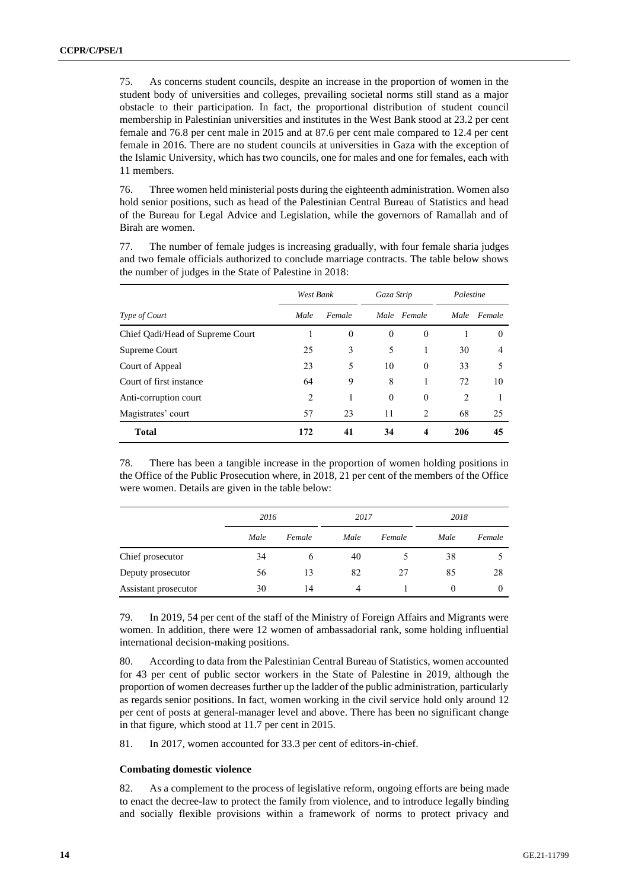75. As concerns student councils, despite an increase in the proportion of women in the student body of universities and colleges, prevailing societal norms still stand as a major obstacle to their participation. In fact, the proportional distribution of student council membership in Palestinian universities and institutes in the West Bank stood at 23.2 per cent female and 76.8 per cent male in 2015 and at 87.6 per cent male compared to 12.4 per cent female in 2016. There are no student councils at universities in Gaza with the exception of the Islamic University, which has two councils, one for males and one for females, each with 11 members.

76. Three women held ministerial posts during the eighteenth administration. Women also hold senior positions, such as head of the Palestinian Central Bureau of Statistics and head of the Bureau for Legal Advice and Legislation, while the governors of Ramallah and of Birah are women.

77. The number of female judges is increasing gradually, with four female sharia judges and two female officials authorized to conclude marriage contracts. The table below shows the number of judges in the State of Palestine in 2018:

| | *West Bank* | | *Gaza Strip* | | *Palestine* | |
|---|---|---|---|---|---|---|
| *Type of Court* | *Male* | *Female* | *Male* | *Female* | *Male* | *Female* |
| Chief Qadi/Head of Supreme Court | 1 | 0 | 0 | 0 | 1 | 0 |
| Supreme Court | 25 | 3 | 5 | 1 | 30 | 4 |
| Court of Appeal | 23 | 5 | 10 | 0 | 33 | 5 |
| Court of first instance | 64 | 9 | 8 | 1 | 72 | 10 |
| Anti-corruption court | 2 | 1 | 0 | 0 | 2 | 1 |
| Magistrates' court | 57 | 23 | 11 | 2 | 68 | 25 |
| **Total** | **172** | **41** | **34** | **4** | **206** | **45** |

78. There has been a tangible increase in the proportion of women holding positions in the Office of the Public Prosecution where, in 2018, 21 per cent of the members of the Office were women. Details are given in the table below:

| | *2016* | | *2017* | | *2018* | |
|---|---|---|---|---|---|---|
| | *Male* | *Female* | *Male* | *Female* | *Male* | *Female* |
| Chief prosecutor | 34 | 6 | 40 | 5 | 38 | 5 |
| Deputy prosecutor | 56 | 13 | 82 | 27 | 85 | 28 |
| Assistant prosecutor | 30 | 14 | 4 | 1 | 0 | 0 |

79. In 2019, 54 per cent of the staff of the Ministry of Foreign Affairs and Migrants were women. In addition, there were 12 women of ambassadorial rank, some holding influential international decision-making positions.

80. According to data from the Palestinian Central Bureau of Statistics, women accounted for 43 per cent of public sector workers in the State of Palestine in 2019, although the proportion of women decreases further up the ladder of the public administration, particularly as regards senior positions. In fact, women working in the civil service hold only around 12 per cent of posts at general-manager level and above. There has been no significant change in that figure, which stood at 11.7 per cent in 2015.

81. In 2017, women accounted for 33.3 per cent of editors-in-chief.

**Combating domestic violence**

82. As a complement to the process of legislative reform, ongoing efforts are being made to enact the decree-law to protect the family from violence, and to introduce legally binding and socially flexible provisions within a framework of norms to protect privacy and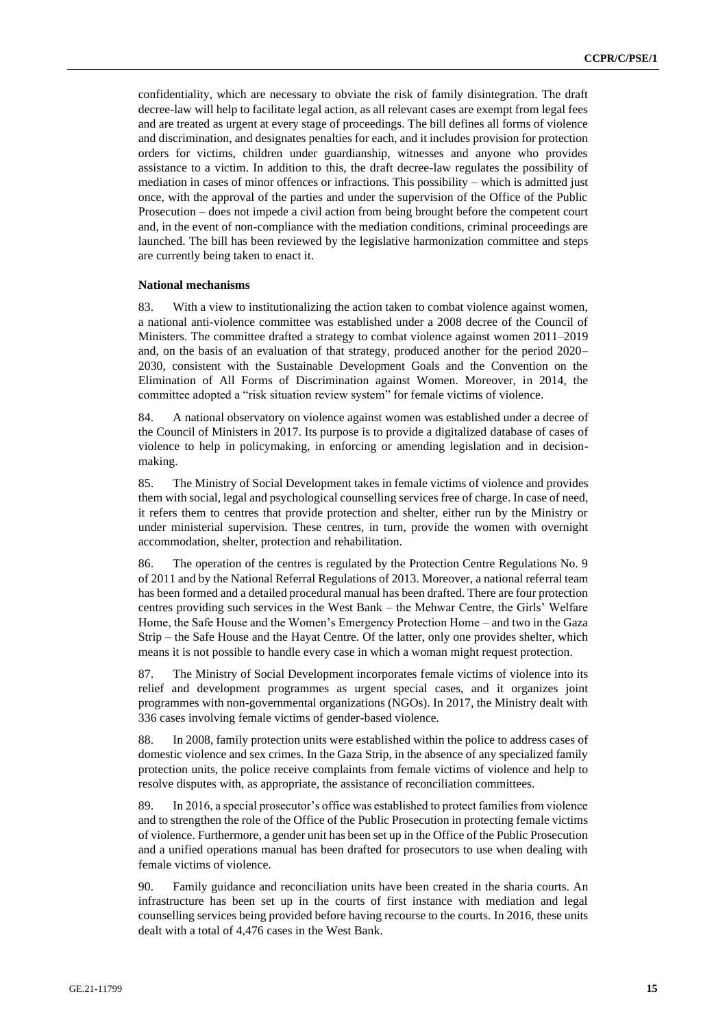confidentiality, which are necessary to obviate the risk of family disintegration. The draft decree-law will help to facilitate legal action, as all relevant cases are exempt from legal fees and are treated as urgent at every stage of proceedings. The bill defines all forms of violence and discrimination, and designates penalties for each, and it includes provision for protection orders for victims, children under guardianship, witnesses and anyone who provides assistance to a victim. In addition to this, the draft decree-law regulates the possibility of mediation in cases of minor offences or infractions. This possibility – which is admitted just once, with the approval of the parties and under the supervision of the Office of the Public Prosecution – does not impede a civil action from being brought before the competent court and, in the event of non-compliance with the mediation conditions, criminal proceedings are launched. The bill has been reviewed by the legislative harmonization committee and steps are currently being taken to enact it.

**National mechanisms**

83. With a view to institutionalizing the action taken to combat violence against women, a national anti-violence committee was established under a 2008 decree of the Council of Ministers. The committee drafted a strategy to combat violence against women 2011–2019 and, on the basis of an evaluation of that strategy, produced another for the period 2020–2030, consistent with the Sustainable Development Goals and the Convention on the Elimination of All Forms of Discrimination against Women. Moreover, in 2014, the committee adopted a "risk situation review system" for female victims of violence.

84. A national observatory on violence against women was established under a decree of the Council of Ministers in 2017. Its purpose is to provide a digitalized database of cases of violence to help in policymaking, in enforcing or amending legislation and in decision-making.

85. The Ministry of Social Development takes in female victims of violence and provides them with social, legal and psychological counselling services free of charge. In case of need, it refers them to centres that provide protection and shelter, either run by the Ministry or under ministerial supervision. These centres, in turn, provide the women with overnight accommodation, shelter, protection and rehabilitation.

86. The operation of the centres is regulated by the Protection Centre Regulations No. 9 of 2011 and by the National Referral Regulations of 2013. Moreover, a national referral team has been formed and a detailed procedural manual has been drafted. There are four protection centres providing such services in the West Bank – the Mehwar Centre, the Girls' Welfare Home, the Safe House and the Women's Emergency Protection Home – and two in the Gaza Strip – the Safe House and the Hayat Centre. Of the latter, only one provides shelter, which means it is not possible to handle every case in which a woman might request protection.

87. The Ministry of Social Development incorporates female victims of violence into its relief and development programmes as urgent special cases, and it organizes joint programmes with non-governmental organizations (NGOs). In 2017, the Ministry dealt with 336 cases involving female victims of gender-based violence.

88. In 2008, family protection units were established within the police to address cases of domestic violence and sex crimes. In the Gaza Strip, in the absence of any specialized family protection units, the police receive complaints from female victims of violence and help to resolve disputes with, as appropriate, the assistance of reconciliation committees.

89. In 2016, a special prosecutor's office was established to protect families from violence and to strengthen the role of the Office of the Public Prosecution in protecting female victims of violence. Furthermore, a gender unit has been set up in the Office of the Public Prosecution and a unified operations manual has been drafted for prosecutors to use when dealing with female victims of violence.

90. Family guidance and reconciliation units have been created in the sharia courts. An infrastructure has been set up in the courts of first instance with mediation and legal counselling services being provided before having recourse to the courts. In 2016, these units dealt with a total of 4,476 cases in the West Bank.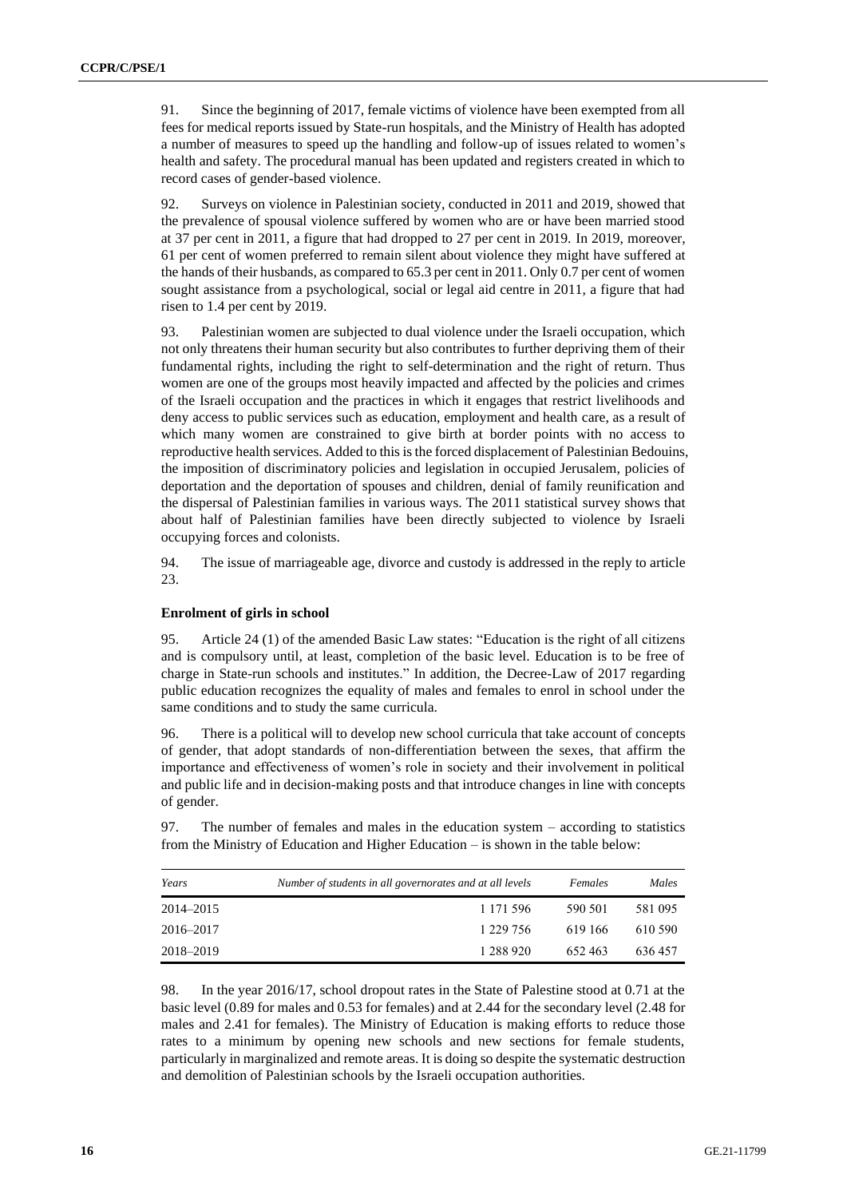91. Since the beginning of 2017, female victims of violence have been exempted from all fees for medical reports issued by State-run hospitals, and the Ministry of Health has adopted a number of measures to speed up the handling and follow-up of issues related to women's health and safety. The procedural manual has been updated and registers created in which to record cases of gender-based violence.

92. Surveys on violence in Palestinian society, conducted in 2011 and 2019, showed that the prevalence of spousal violence suffered by women who are or have been married stood at 37 per cent in 2011, a figure that had dropped to 27 per cent in 2019. In 2019, moreover, 61 per cent of women preferred to remain silent about violence they might have suffered at the hands of their husbands, as compared to 65.3 per cent in 2011. Only 0.7 per cent of women sought assistance from a psychological, social or legal aid centre in 2011, a figure that had risen to 1.4 per cent by 2019.

93. Palestinian women are subjected to dual violence under the Israeli occupation, which not only threatens their human security but also contributes to further depriving them of their fundamental rights, including the right to self-determination and the right of return. Thus women are one of the groups most heavily impacted and affected by the policies and crimes of the Israeli occupation and the practices in which it engages that restrict livelihoods and deny access to public services such as education, employment and health care, as a result of which many women are constrained to give birth at border points with no access to reproductive health services. Added to this is the forced displacement of Palestinian Bedouins, the imposition of discriminatory policies and legislation in occupied Jerusalem, policies of deportation and the deportation of spouses and children, denial of family reunification and the dispersal of Palestinian families in various ways. The 2011 statistical survey shows that about half of Palestinian families have been directly subjected to violence by Israeli occupying forces and colonists.

94. The issue of marriageable age, divorce and custody is addressed in the reply to article 23.

**Enrolment of girls in school**

95. Article 24 (1) of the amended Basic Law states: "Education is the right of all citizens and is compulsory until, at least, completion of the basic level. Education is to be free of charge in State-run schools and institutes." In addition, the Decree-Law of 2017 regarding public education recognizes the equality of males and females to enrol in school under the same conditions and to study the same curricula.

96. There is a political will to develop new school curricula that take account of concepts of gender, that adopt standards of non-differentiation between the sexes, that affirm the importance and effectiveness of women's role in society and their involvement in political and public life and in decision-making posts and that introduce changes in line with concepts of gender.

97. The number of females and males in the education system – according to statistics from the Ministry of Education and Higher Education – is shown in the table below:

| *Years* | *Number of students in all governorates and at all levels* | *Females* | *Males* |
|---|---|---|---|
| 2014–2015 | 1 171 596 | 590 501 | 581 095 |
| 2016–2017 | 1 229 756 | 619 166 | 610 590 |
| 2018–2019 | 1 288 920 | 652 463 | 636 457 |

98. In the year 2016/17, school dropout rates in the State of Palestine stood at 0.71 at the basic level (0.89 for males and 0.53 for females) and at 2.44 for the secondary level (2.48 for males and 2.41 for females). The Ministry of Education is making efforts to reduce those rates to a minimum by opening new schools and new sections for female students, particularly in marginalized and remote areas. It is doing so despite the systematic destruction and demolition of Palestinian schools by the Israeli occupation authorities.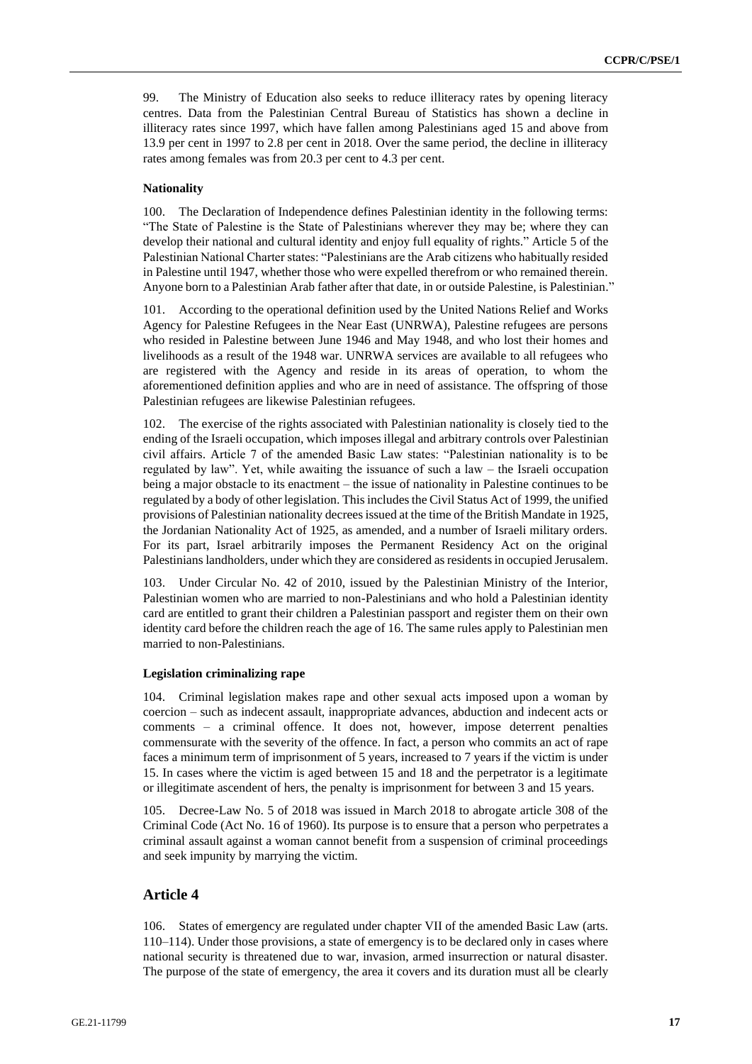99. The Ministry of Education also seeks to reduce illiteracy rates by opening literacy centres. Data from the Palestinian Central Bureau of Statistics has shown a decline in illiteracy rates since 1997, which have fallen among Palestinians aged 15 and above from 13.9 per cent in 1997 to 2.8 per cent in 2018. Over the same period, the decline in illiteracy rates among females was from 20.3 per cent to 4.3 per cent.

**Nationality**

100. The Declaration of Independence defines Palestinian identity in the following terms: "The State of Palestine is the State of Palestinians wherever they may be; where they can develop their national and cultural identity and enjoy full equality of rights." Article 5 of the Palestinian National Charter states: "Palestinians are the Arab citizens who habitually resided in Palestine until 1947, whether those who were expelled therefrom or who remained therein. Anyone born to a Palestinian Arab father after that date, in or outside Palestine, is Palestinian."

101. According to the operational definition used by the United Nations Relief and Works Agency for Palestine Refugees in the Near East (UNRWA), Palestine refugees are persons who resided in Palestine between June 1946 and May 1948, and who lost their homes and livelihoods as a result of the 1948 war. UNRWA services are available to all refugees who are registered with the Agency and reside in its areas of operation, to whom the aforementioned definition applies and who are in need of assistance. The offspring of those Palestinian refugees are likewise Palestinian refugees.

102. The exercise of the rights associated with Palestinian nationality is closely tied to the ending of the Israeli occupation, which imposes illegal and arbitrary controls over Palestinian civil affairs. Article 7 of the amended Basic Law states: "Palestinian nationality is to be regulated by law". Yet, while awaiting the issuance of such a law – the Israeli occupation being a major obstacle to its enactment – the issue of nationality in Palestine continues to be regulated by a body of other legislation. This includes the Civil Status Act of 1999, the unified provisions of Palestinian nationality decrees issued at the time of the British Mandate in 1925, the Jordanian Nationality Act of 1925, as amended, and a number of Israeli military orders. For its part, Israel arbitrarily imposes the Permanent Residency Act on the original Palestinians landholders, under which they are considered as residents in occupied Jerusalem.

103. Under Circular No. 42 of 2010, issued by the Palestinian Ministry of the Interior, Palestinian women who are married to non-Palestinians and who hold a Palestinian identity card are entitled to grant their children a Palestinian passport and register them on their own identity card before the children reach the age of 16. The same rules apply to Palestinian men married to non-Palestinians.

**Legislation criminalizing rape**

104. Criminal legislation makes rape and other sexual acts imposed upon a woman by coercion – such as indecent assault, inappropriate advances, abduction and indecent acts or comments – a criminal offence. It does not, however, impose deterrent penalties commensurate with the severity of the offence. In fact, a person who commits an act of rape faces a minimum term of imprisonment of 5 years, increased to 7 years if the victim is under 15. In cases where the victim is aged between 15 and 18 and the perpetrator is a legitimate or illegitimate ascendent of hers, the penalty is imprisonment for between 3 and 15 years.

105. Decree-Law No. 5 of 2018 was issued in March 2018 to abrogate article 308 of the Criminal Code (Act No. 16 of 1960). Its purpose is to ensure that a person who perpetrates a criminal assault against a woman cannot benefit from a suspension of criminal proceedings and seek impunity by marrying the victim.

## Article 4

106. States of emergency are regulated under chapter VII of the amended Basic Law (arts. 110–114). Under those provisions, a state of emergency is to be declared only in cases where national security is threatened due to war, invasion, armed insurrection or natural disaster. The purpose of the state of emergency, the area it covers and its duration must all be clearly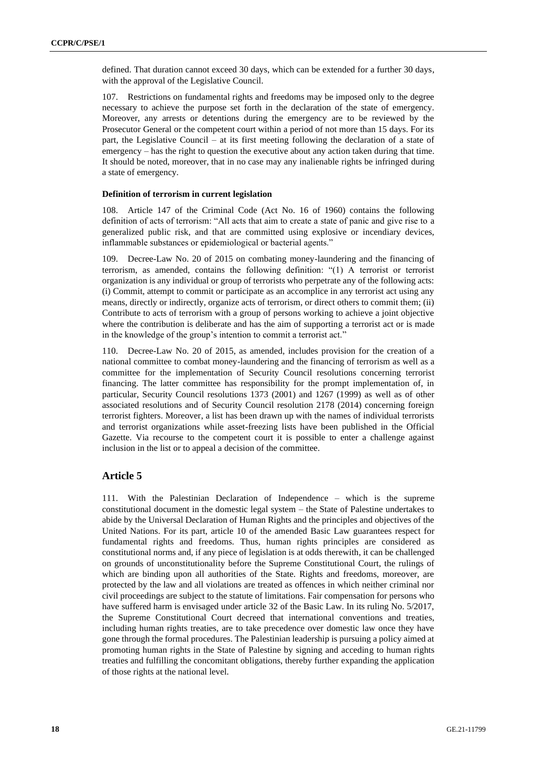defined. That duration cannot exceed 30 days, which can be extended for a further 30 days, with the approval of the Legislative Council.

107. Restrictions on fundamental rights and freedoms may be imposed only to the degree necessary to achieve the purpose set forth in the declaration of the state of emergency. Moreover, any arrests or detentions during the emergency are to be reviewed by the Prosecutor General or the competent court within a period of not more than 15 days. For its part, the Legislative Council – at its first meeting following the declaration of a state of emergency – has the right to question the executive about any action taken during that time. It should be noted, moreover, that in no case may any inalienable rights be infringed during a state of emergency.

**Definition of terrorism in current legislation**

108. Article 147 of the Criminal Code (Act No. 16 of 1960) contains the following definition of acts of terrorism: "All acts that aim to create a state of panic and give rise to a generalized public risk, and that are committed using explosive or incendiary devices, inflammable substances or epidemiological or bacterial agents."

109. Decree-Law No. 20 of 2015 on combating money-laundering and the financing of terrorism, as amended, contains the following definition: "(1) A terrorist or terrorist organization is any individual or group of terrorists who perpetrate any of the following acts: (i) Commit, attempt to commit or participate as an accomplice in any terrorist act using any means, directly or indirectly, organize acts of terrorism, or direct others to commit them; (ii) Contribute to acts of terrorism with a group of persons working to achieve a joint objective where the contribution is deliberate and has the aim of supporting a terrorist act or is made in the knowledge of the group's intention to commit a terrorist act."

110. Decree-Law No. 20 of 2015, as amended, includes provision for the creation of a national committee to combat money-laundering and the financing of terrorism as well as a committee for the implementation of Security Council resolutions concerning terrorist financing. The latter committee has responsibility for the prompt implementation of, in particular, Security Council resolutions 1373 (2001) and 1267 (1999) as well as of other associated resolutions and of Security Council resolution 2178 (2014) concerning foreign terrorist fighters. Moreover, a list has been drawn up with the names of individual terrorists and terrorist organizations while asset-freezing lists have been published in the Official Gazette. Via recourse to the competent court it is possible to enter a challenge against inclusion in the list or to appeal a decision of the committee.

## Article 5

111. With the Palestinian Declaration of Independence – which is the supreme constitutional document in the domestic legal system – the State of Palestine undertakes to abide by the Universal Declaration of Human Rights and the principles and objectives of the United Nations. For its part, article 10 of the amended Basic Law guarantees respect for fundamental rights and freedoms. Thus, human rights principles are considered as constitutional norms and, if any piece of legislation is at odds therewith, it can be challenged on grounds of unconstitutionality before the Supreme Constitutional Court, the rulings of which are binding upon all authorities of the State. Rights and freedoms, moreover, are protected by the law and all violations are treated as offences in which neither criminal nor civil proceedings are subject to the statute of limitations. Fair compensation for persons who have suffered harm is envisaged under article 32 of the Basic Law. In its ruling No. 5/2017, the Supreme Constitutional Court decreed that international conventions and treaties, including human rights treaties, are to take precedence over domestic law once they have gone through the formal procedures. The Palestinian leadership is pursuing a policy aimed at promoting human rights in the State of Palestine by signing and acceding to human rights treaties and fulfilling the concomitant obligations, thereby further expanding the application of those rights at the national level.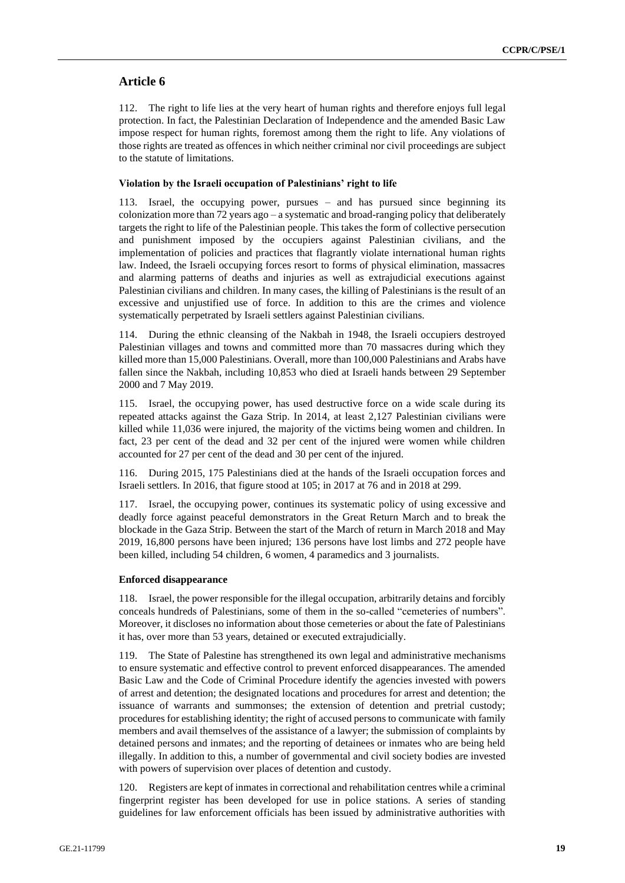## Article 6

112. The right to life lies at the very heart of human rights and therefore enjoys full legal protection. In fact, the Palestinian Declaration of Independence and the amended Basic Law impose respect for human rights, foremost among them the right to life. Any violations of those rights are treated as offences in which neither criminal nor civil proceedings are subject to the statute of limitations.

#### Violation by the Israeli occupation of Palestinians' right to life

113. Israel, the occupying power, pursues – and has pursued since beginning its colonization more than 72 years ago – a systematic and broad-ranging policy that deliberately targets the right to life of the Palestinian people. This takes the form of collective persecution and punishment imposed by the occupiers against Palestinian civilians, and the implementation of policies and practices that flagrantly violate international human rights law. Indeed, the Israeli occupying forces resort to forms of physical elimination, massacres and alarming patterns of deaths and injuries as well as extrajudicial executions against Palestinian civilians and children. In many cases, the killing of Palestinians is the result of an excessive and unjustified use of force. In addition to this are the crimes and violence systematically perpetrated by Israeli settlers against Palestinian civilians.

114. During the ethnic cleansing of the Nakbah in 1948, the Israeli occupiers destroyed Palestinian villages and towns and committed more than 70 massacres during which they killed more than 15,000 Palestinians. Overall, more than 100,000 Palestinians and Arabs have fallen since the Nakbah, including 10,853 who died at Israeli hands between 29 September 2000 and 7 May 2019.

115. Israel, the occupying power, has used destructive force on a wide scale during its repeated attacks against the Gaza Strip. In 2014, at least 2,127 Palestinian civilians were killed while 11,036 were injured, the majority of the victims being women and children. In fact, 23 per cent of the dead and 32 per cent of the injured were women while children accounted for 27 per cent of the dead and 30 per cent of the injured.

116. During 2015, 175 Palestinians died at the hands of the Israeli occupation forces and Israeli settlers. In 2016, that figure stood at 105; in 2017 at 76 and in 2018 at 299.

117. Israel, the occupying power, continues its systematic policy of using excessive and deadly force against peaceful demonstrators in the Great Return March and to break the blockade in the Gaza Strip. Between the start of the March of return in March 2018 and May 2019, 16,800 persons have been injured; 136 persons have lost limbs and 272 people have been killed, including 54 children, 6 women, 4 paramedics and 3 journalists.

#### Enforced disappearance

118. Israel, the power responsible for the illegal occupation, arbitrarily detains and forcibly conceals hundreds of Palestinians, some of them in the so-called "cemeteries of numbers". Moreover, it discloses no information about those cemeteries or about the fate of Palestinians it has, over more than 53 years, detained or executed extrajudicially.

119. The State of Palestine has strengthened its own legal and administrative mechanisms to ensure systematic and effective control to prevent enforced disappearances. The amended Basic Law and the Code of Criminal Procedure identify the agencies invested with powers of arrest and detention; the designated locations and procedures for arrest and detention; the issuance of warrants and summonses; the extension of detention and pretrial custody; procedures for establishing identity; the right of accused persons to communicate with family members and avail themselves of the assistance of a lawyer; the submission of complaints by detained persons and inmates; and the reporting of detainees or inmates who are being held illegally. In addition to this, a number of governmental and civil society bodies are invested with powers of supervision over places of detention and custody.

120. Registers are kept of inmates in correctional and rehabilitation centres while a criminal fingerprint register has been developed for use in police stations. A series of standing guidelines for law enforcement officials has been issued by administrative authorities with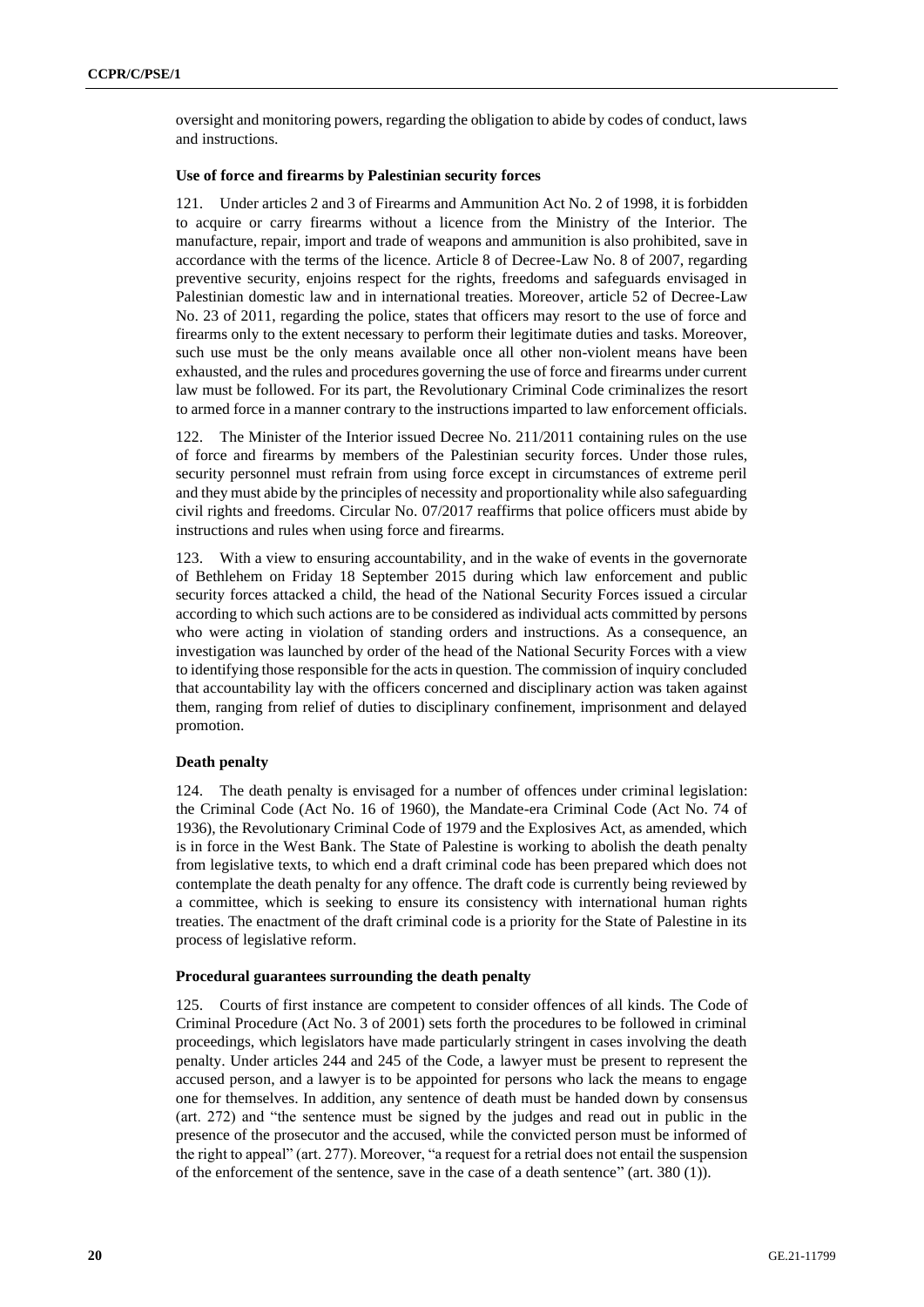oversight and monitoring powers, regarding the obligation to abide by codes of conduct, laws and instructions.

**Use of force and firearms by Palestinian security forces**

121. Under articles 2 and 3 of Firearms and Ammunition Act No. 2 of 1998, it is forbidden to acquire or carry firearms without a licence from the Ministry of the Interior. The manufacture, repair, import and trade of weapons and ammunition is also prohibited, save in accordance with the terms of the licence. Article 8 of Decree-Law No. 8 of 2007, regarding preventive security, enjoins respect for the rights, freedoms and safeguards envisaged in Palestinian domestic law and in international treaties. Moreover, article 52 of Decree-Law No. 23 of 2011, regarding the police, states that officers may resort to the use of force and firearms only to the extent necessary to perform their legitimate duties and tasks. Moreover, such use must be the only means available once all other non-violent means have been exhausted, and the rules and procedures governing the use of force and firearms under current law must be followed. For its part, the Revolutionary Criminal Code criminalizes the resort to armed force in a manner contrary to the instructions imparted to law enforcement officials.

122. The Minister of the Interior issued Decree No. 211/2011 containing rules on the use of force and firearms by members of the Palestinian security forces. Under those rules, security personnel must refrain from using force except in circumstances of extreme peril and they must abide by the principles of necessity and proportionality while also safeguarding civil rights and freedoms. Circular No. 07/2017 reaffirms that police officers must abide by instructions and rules when using force and firearms.

123. With a view to ensuring accountability, and in the wake of events in the governorate of Bethlehem on Friday 18 September 2015 during which law enforcement and public security forces attacked a child, the head of the National Security Forces issued a circular according to which such actions are to be considered as individual acts committed by persons who were acting in violation of standing orders and instructions. As a consequence, an investigation was launched by order of the head of the National Security Forces with a view to identifying those responsible for the acts in question. The commission of inquiry concluded that accountability lay with the officers concerned and disciplinary action was taken against them, ranging from relief of duties to disciplinary confinement, imprisonment and delayed promotion.

**Death penalty**

124. The death penalty is envisaged for a number of offences under criminal legislation: the Criminal Code (Act No. 16 of 1960), the Mandate-era Criminal Code (Act No. 74 of 1936), the Revolutionary Criminal Code of 1979 and the Explosives Act, as amended, which is in force in the West Bank. The State of Palestine is working to abolish the death penalty from legislative texts, to which end a draft criminal code has been prepared which does not contemplate the death penalty for any offence. The draft code is currently being reviewed by a committee, which is seeking to ensure its consistency with international human rights treaties. The enactment of the draft criminal code is a priority for the State of Palestine in its process of legislative reform.

**Procedural guarantees surrounding the death penalty**

125. Courts of first instance are competent to consider offences of all kinds. The Code of Criminal Procedure (Act No. 3 of 2001) sets forth the procedures to be followed in criminal proceedings, which legislators have made particularly stringent in cases involving the death penalty. Under articles 244 and 245 of the Code, a lawyer must be present to represent the accused person, and a lawyer is to be appointed for persons who lack the means to engage one for themselves. In addition, any sentence of death must be handed down by consensus (art. 272) and "the sentence must be signed by the judges and read out in public in the presence of the prosecutor and the accused, while the convicted person must be informed of the right to appeal" (art. 277). Moreover, "a request for a retrial does not entail the suspension of the enforcement of the sentence, save in the case of a death sentence" (art. 380 (1)).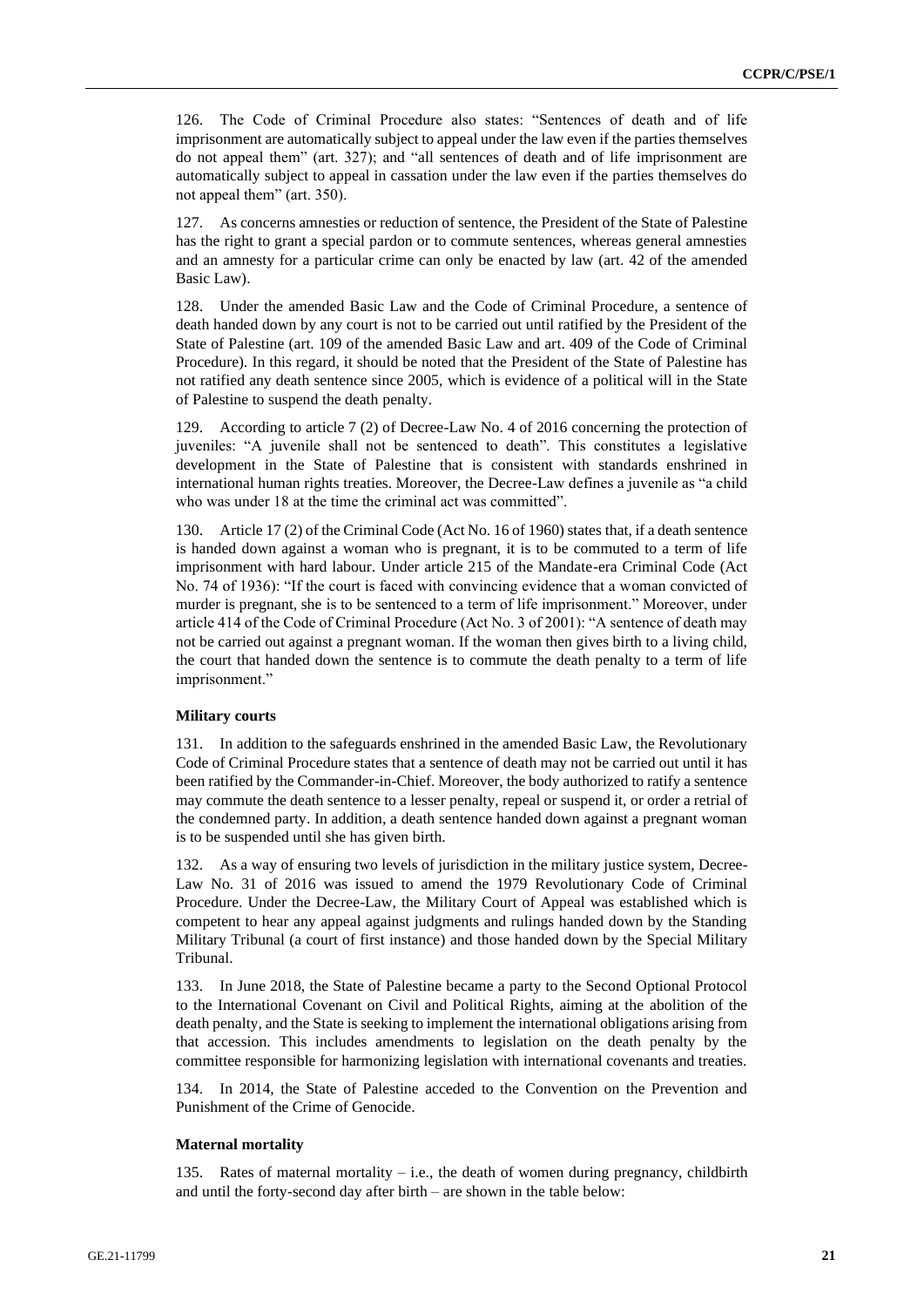126. The Code of Criminal Procedure also states: "Sentences of death and of life imprisonment are automatically subject to appeal under the law even if the parties themselves do not appeal them" (art. 327); and "all sentences of death and of life imprisonment are automatically subject to appeal in cassation under the law even if the parties themselves do not appeal them" (art. 350).

127. As concerns amnesties or reduction of sentence, the President of the State of Palestine has the right to grant a special pardon or to commute sentences, whereas general amnesties and an amnesty for a particular crime can only be enacted by law (art. 42 of the amended Basic Law).

128. Under the amended Basic Law and the Code of Criminal Procedure, a sentence of death handed down by any court is not to be carried out until ratified by the President of the State of Palestine (art. 109 of the amended Basic Law and art. 409 of the Code of Criminal Procedure). In this regard, it should be noted that the President of the State of Palestine has not ratified any death sentence since 2005, which is evidence of a political will in the State of Palestine to suspend the death penalty.

129. According to article 7 (2) of Decree-Law No. 4 of 2016 concerning the protection of juveniles: "A juvenile shall not be sentenced to death". This constitutes a legislative development in the State of Palestine that is consistent with standards enshrined in international human rights treaties. Moreover, the Decree-Law defines a juvenile as "a child who was under 18 at the time the criminal act was committed".

130. Article 17 (2) of the Criminal Code (Act No. 16 of 1960) states that, if a death sentence is handed down against a woman who is pregnant, it is to be commuted to a term of life imprisonment with hard labour. Under article 215 of the Mandate-era Criminal Code (Act No. 74 of 1936): "If the court is faced with convincing evidence that a woman convicted of murder is pregnant, she is to be sentenced to a term of life imprisonment." Moreover, under article 414 of the Code of Criminal Procedure (Act No. 3 of 2001): "A sentence of death may not be carried out against a pregnant woman. If the woman then gives birth to a living child, the court that handed down the sentence is to commute the death penalty to a term of life imprisonment."

#### Military courts

131. In addition to the safeguards enshrined in the amended Basic Law, the Revolutionary Code of Criminal Procedure states that a sentence of death may not be carried out until it has been ratified by the Commander-in-Chief. Moreover, the body authorized to ratify a sentence may commute the death sentence to a lesser penalty, repeal or suspend it, or order a retrial of the condemned party. In addition, a death sentence handed down against a pregnant woman is to be suspended until she has given birth.

132. As a way of ensuring two levels of jurisdiction in the military justice system, Decree-Law No. 31 of 2016 was issued to amend the 1979 Revolutionary Code of Criminal Procedure. Under the Decree-Law, the Military Court of Appeal was established which is competent to hear any appeal against judgments and rulings handed down by the Standing Military Tribunal (a court of first instance) and those handed down by the Special Military Tribunal.

133. In June 2018, the State of Palestine became a party to the Second Optional Protocol to the International Covenant on Civil and Political Rights, aiming at the abolition of the death penalty, and the State is seeking to implement the international obligations arising from that accession. This includes amendments to legislation on the death penalty by the committee responsible for harmonizing legislation with international covenants and treaties.

134. In 2014, the State of Palestine acceded to the Convention on the Prevention and Punishment of the Crime of Genocide.

#### Maternal mortality

135. Rates of maternal mortality – i.e., the death of women during pregnancy, childbirth and until the forty-second day after birth – are shown in the table below: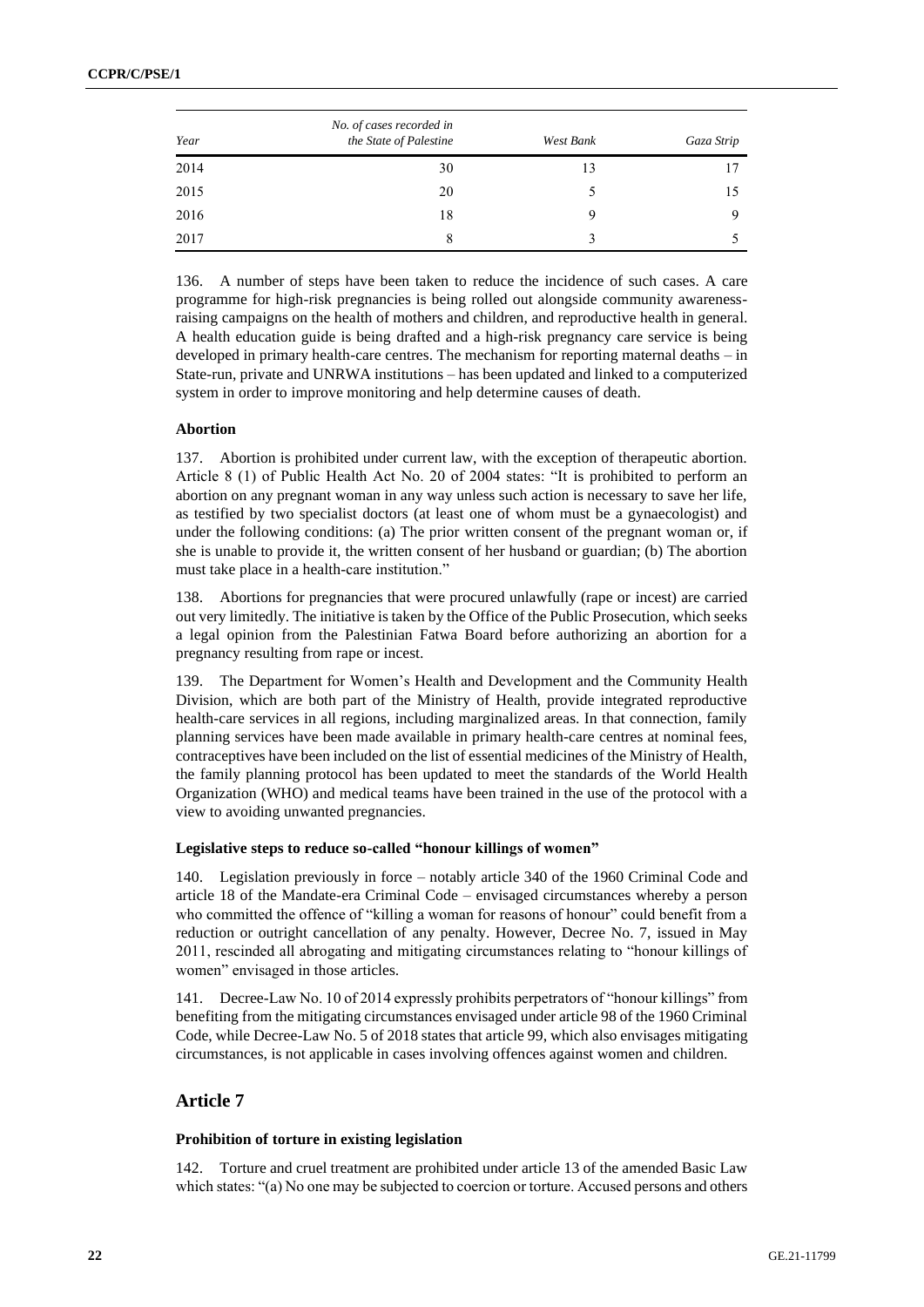| Year | No. of cases recorded in the State of Palestine | West Bank | Gaza Strip |
| --- | --- | --- | --- |
| 2014 | 30 | 13 | 17 |
| 2015 | 20 | 5 | 15 |
| 2016 | 18 | 9 | 9 |
| 2017 | 8 | 3 | 5 |

136. A number of steps have been taken to reduce the incidence of such cases. A care programme for high-risk pregnancies is being rolled out alongside community awareness-raising campaigns on the health of mothers and children, and reproductive health in general. A health education guide is being drafted and a high-risk pregnancy care service is being developed in primary health-care centres. The mechanism for reporting maternal deaths – in State-run, private and UNRWA institutions – has been updated and linked to a computerized system in order to improve monitoring and help determine causes of death.

**Abortion**

137. Abortion is prohibited under current law, with the exception of therapeutic abortion. Article 8 (1) of Public Health Act No. 20 of 2004 states: "It is prohibited to perform an abortion on any pregnant woman in any way unless such action is necessary to save her life, as testified by two specialist doctors (at least one of whom must be a gynaecologist) and under the following conditions: (a) The prior written consent of the pregnant woman or, if she is unable to provide it, the written consent of her husband or guardian; (b) The abortion must take place in a health-care institution."

138. Abortions for pregnancies that were procured unlawfully (rape or incest) are carried out very limitedly. The initiative is taken by the Office of the Public Prosecution, which seeks a legal opinion from the Palestinian Fatwa Board before authorizing an abortion for a pregnancy resulting from rape or incest.

139. The Department for Women's Health and Development and the Community Health Division, which are both part of the Ministry of Health, provide integrated reproductive health-care services in all regions, including marginalized areas. In that connection, family planning services have been made available in primary health-care centres at nominal fees, contraceptives have been included on the list of essential medicines of the Ministry of Health, the family planning protocol has been updated to meet the standards of the World Health Organization (WHO) and medical teams have been trained in the use of the protocol with a view to avoiding unwanted pregnancies.

**Legislative steps to reduce so-called "honour killings of women"**

140. Legislation previously in force – notably article 340 of the 1960 Criminal Code and article 18 of the Mandate-era Criminal Code – envisaged circumstances whereby a person who committed the offence of "killing a woman for reasons of honour" could benefit from a reduction or outright cancellation of any penalty. However, Decree No. 7, issued in May 2011, rescinded all abrogating and mitigating circumstances relating to "honour killings of women" envisaged in those articles.

141. Decree-Law No. 10 of 2014 expressly prohibits perpetrators of "honour killings" from benefiting from the mitigating circumstances envisaged under article 98 of the 1960 Criminal Code, while Decree-Law No. 5 of 2018 states that article 99, which also envisages mitigating circumstances, is not applicable in cases involving offences against women and children.

## Article 7

**Prohibition of torture in existing legislation**

142. Torture and cruel treatment are prohibited under article 13 of the amended Basic Law which states: "(a) No one may be subjected to coercion or torture. Accused persons and others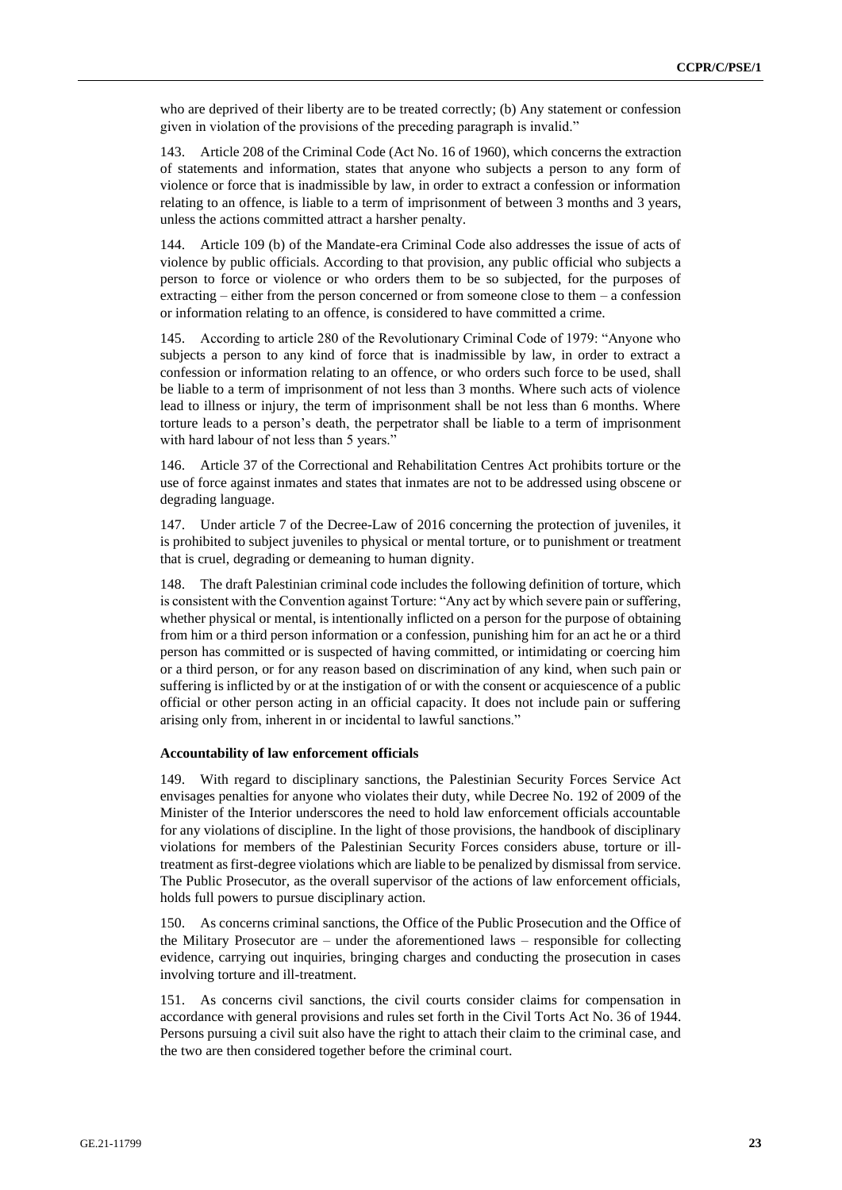who are deprived of their liberty are to be treated correctly; (b) Any statement or confession given in violation of the provisions of the preceding paragraph is invalid."

143. Article 208 of the Criminal Code (Act No. 16 of 1960), which concerns the extraction of statements and information, states that anyone who subjects a person to any form of violence or force that is inadmissible by law, in order to extract a confession or information relating to an offence, is liable to a term of imprisonment of between 3 months and 3 years, unless the actions committed attract a harsher penalty.

144. Article 109 (b) of the Mandate-era Criminal Code also addresses the issue of acts of violence by public officials. According to that provision, any public official who subjects a person to force or violence or who orders them to be so subjected, for the purposes of extracting – either from the person concerned or from someone close to them – a confession or information relating to an offence, is considered to have committed a crime.

145. According to article 280 of the Revolutionary Criminal Code of 1979: "Anyone who subjects a person to any kind of force that is inadmissible by law, in order to extract a confession or information relating to an offence, or who orders such force to be used, shall be liable to a term of imprisonment of not less than 3 months. Where such acts of violence lead to illness or injury, the term of imprisonment shall be not less than 6 months. Where torture leads to a person's death, the perpetrator shall be liable to a term of imprisonment with hard labour of not less than 5 years."

146. Article 37 of the Correctional and Rehabilitation Centres Act prohibits torture or the use of force against inmates and states that inmates are not to be addressed using obscene or degrading language.

147. Under article 7 of the Decree-Law of 2016 concerning the protection of juveniles, it is prohibited to subject juveniles to physical or mental torture, or to punishment or treatment that is cruel, degrading or demeaning to human dignity.

148. The draft Palestinian criminal code includes the following definition of torture, which is consistent with the Convention against Torture: "Any act by which severe pain or suffering, whether physical or mental, is intentionally inflicted on a person for the purpose of obtaining from him or a third person information or a confession, punishing him for an act he or a third person has committed or is suspected of having committed, or intimidating or coercing him or a third person, or for any reason based on discrimination of any kind, when such pain or suffering is inflicted by or at the instigation of or with the consent or acquiescence of a public official or other person acting in an official capacity. It does not include pain or suffering arising only from, inherent in or incidental to lawful sanctions."

### Accountability of law enforcement officials

149. With regard to disciplinary sanctions, the Palestinian Security Forces Service Act envisages penalties for anyone who violates their duty, while Decree No. 192 of 2009 of the Minister of the Interior underscores the need to hold law enforcement officials accountable for any violations of discipline. In the light of those provisions, the handbook of disciplinary violations for members of the Palestinian Security Forces considers abuse, torture or ill-treatment as first-degree violations which are liable to be penalized by dismissal from service. The Public Prosecutor, as the overall supervisor of the actions of law enforcement officials, holds full powers to pursue disciplinary action.

150. As concerns criminal sanctions, the Office of the Public Prosecution and the Office of the Military Prosecutor are – under the aforementioned laws – responsible for collecting evidence, carrying out inquiries, bringing charges and conducting the prosecution in cases involving torture and ill-treatment.

151. As concerns civil sanctions, the civil courts consider claims for compensation in accordance with general provisions and rules set forth in the Civil Torts Act No. 36 of 1944. Persons pursuing a civil suit also have the right to attach their claim to the criminal case, and the two are then considered together before the criminal court.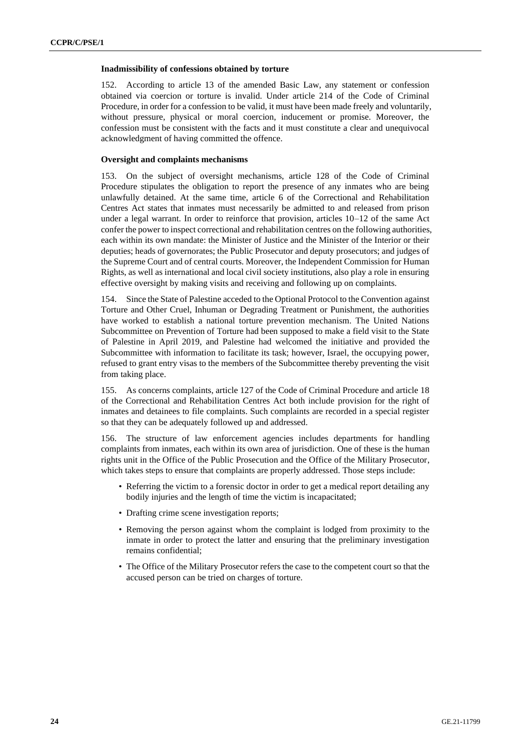### Inadmissibility of confessions obtained by torture

152. According to article 13 of the amended Basic Law, any statement or confession obtained via coercion or torture is invalid. Under article 214 of the Code of Criminal Procedure, in order for a confession to be valid, it must have been made freely and voluntarily, without pressure, physical or moral coercion, inducement or promise. Moreover, the confession must be consistent with the facts and it must constitute a clear and unequivocal acknowledgment of having committed the offence.

### Oversight and complaints mechanisms

153. On the subject of oversight mechanisms, article 128 of the Code of Criminal Procedure stipulates the obligation to report the presence of any inmates who are being unlawfully detained. At the same time, article 6 of the Correctional and Rehabilitation Centres Act states that inmates must necessarily be admitted to and released from prison under a legal warrant. In order to reinforce that provision, articles 10–12 of the same Act confer the power to inspect correctional and rehabilitation centres on the following authorities, each within its own mandate: the Minister of Justice and the Minister of the Interior or their deputies; heads of governorates; the Public Prosecutor and deputy prosecutors; and judges of the Supreme Court and of central courts. Moreover, the Independent Commission for Human Rights, as well as international and local civil society institutions, also play a role in ensuring effective oversight by making visits and receiving and following up on complaints.

154. Since the State of Palestine acceded to the Optional Protocol to the Convention against Torture and Other Cruel, Inhuman or Degrading Treatment or Punishment, the authorities have worked to establish a national torture prevention mechanism. The United Nations Subcommittee on Prevention of Torture had been supposed to make a field visit to the State of Palestine in April 2019, and Palestine had welcomed the initiative and provided the Subcommittee with information to facilitate its task; however, Israel, the occupying power, refused to grant entry visas to the members of the Subcommittee thereby preventing the visit from taking place.

155. As concerns complaints, article 127 of the Code of Criminal Procedure and article 18 of the Correctional and Rehabilitation Centres Act both include provision for the right of inmates and detainees to file complaints. Such complaints are recorded in a special register so that they can be adequately followed up and addressed.

156. The structure of law enforcement agencies includes departments for handling complaints from inmates, each within its own area of jurisdiction. One of these is the human rights unit in the Office of the Public Prosecution and the Office of the Military Prosecutor, which takes steps to ensure that complaints are properly addressed. Those steps include:

- Referring the victim to a forensic doctor in order to get a medical report detailing any bodily injuries and the length of time the victim is incapacitated;
- Drafting crime scene investigation reports;
- Removing the person against whom the complaint is lodged from proximity to the inmate in order to protect the latter and ensuring that the preliminary investigation remains confidential;
- The Office of the Military Prosecutor refers the case to the competent court so that the accused person can be tried on charges of torture.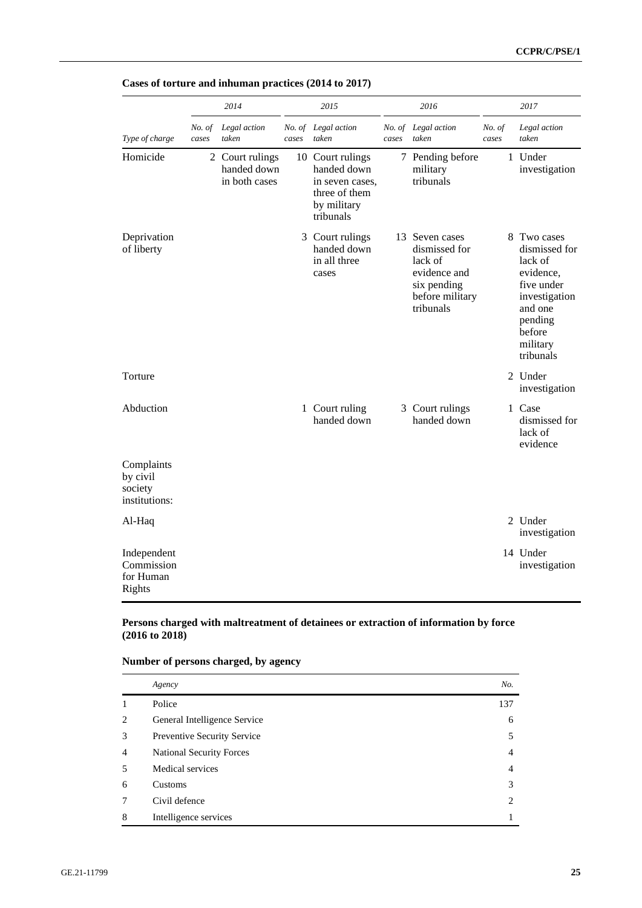**Cases of torture and inhuman practices (2014 to 2017)**

| | 2014 | | 2015 | | 2016 | | 2017 | |
|---|---|---|---|---|---|---|---|---|
| *Type of charge* | *No. of cases* | *Legal action taken* | *No. of cases* | *Legal action taken* | *No. of cases* | *Legal action taken* | *No. of cases* | *Legal action taken* |
| Homicide | 2 | Court rulings handed down in both cases | 10 | Court rulings handed down in seven cases, three of them by military tribunals | 7 | Pending before military tribunals | 1 | Under investigation |
| Deprivation of liberty | | | 3 | Court rulings handed down in all three cases | 13 | Seven cases dismissed for lack of evidence and six pending before military tribunals | 8 | Two cases dismissed for lack of evidence, five under investigation and one pending before military tribunals |
| Torture | | | | | | | 2 | Under investigation |
| Abduction | | | 1 | Court ruling handed down | 3 | Court rulings handed down | 1 | Case dismissed for lack of evidence |
| Complaints by civil society institutions: | | | | | | | | |
| Al-Haq | | | | | | | 2 | Under investigation |
| Independent Commission for Human Rights | | | | | | | 14 | Under investigation |

**Persons charged with maltreatment of detainees or extraction of information by force (2016 to 2018)**

**Number of persons charged, by agency**

| | *Agency* | *No.* |
|---|---|---|
| 1 | Police | 137 |
| 2 | General Intelligence Service | 6 |
| 3 | Preventive Security Service | 5 |
| 4 | National Security Forces | 4 |
| 5 | Medical services | 4 |
| 6 | Customs | 3 |
| 7 | Civil defence | 2 |
| 8 | Intelligence services | 1 |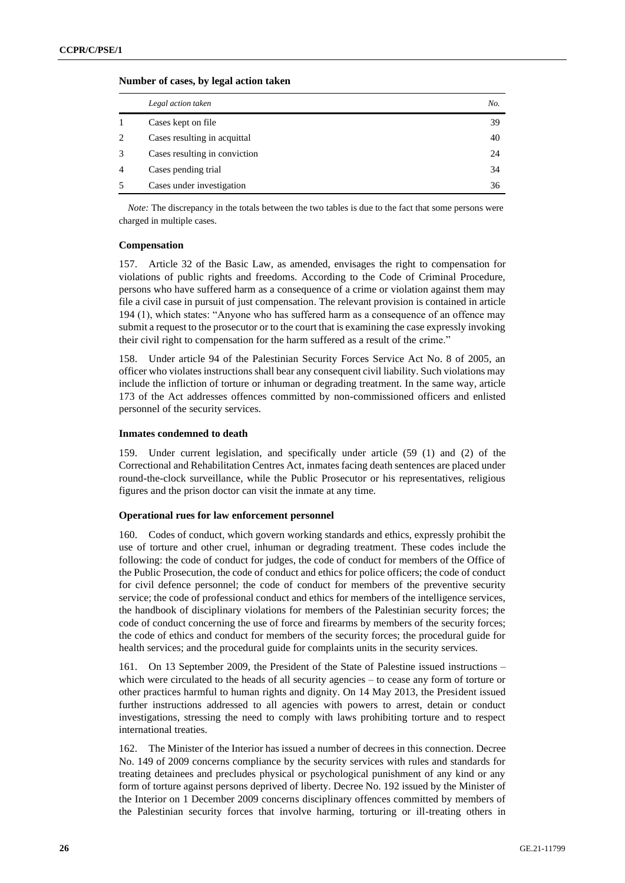**Number of cases, by legal action taken**

| | *Legal action taken* | *No.* |
|---|---|---|
| 1 | Cases kept on file | 39 |
| 2 | Cases resulting in acquittal | 40 |
| 3 | Cases resulting in conviction | 24 |
| 4 | Cases pending trial | 34 |
| 5 | Cases under investigation | 36 |

*Note:* The discrepancy in the totals between the two tables is due to the fact that some persons were charged in multiple cases.

### Compensation

157. Article 32 of the Basic Law, as amended, envisages the right to compensation for violations of public rights and freedoms. According to the Code of Criminal Procedure, persons who have suffered harm as a consequence of a crime or violation against them may file a civil case in pursuit of just compensation. The relevant provision is contained in article 194 (1), which states: "Anyone who has suffered harm as a consequence of an offence may submit a request to the prosecutor or to the court that is examining the case expressly invoking their civil right to compensation for the harm suffered as a result of the crime."

158. Under article 94 of the Palestinian Security Forces Service Act No. 8 of 2005, an officer who violates instructions shall bear any consequent civil liability. Such violations may include the infliction of torture or inhuman or degrading treatment. In the same way, article 173 of the Act addresses offences committed by non-commissioned officers and enlisted personnel of the security services.

### Inmates condemned to death

159. Under current legislation, and specifically under article (59 (1) and (2) of the Correctional and Rehabilitation Centres Act, inmates facing death sentences are placed under round-the-clock surveillance, while the Public Prosecutor or his representatives, religious figures and the prison doctor can visit the inmate at any time.

### Operational rues for law enforcement personnel

160. Codes of conduct, which govern working standards and ethics, expressly prohibit the use of torture and other cruel, inhuman or degrading treatment. These codes include the following: the code of conduct for judges, the code of conduct for members of the Office of the Public Prosecution, the code of conduct and ethics for police officers; the code of conduct for civil defence personnel; the code of conduct for members of the preventive security service; the code of professional conduct and ethics for members of the intelligence services, the handbook of disciplinary violations for members of the Palestinian security forces; the code of conduct concerning the use of force and firearms by members of the security forces; the code of ethics and conduct for members of the security forces; the procedural guide for health services; and the procedural guide for complaints units in the security services.

161. On 13 September 2009, the President of the State of Palestine issued instructions – which were circulated to the heads of all security agencies – to cease any form of torture or other practices harmful to human rights and dignity. On 14 May 2013, the President issued further instructions addressed to all agencies with powers to arrest, detain or conduct investigations, stressing the need to comply with laws prohibiting torture and to respect international treaties.

162. The Minister of the Interior has issued a number of decrees in this connection. Decree No. 149 of 2009 concerns compliance by the security services with rules and standards for treating detainees and precludes physical or psychological punishment of any kind or any form of torture against persons deprived of liberty. Decree No. 192 issued by the Minister of the Interior on 1 December 2009 concerns disciplinary offences committed by members of the Palestinian security forces that involve harming, torturing or ill-treating others in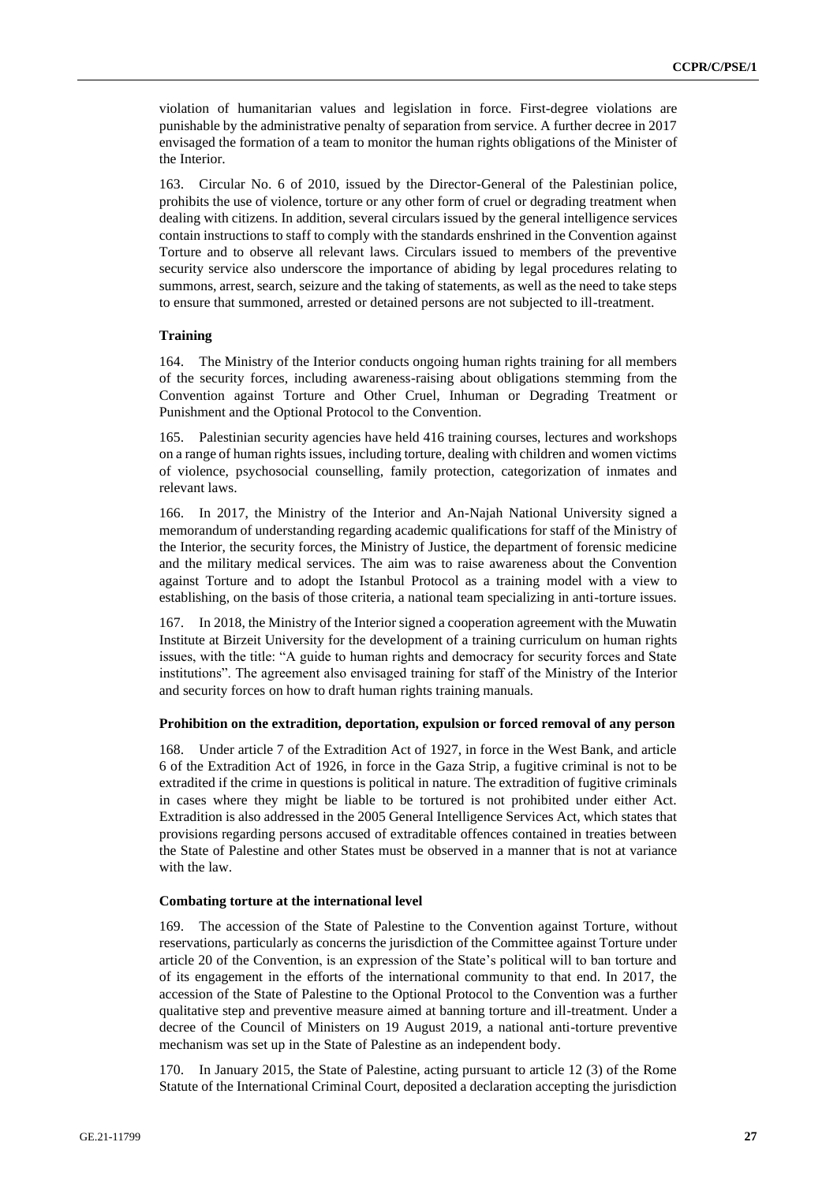violation of humanitarian values and legislation in force. First-degree violations are punishable by the administrative penalty of separation from service. A further decree in 2017 envisaged the formation of a team to monitor the human rights obligations of the Minister of the Interior.

163. Circular No. 6 of 2010, issued by the Director-General of the Palestinian police, prohibits the use of violence, torture or any other form of cruel or degrading treatment when dealing with citizens. In addition, several circulars issued by the general intelligence services contain instructions to staff to comply with the standards enshrined in the Convention against Torture and to observe all relevant laws. Circulars issued to members of the preventive security service also underscore the importance of abiding by legal procedures relating to summons, arrest, search, seizure and the taking of statements, as well as the need to take steps to ensure that summoned, arrested or detained persons are not subjected to ill-treatment.

**Training**

164. The Ministry of the Interior conducts ongoing human rights training for all members of the security forces, including awareness-raising about obligations stemming from the Convention against Torture and Other Cruel, Inhuman or Degrading Treatment or Punishment and the Optional Protocol to the Convention.

165. Palestinian security agencies have held 416 training courses, lectures and workshops on a range of human rights issues, including torture, dealing with children and women victims of violence, psychosocial counselling, family protection, categorization of inmates and relevant laws.

166. In 2017, the Ministry of the Interior and An-Najah National University signed a memorandum of understanding regarding academic qualifications for staff of the Ministry of the Interior, the security forces, the Ministry of Justice, the department of forensic medicine and the military medical services. The aim was to raise awareness about the Convention against Torture and to adopt the Istanbul Protocol as a training model with a view to establishing, on the basis of those criteria, a national team specializing in anti-torture issues.

167. In 2018, the Ministry of the Interior signed a cooperation agreement with the Muwatin Institute at Birzeit University for the development of a training curriculum on human rights issues, with the title: "A guide to human rights and democracy for security forces and State institutions". The agreement also envisaged training for staff of the Ministry of the Interior and security forces on how to draft human rights training manuals.

**Prohibition on the extradition, deportation, expulsion or forced removal of any person**

168. Under article 7 of the Extradition Act of 1927, in force in the West Bank, and article 6 of the Extradition Act of 1926, in force in the Gaza Strip, a fugitive criminal is not to be extradited if the crime in questions is political in nature. The extradition of fugitive criminals in cases where they might be liable to be tortured is not prohibited under either Act. Extradition is also addressed in the 2005 General Intelligence Services Act, which states that provisions regarding persons accused of extraditable offences contained in treaties between the State of Palestine and other States must be observed in a manner that is not at variance with the law.

**Combating torture at the international level**

169. The accession of the State of Palestine to the Convention against Torture, without reservations, particularly as concerns the jurisdiction of the Committee against Torture under article 20 of the Convention, is an expression of the State's political will to ban torture and of its engagement in the efforts of the international community to that end. In 2017, the accession of the State of Palestine to the Optional Protocol to the Convention was a further qualitative step and preventive measure aimed at banning torture and ill-treatment. Under a decree of the Council of Ministers on 19 August 2019, a national anti-torture preventive mechanism was set up in the State of Palestine as an independent body.

170. In January 2015, the State of Palestine, acting pursuant to article 12 (3) of the Rome Statute of the International Criminal Court, deposited a declaration accepting the jurisdiction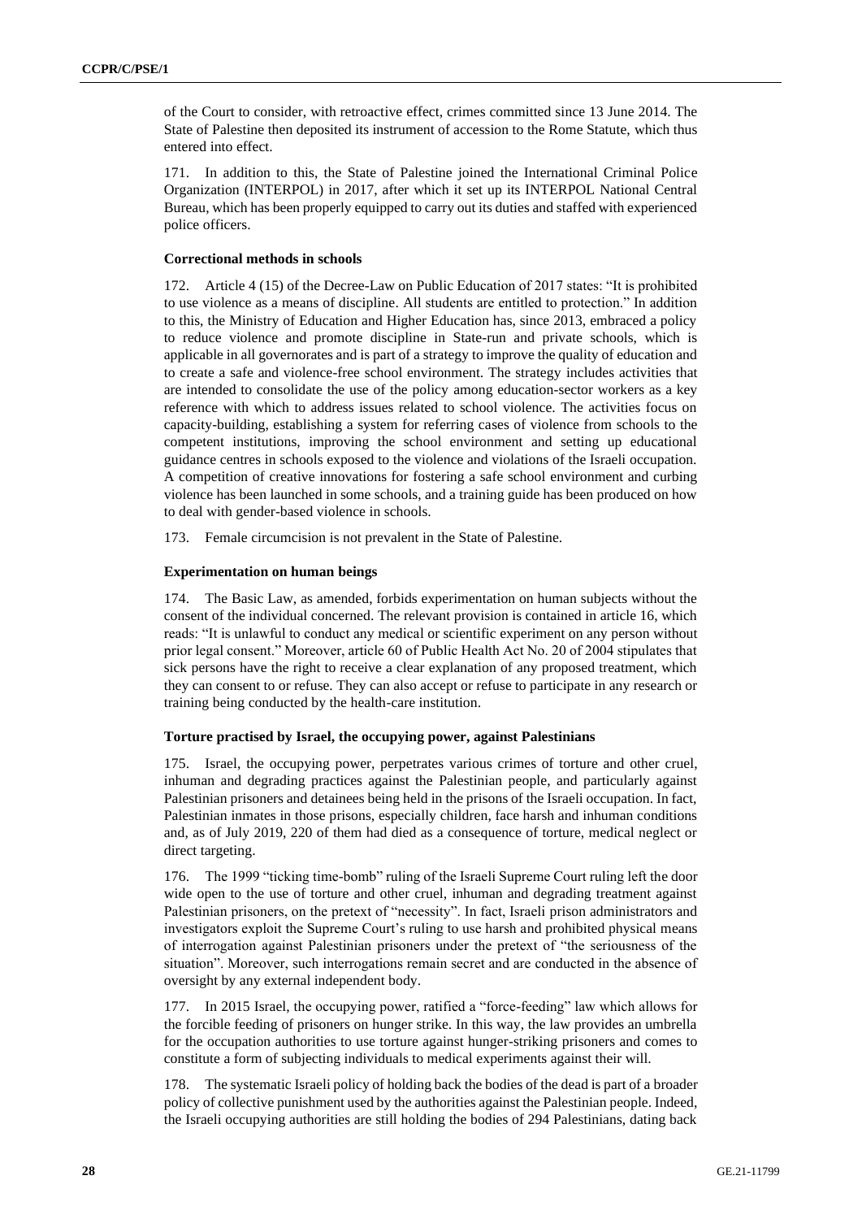of the Court to consider, with retroactive effect, crimes committed since 13 June 2014. The State of Palestine then deposited its instrument of accession to the Rome Statute, which thus entered into effect.

171. In addition to this, the State of Palestine joined the International Criminal Police Organization (INTERPOL) in 2017, after which it set up its INTERPOL National Central Bureau, which has been properly equipped to carry out its duties and staffed with experienced police officers.

**Correctional methods in schools**

172. Article 4 (15) of the Decree-Law on Public Education of 2017 states: "It is prohibited to use violence as a means of discipline. All students are entitled to protection." In addition to this, the Ministry of Education and Higher Education has, since 2013, embraced a policy to reduce violence and promote discipline in State-run and private schools, which is applicable in all governorates and is part of a strategy to improve the quality of education and to create a safe and violence-free school environment. The strategy includes activities that are intended to consolidate the use of the policy among education-sector workers as a key reference with which to address issues related to school violence. The activities focus on capacity-building, establishing a system for referring cases of violence from schools to the competent institutions, improving the school environment and setting up educational guidance centres in schools exposed to the violence and violations of the Israeli occupation. A competition of creative innovations for fostering a safe school environment and curbing violence has been launched in some schools, and a training guide has been produced on how to deal with gender-based violence in schools.

173. Female circumcision is not prevalent in the State of Palestine.

**Experimentation on human beings**

174. The Basic Law, as amended, forbids experimentation on human subjects without the consent of the individual concerned. The relevant provision is contained in article 16, which reads: "It is unlawful to conduct any medical or scientific experiment on any person without prior legal consent." Moreover, article 60 of Public Health Act No. 20 of 2004 stipulates that sick persons have the right to receive a clear explanation of any proposed treatment, which they can consent to or refuse. They can also accept or refuse to participate in any research or training being conducted by the health-care institution.

**Torture practised by Israel, the occupying power, against Palestinians**

175. Israel, the occupying power, perpetrates various crimes of torture and other cruel, inhuman and degrading practices against the Palestinian people, and particularly against Palestinian prisoners and detainees being held in the prisons of the Israeli occupation. In fact, Palestinian inmates in those prisons, especially children, face harsh and inhuman conditions and, as of July 2019, 220 of them had died as a consequence of torture, medical neglect or direct targeting.

176. The 1999 "ticking time-bomb" ruling of the Israeli Supreme Court ruling left the door wide open to the use of torture and other cruel, inhuman and degrading treatment against Palestinian prisoners, on the pretext of "necessity". In fact, Israeli prison administrators and investigators exploit the Supreme Court's ruling to use harsh and prohibited physical means of interrogation against Palestinian prisoners under the pretext of "the seriousness of the situation". Moreover, such interrogations remain secret and are conducted in the absence of oversight by any external independent body.

177. In 2015 Israel, the occupying power, ratified a "force-feeding" law which allows for the forcible feeding of prisoners on hunger strike. In this way, the law provides an umbrella for the occupation authorities to use torture against hunger-striking prisoners and comes to constitute a form of subjecting individuals to medical experiments against their will.

178. The systematic Israeli policy of holding back the bodies of the dead is part of a broader policy of collective punishment used by the authorities against the Palestinian people. Indeed, the Israeli occupying authorities are still holding the bodies of 294 Palestinians, dating back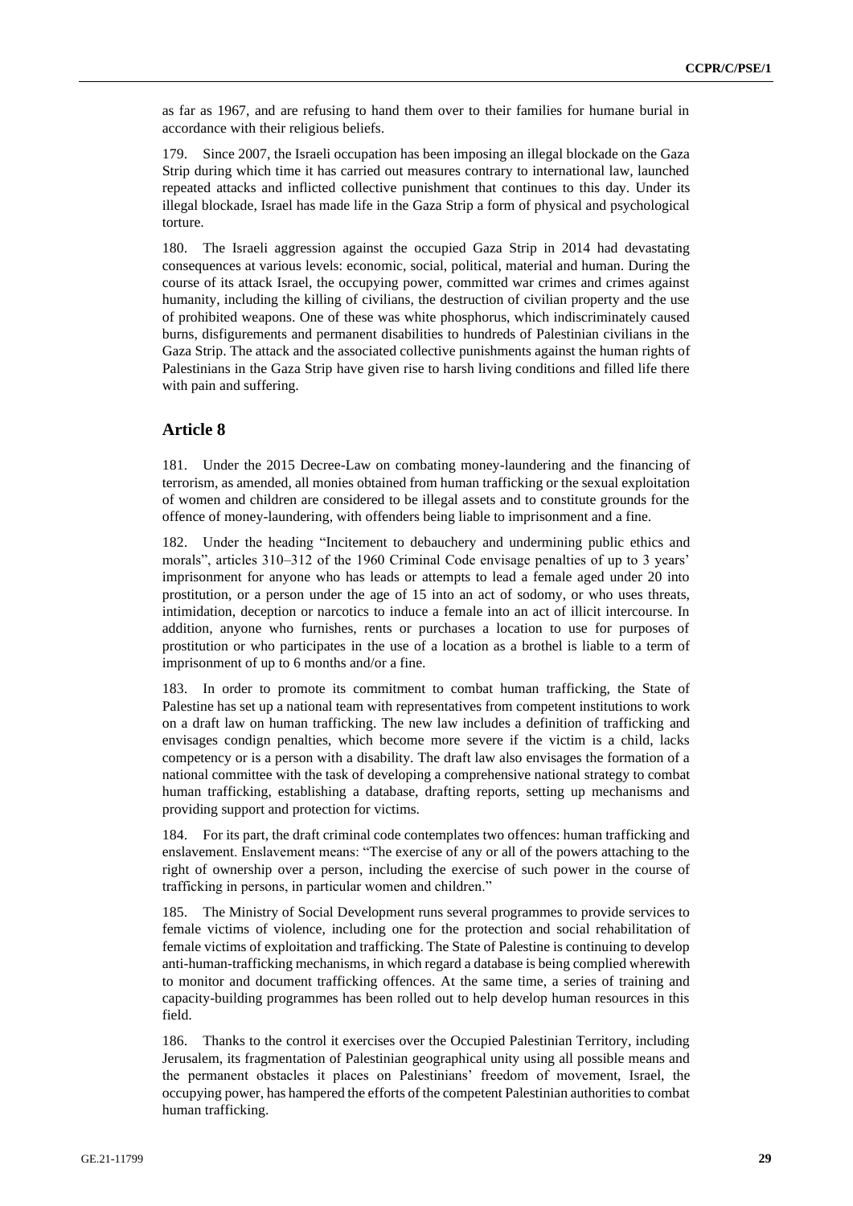as far as 1967, and are refusing to hand them over to their families for humane burial in accordance with their religious beliefs.

179. Since 2007, the Israeli occupation has been imposing an illegal blockade on the Gaza Strip during which time it has carried out measures contrary to international law, launched repeated attacks and inflicted collective punishment that continues to this day. Under its illegal blockade, Israel has made life in the Gaza Strip a form of physical and psychological torture.

180. The Israeli aggression against the occupied Gaza Strip in 2014 had devastating consequences at various levels: economic, social, political, material and human. During the course of its attack Israel, the occupying power, committed war crimes and crimes against humanity, including the killing of civilians, the destruction of civilian property and the use of prohibited weapons. One of these was white phosphorus, which indiscriminately caused burns, disfigurements and permanent disabilities to hundreds of Palestinian civilians in the Gaza Strip. The attack and the associated collective punishments against the human rights of Palestinians in the Gaza Strip have given rise to harsh living conditions and filled life there with pain and suffering.

## Article 8

181. Under the 2015 Decree-Law on combating money-laundering and the financing of terrorism, as amended, all monies obtained from human trafficking or the sexual exploitation of women and children are considered to be illegal assets and to constitute grounds for the offence of money-laundering, with offenders being liable to imprisonment and a fine.

182. Under the heading "Incitement to debauchery and undermining public ethics and morals", articles 310–312 of the 1960 Criminal Code envisage penalties of up to 3 years' imprisonment for anyone who has leads or attempts to lead a female aged under 20 into prostitution, or a person under the age of 15 into an act of sodomy, or who uses threats, intimidation, deception or narcotics to induce a female into an act of illicit intercourse. In addition, anyone who furnishes, rents or purchases a location to use for purposes of prostitution or who participates in the use of a location as a brothel is liable to a term of imprisonment of up to 6 months and/or a fine.

183. In order to promote its commitment to combat human trafficking, the State of Palestine has set up a national team with representatives from competent institutions to work on a draft law on human trafficking. The new law includes a definition of trafficking and envisages condign penalties, which become more severe if the victim is a child, lacks competency or is a person with a disability. The draft law also envisages the formation of a national committee with the task of developing a comprehensive national strategy to combat human trafficking, establishing a database, drafting reports, setting up mechanisms and providing support and protection for victims.

184. For its part, the draft criminal code contemplates two offences: human trafficking and enslavement. Enslavement means: "The exercise of any or all of the powers attaching to the right of ownership over a person, including the exercise of such power in the course of trafficking in persons, in particular women and children."

185. The Ministry of Social Development runs several programmes to provide services to female victims of violence, including one for the protection and social rehabilitation of female victims of exploitation and trafficking. The State of Palestine is continuing to develop anti-human-trafficking mechanisms, in which regard a database is being complied wherewith to monitor and document trafficking offences. At the same time, a series of training and capacity-building programmes has been rolled out to help develop human resources in this field.

186. Thanks to the control it exercises over the Occupied Palestinian Territory, including Jerusalem, its fragmentation of Palestinian geographical unity using all possible means and the permanent obstacles it places on Palestinians' freedom of movement, Israel, the occupying power, has hampered the efforts of the competent Palestinian authorities to combat human trafficking.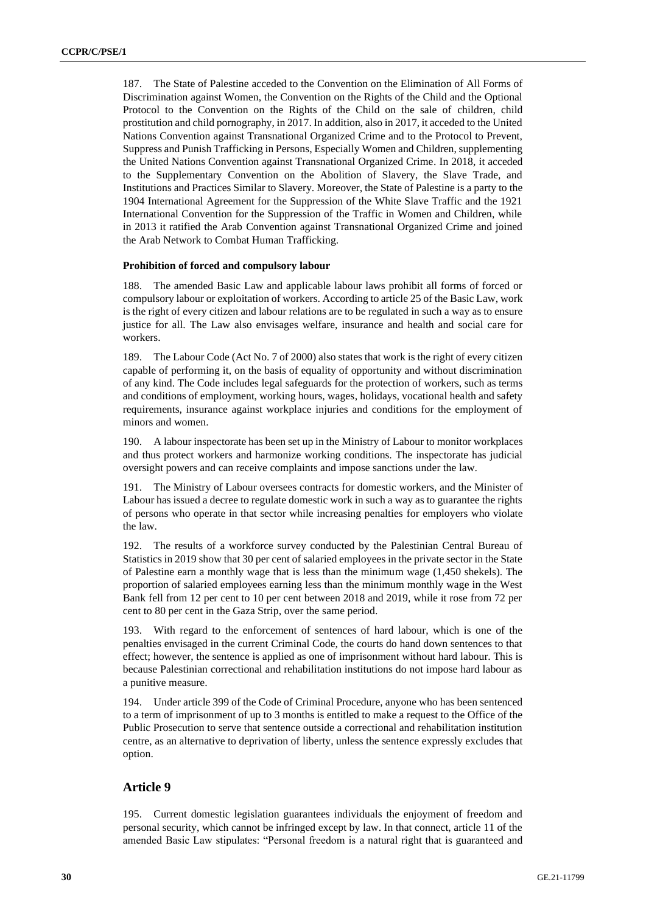187. The State of Palestine acceded to the Convention on the Elimination of All Forms of Discrimination against Women, the Convention on the Rights of the Child and the Optional Protocol to the Convention on the Rights of the Child on the sale of children, child prostitution and child pornography, in 2017. In addition, also in 2017, it acceded to the United Nations Convention against Transnational Organized Crime and to the Protocol to Prevent, Suppress and Punish Trafficking in Persons, Especially Women and Children, supplementing the United Nations Convention against Transnational Organized Crime. In 2018, it acceded to the Supplementary Convention on the Abolition of Slavery, the Slave Trade, and Institutions and Practices Similar to Slavery. Moreover, the State of Palestine is a party to the 1904 International Agreement for the Suppression of the White Slave Traffic and the 1921 International Convention for the Suppression of the Traffic in Women and Children, while in 2013 it ratified the Arab Convention against Transnational Organized Crime and joined the Arab Network to Combat Human Trafficking.

**Prohibition of forced and compulsory labour**

188. The amended Basic Law and applicable labour laws prohibit all forms of forced or compulsory labour or exploitation of workers. According to article 25 of the Basic Law, work is the right of every citizen and labour relations are to be regulated in such a way as to ensure justice for all. The Law also envisages welfare, insurance and health and social care for workers.

189. The Labour Code (Act No. 7 of 2000) also states that work is the right of every citizen capable of performing it, on the basis of equality of opportunity and without discrimination of any kind. The Code includes legal safeguards for the protection of workers, such as terms and conditions of employment, working hours, wages, holidays, vocational health and safety requirements, insurance against workplace injuries and conditions for the employment of minors and women.

190. A labour inspectorate has been set up in the Ministry of Labour to monitor workplaces and thus protect workers and harmonize working conditions. The inspectorate has judicial oversight powers and can receive complaints and impose sanctions under the law.

191. The Ministry of Labour oversees contracts for domestic workers, and the Minister of Labour has issued a decree to regulate domestic work in such a way as to guarantee the rights of persons who operate in that sector while increasing penalties for employers who violate the law.

192. The results of a workforce survey conducted by the Palestinian Central Bureau of Statistics in 2019 show that 30 per cent of salaried employees in the private sector in the State of Palestine earn a monthly wage that is less than the minimum wage (1,450 shekels). The proportion of salaried employees earning less than the minimum monthly wage in the West Bank fell from 12 per cent to 10 per cent between 2018 and 2019, while it rose from 72 per cent to 80 per cent in the Gaza Strip, over the same period.

193. With regard to the enforcement of sentences of hard labour, which is one of the penalties envisaged in the current Criminal Code, the courts do hand down sentences to that effect; however, the sentence is applied as one of imprisonment without hard labour. This is because Palestinian correctional and rehabilitation institutions do not impose hard labour as a punitive measure.

194. Under article 399 of the Code of Criminal Procedure, anyone who has been sentenced to a term of imprisonment of up to 3 months is entitled to make a request to the Office of the Public Prosecution to serve that sentence outside a correctional and rehabilitation institution centre, as an alternative to deprivation of liberty, unless the sentence expressly excludes that option.

## Article 9

195. Current domestic legislation guarantees individuals the enjoyment of freedom and personal security, which cannot be infringed except by law. In that connect, article 11 of the amended Basic Law stipulates: "Personal freedom is a natural right that is guaranteed and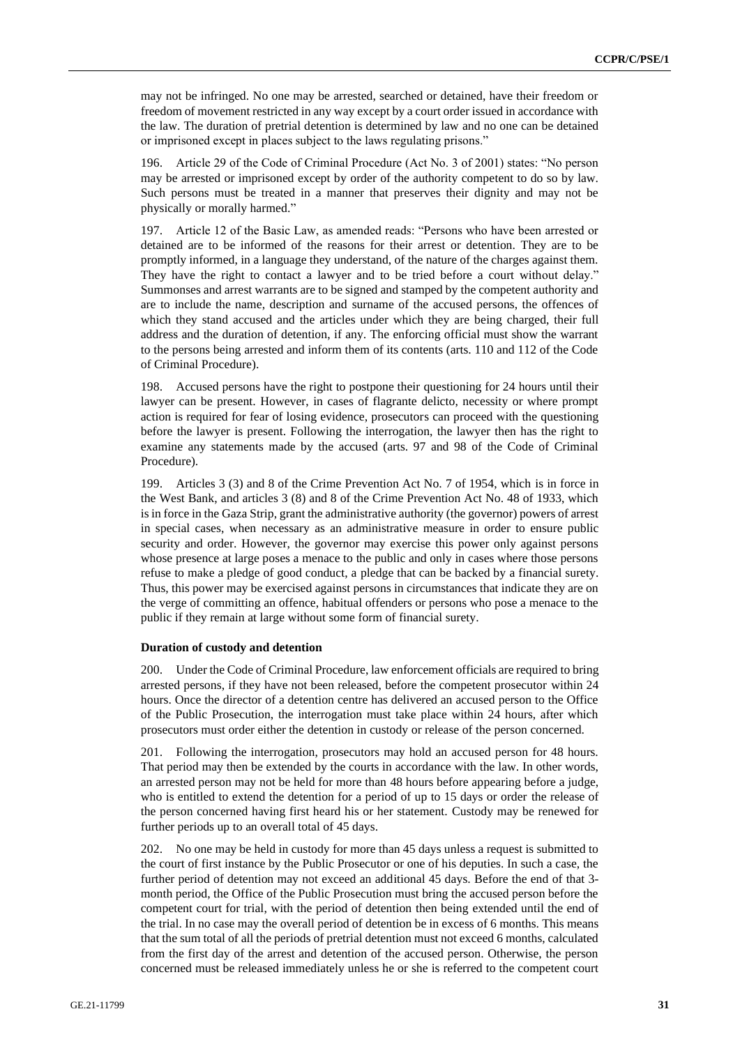may not be infringed. No one may be arrested, searched or detained, have their freedom or freedom of movement restricted in any way except by a court order issued in accordance with the law. The duration of pretrial detention is determined by law and no one can be detained or imprisoned except in places subject to the laws regulating prisons."

196. Article 29 of the Code of Criminal Procedure (Act No. 3 of 2001) states: "No person may be arrested or imprisoned except by order of the authority competent to do so by law. Such persons must be treated in a manner that preserves their dignity and may not be physically or morally harmed."

197. Article 12 of the Basic Law, as amended reads: "Persons who have been arrested or detained are to be informed of the reasons for their arrest or detention. They are to be promptly informed, in a language they understand, of the nature of the charges against them. They have the right to contact a lawyer and to be tried before a court without delay." Summonses and arrest warrants are to be signed and stamped by the competent authority and are to include the name, description and surname of the accused persons, the offences of which they stand accused and the articles under which they are being charged, their full address and the duration of detention, if any. The enforcing official must show the warrant to the persons being arrested and inform them of its contents (arts. 110 and 112 of the Code of Criminal Procedure).

198. Accused persons have the right to postpone their questioning for 24 hours until their lawyer can be present. However, in cases of flagrante delicto, necessity or where prompt action is required for fear of losing evidence, prosecutors can proceed with the questioning before the lawyer is present. Following the interrogation, the lawyer then has the right to examine any statements made by the accused (arts. 97 and 98 of the Code of Criminal Procedure).

199. Articles 3 (3) and 8 of the Crime Prevention Act No. 7 of 1954, which is in force in the West Bank, and articles 3 (8) and 8 of the Crime Prevention Act No. 48 of 1933, which is in force in the Gaza Strip, grant the administrative authority (the governor) powers of arrest in special cases, when necessary as an administrative measure in order to ensure public security and order. However, the governor may exercise this power only against persons whose presence at large poses a menace to the public and only in cases where those persons refuse to make a pledge of good conduct, a pledge that can be backed by a financial surety. Thus, this power may be exercised against persons in circumstances that indicate they are on the verge of committing an offence, habitual offenders or persons who pose a menace to the public if they remain at large without some form of financial surety.

**Duration of custody and detention**

200. Under the Code of Criminal Procedure, law enforcement officials are required to bring arrested persons, if they have not been released, before the competent prosecutor within 24 hours. Once the director of a detention centre has delivered an accused person to the Office of the Public Prosecution, the interrogation must take place within 24 hours, after which prosecutors must order either the detention in custody or release of the person concerned.

201. Following the interrogation, prosecutors may hold an accused person for 48 hours. That period may then be extended by the courts in accordance with the law. In other words, an arrested person may not be held for more than 48 hours before appearing before a judge, who is entitled to extend the detention for a period of up to 15 days or order the release of the person concerned having first heard his or her statement. Custody may be renewed for further periods up to an overall total of 45 days.

202. No one may be held in custody for more than 45 days unless a request is submitted to the court of first instance by the Public Prosecutor or one of his deputies. In such a case, the further period of detention may not exceed an additional 45 days. Before the end of that 3-month period, the Office of the Public Prosecution must bring the accused person before the competent court for trial, with the period of detention then being extended until the end of the trial. In no case may the overall period of detention be in excess of 6 months. This means that the sum total of all the periods of pretrial detention must not exceed 6 months, calculated from the first day of the arrest and detention of the accused person. Otherwise, the person concerned must be released immediately unless he or she is referred to the competent court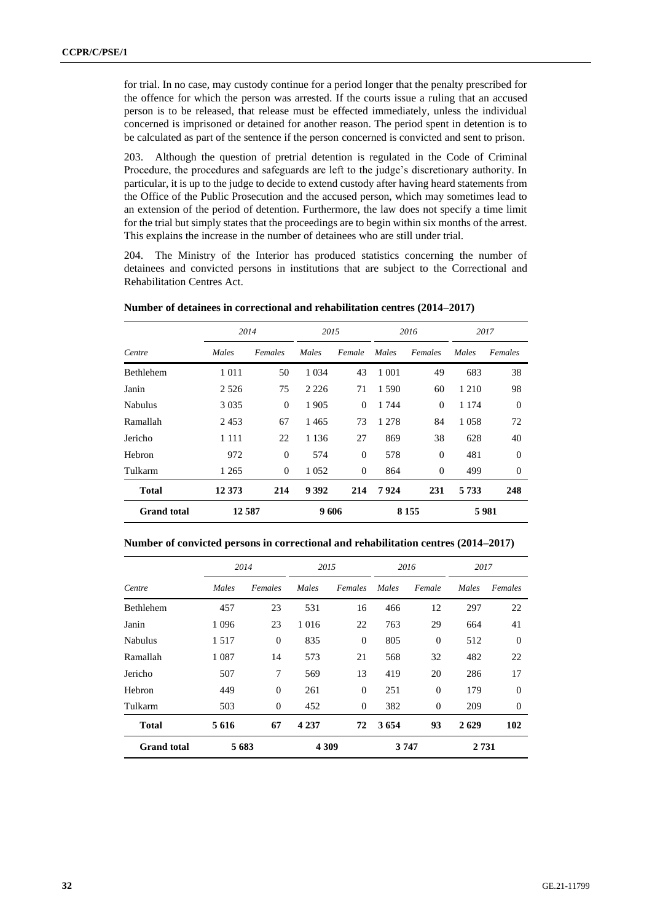for trial. In no case, may custody continue for a period longer that the penalty prescribed for the offence for which the person was arrested. If the courts issue a ruling that an accused person is to be released, that release must be effected immediately, unless the individual concerned is imprisoned or detained for another reason. The period spent in detention is to be calculated as part of the sentence if the person concerned is convicted and sent to prison.

203. Although the question of pretrial detention is regulated in the Code of Criminal Procedure, the procedures and safeguards are left to the judge's discretionary authority. In particular, it is up to the judge to decide to extend custody after having heard statements from the Office of the Public Prosecution and the accused person, which may sometimes lead to an extension of the period of detention. Furthermore, the law does not specify a time limit for the trial but simply states that the proceedings are to begin within six months of the arrest. This explains the increase in the number of detainees who are still under trial.

204. The Ministry of the Interior has produced statistics concerning the number of detainees and convicted persons in institutions that are subject to the Correctional and Rehabilitation Centres Act.

**Number of detainees in correctional and rehabilitation centres (2014–2017)**

| | *2014* | | *2015* | | *2016* | | *2017* | |
|---|---|---|---|---|---|---|---|---|
| *Centre* | *Males* | *Females* | *Males* | *Female* | *Males* | *Females* | *Males* | *Females* |
| Bethlehem | 1 011 | 50 | 1 034 | 43 | 1 001 | 49 | 683 | 38 |
| Janin | 2 526 | 75 | 2 226 | 71 | 1 590 | 60 | 1 210 | 98 |
| Nabulus | 3 035 | 0 | 1 905 | 0 | 1 744 | 0 | 1 174 | 0 |
| Ramallah | 2 453 | 67 | 1 465 | 73 | 1 278 | 84 | 1 058 | 72 |
| Jericho | 1 111 | 22 | 1 136 | 27 | 869 | 38 | 628 | 40 |
| Hebron | 972 | 0 | 574 | 0 | 578 | 0 | 481 | 0 |
| Tulkarm | 1 265 | 0 | 1 052 | 0 | 864 | 0 | 499 | 0 |
| **Total** | **12 373** | **214** | **9 392** | **214** | **7 924** | **231** | **5 733** | **248** |
| **Grand total** | **12 587** | | **9 606** | | **8 155** | | **5 981** | |

**Number of convicted persons in correctional and rehabilitation centres (2014–2017)**

| | *2014* | | *2015* | | *2016* | | *2017* | |
|---|---|---|---|---|---|---|---|---|
| *Centre* | *Males* | *Females* | *Males* | *Females* | *Males* | *Female* | *Males* | *Females* |
| Bethlehem | 457 | 23 | 531 | 16 | 466 | 12 | 297 | 22 |
| Janin | 1 096 | 23 | 1 016 | 22 | 763 | 29 | 664 | 41 |
| Nabulus | 1 517 | 0 | 835 | 0 | 805 | 0 | 512 | 0 |
| Ramallah | 1 087 | 14 | 573 | 21 | 568 | 32 | 482 | 22 |
| Jericho | 507 | 7 | 569 | 13 | 419 | 20 | 286 | 17 |
| Hebron | 449 | 0 | 261 | 0 | 251 | 0 | 179 | 0 |
| Tulkarm | 503 | 0 | 452 | 0 | 382 | 0 | 209 | 0 |
| **Total** | **5 616** | **67** | **4 237** | **72** | **3 654** | **93** | **2 629** | **102** |
| **Grand total** | **5 683** | | **4 309** | | **3 747** | | **2 731** | |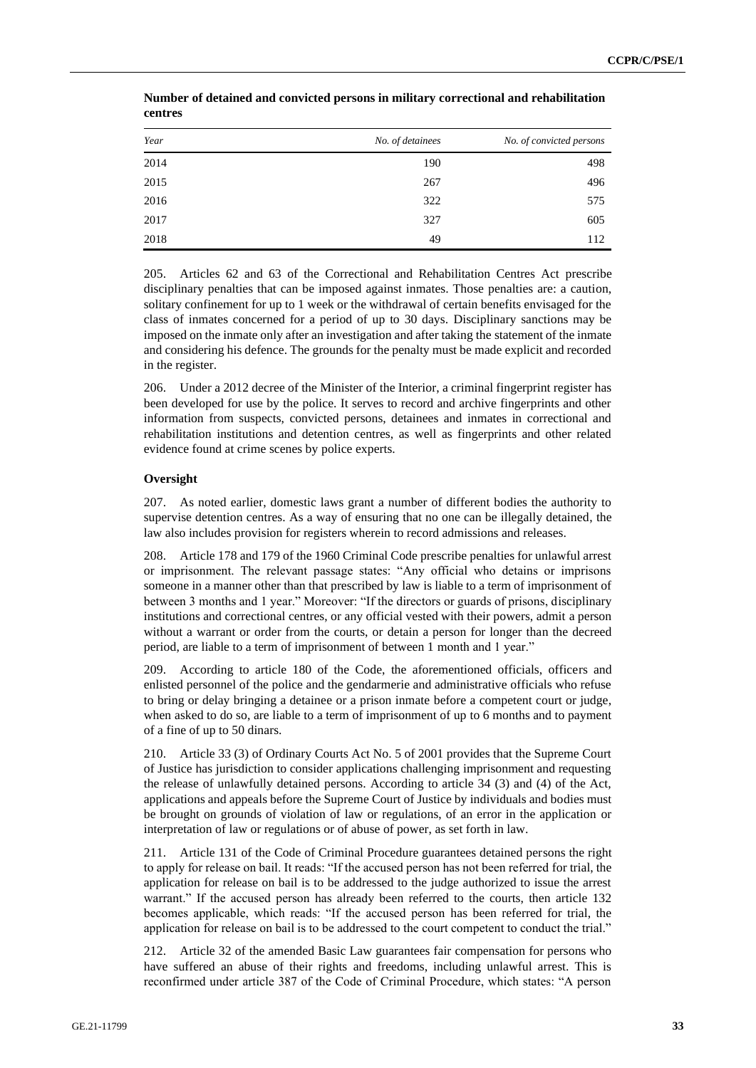**Number of detained and convicted persons in military correctional and rehabilitation centres**

| *Year* | *No. of detainees* | *No. of convicted persons* |
|---|---:|---:|
| 2014 | 190 | 498 |
| 2015 | 267 | 496 |
| 2016 | 322 | 575 |
| 2017 | 327 | 605 |
| 2018 | 49 | 112 |

205. Articles 62 and 63 of the Correctional and Rehabilitation Centres Act prescribe disciplinary penalties that can be imposed against inmates. Those penalties are: a caution, solitary confinement for up to 1 week or the withdrawal of certain benefits envisaged for the class of inmates concerned for a period of up to 30 days. Disciplinary sanctions may be imposed on the inmate only after an investigation and after taking the statement of the inmate and considering his defence. The grounds for the penalty must be made explicit and recorded in the register.

206. Under a 2012 decree of the Minister of the Interior, a criminal fingerprint register has been developed for use by the police. It serves to record and archive fingerprints and other information from suspects, convicted persons, detainees and inmates in correctional and rehabilitation institutions and detention centres, as well as fingerprints and other related evidence found at crime scenes by police experts.

**Oversight**

207. As noted earlier, domestic laws grant a number of different bodies the authority to supervise detention centres. As a way of ensuring that no one can be illegally detained, the law also includes provision for registers wherein to record admissions and releases.

208. Article 178 and 179 of the 1960 Criminal Code prescribe penalties for unlawful arrest or imprisonment. The relevant passage states: "Any official who detains or imprisons someone in a manner other than that prescribed by law is liable to a term of imprisonment of between 3 months and 1 year." Moreover: "If the directors or guards of prisons, disciplinary institutions and correctional centres, or any official vested with their powers, admit a person without a warrant or order from the courts, or detain a person for longer than the decreed period, are liable to a term of imprisonment of between 1 month and 1 year."

209. According to article 180 of the Code, the aforementioned officials, officers and enlisted personnel of the police and the gendarmerie and administrative officials who refuse to bring or delay bringing a detainee or a prison inmate before a competent court or judge, when asked to do so, are liable to a term of imprisonment of up to 6 months and to payment of a fine of up to 50 dinars.

210. Article 33 (3) of Ordinary Courts Act No. 5 of 2001 provides that the Supreme Court of Justice has jurisdiction to consider applications challenging imprisonment and requesting the release of unlawfully detained persons. According to article 34 (3) and (4) of the Act, applications and appeals before the Supreme Court of Justice by individuals and bodies must be brought on grounds of violation of law or regulations, of an error in the application or interpretation of law or regulations or of abuse of power, as set forth in law.

211. Article 131 of the Code of Criminal Procedure guarantees detained persons the right to apply for release on bail. It reads: "If the accused person has not been referred for trial, the application for release on bail is to be addressed to the judge authorized to issue the arrest warrant." If the accused person has already been referred to the courts, then article 132 becomes applicable, which reads: "If the accused person has been referred for trial, the application for release on bail is to be addressed to the court competent to conduct the trial."

212. Article 32 of the amended Basic Law guarantees fair compensation for persons who have suffered an abuse of their rights and freedoms, including unlawful arrest. This is reconfirmed under article 387 of the Code of Criminal Procedure, which states: "A person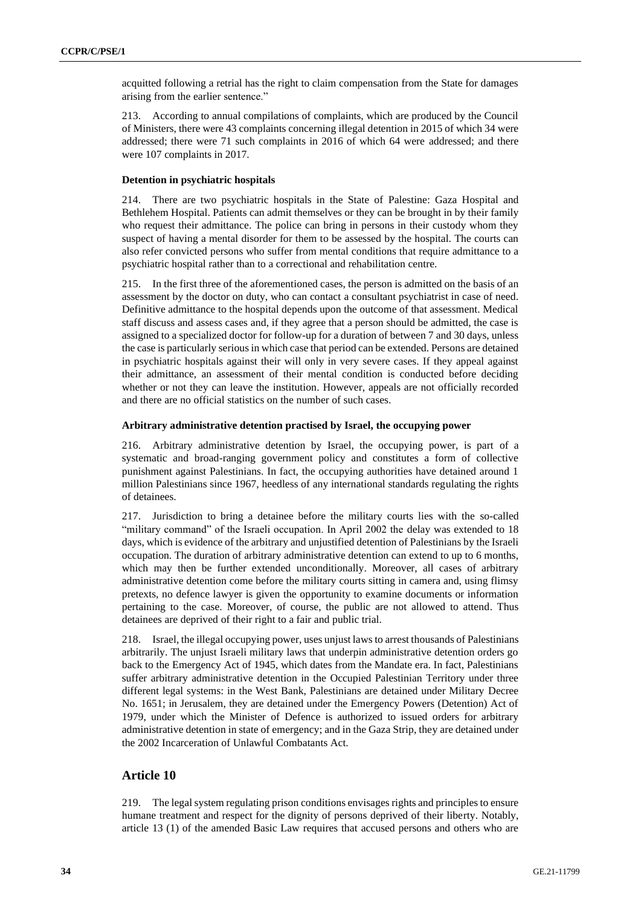acquitted following a retrial has the right to claim compensation from the State for damages arising from the earlier sentence."

213. According to annual compilations of complaints, which are produced by the Council of Ministers, there were 43 complaints concerning illegal detention in 2015 of which 34 were addressed; there were 71 such complaints in 2016 of which 64 were addressed; and there were 107 complaints in 2017.

#### Detention in psychiatric hospitals

214. There are two psychiatric hospitals in the State of Palestine: Gaza Hospital and Bethlehem Hospital. Patients can admit themselves or they can be brought in by their family who request their admittance. The police can bring in persons in their custody whom they suspect of having a mental disorder for them to be assessed by the hospital. The courts can also refer convicted persons who suffer from mental conditions that require admittance to a psychiatric hospital rather than to a correctional and rehabilitation centre.

215. In the first three of the aforementioned cases, the person is admitted on the basis of an assessment by the doctor on duty, who can contact a consultant psychiatrist in case of need. Definitive admittance to the hospital depends upon the outcome of that assessment. Medical staff discuss and assess cases and, if they agree that a person should be admitted, the case is assigned to a specialized doctor for follow-up for a duration of between 7 and 30 days, unless the case is particularly serious in which case that period can be extended. Persons are detained in psychiatric hospitals against their will only in very severe cases. If they appeal against their admittance, an assessment of their mental condition is conducted before deciding whether or not they can leave the institution. However, appeals are not officially recorded and there are no official statistics on the number of such cases.

#### Arbitrary administrative detention practised by Israel, the occupying power

216. Arbitrary administrative detention by Israel, the occupying power, is part of a systematic and broad-ranging government policy and constitutes a form of collective punishment against Palestinians. In fact, the occupying authorities have detained around 1 million Palestinians since 1967, heedless of any international standards regulating the rights of detainees.

217. Jurisdiction to bring a detainee before the military courts lies with the so-called "military command" of the Israeli occupation. In April 2002 the delay was extended to 18 days, which is evidence of the arbitrary and unjustified detention of Palestinians by the Israeli occupation. The duration of arbitrary administrative detention can extend to up to 6 months, which may then be further extended unconditionally. Moreover, all cases of arbitrary administrative detention come before the military courts sitting in camera and, using flimsy pretexts, no defence lawyer is given the opportunity to examine documents or information pertaining to the case. Moreover, of course, the public are not allowed to attend. Thus detainees are deprived of their right to a fair and public trial.

218. Israel, the illegal occupying power, uses unjust laws to arrest thousands of Palestinians arbitrarily. The unjust Israeli military laws that underpin administrative detention orders go back to the Emergency Act of 1945, which dates from the Mandate era. In fact, Palestinians suffer arbitrary administrative detention in the Occupied Palestinian Territory under three different legal systems: in the West Bank, Palestinians are detained under Military Decree No. 1651; in Jerusalem, they are detained under the Emergency Powers (Detention) Act of 1979, under which the Minister of Defence is authorized to issued orders for arbitrary administrative detention in state of emergency; and in the Gaza Strip, they are detained under the 2002 Incarceration of Unlawful Combatants Act.

## Article 10

219. The legal system regulating prison conditions envisages rights and principles to ensure humane treatment and respect for the dignity of persons deprived of their liberty. Notably, article 13 (1) of the amended Basic Law requires that accused persons and others who are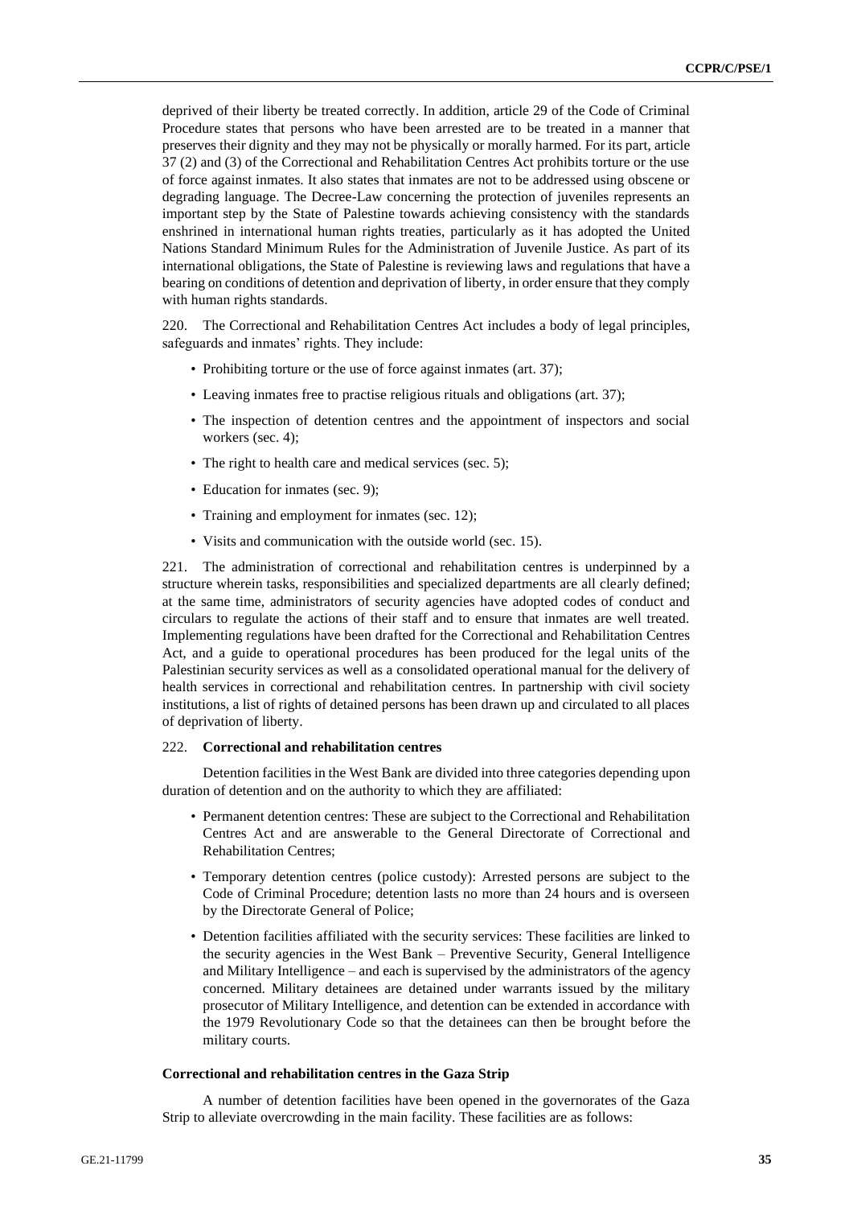deprived of their liberty be treated correctly. In addition, article 29 of the Code of Criminal Procedure states that persons who have been arrested are to be treated in a manner that preserves their dignity and they may not be physically or morally harmed. For its part, article 37 (2) and (3) of the Correctional and Rehabilitation Centres Act prohibits torture or the use of force against inmates. It also states that inmates are not to be addressed using obscene or degrading language. The Decree-Law concerning the protection of juveniles represents an important step by the State of Palestine towards achieving consistency with the standards enshrined in international human rights treaties, particularly as it has adopted the United Nations Standard Minimum Rules for the Administration of Juvenile Justice. As part of its international obligations, the State of Palestine is reviewing laws and regulations that have a bearing on conditions of detention and deprivation of liberty, in order ensure that they comply with human rights standards.

220. The Correctional and Rehabilitation Centres Act includes a body of legal principles, safeguards and inmates' rights. They include:

- Prohibiting torture or the use of force against inmates (art. 37);
- Leaving inmates free to practise religious rituals and obligations (art. 37);
- The inspection of detention centres and the appointment of inspectors and social workers (sec. 4);
- The right to health care and medical services (sec. 5);
- Education for inmates (sec. 9);
- Training and employment for inmates (sec. 12);
- Visits and communication with the outside world (sec. 15).

221. The administration of correctional and rehabilitation centres is underpinned by a structure wherein tasks, responsibilities and specialized departments are all clearly defined; at the same time, administrators of security agencies have adopted codes of conduct and circulars to regulate the actions of their staff and to ensure that inmates are well treated. Implementing regulations have been drafted for the Correctional and Rehabilitation Centres Act, and a guide to operational procedures has been produced for the legal units of the Palestinian security services as well as a consolidated operational manual for the delivery of health services in correctional and rehabilitation centres. In partnership with civil society institutions, a list of rights of detained persons has been drawn up and circulated to all places of deprivation of liberty.

222. **Correctional and rehabilitation centres**

Detention facilities in the West Bank are divided into three categories depending upon duration of detention and on the authority to which they are affiliated:

- Permanent detention centres: These are subject to the Correctional and Rehabilitation Centres Act and are answerable to the General Directorate of Correctional and Rehabilitation Centres;
- Temporary detention centres (police custody): Arrested persons are subject to the Code of Criminal Procedure; detention lasts no more than 24 hours and is overseen by the Directorate General of Police;
- Detention facilities affiliated with the security services: These facilities are linked to the security agencies in the West Bank – Preventive Security, General Intelligence and Military Intelligence – and each is supervised by the administrators of the agency concerned. Military detainees are detained under warrants issued by the military prosecutor of Military Intelligence, and detention can be extended in accordance with the 1979 Revolutionary Code so that the detainees can then be brought before the military courts.

**Correctional and rehabilitation centres in the Gaza Strip**

A number of detention facilities have been opened in the governorates of the Gaza Strip to alleviate overcrowding in the main facility. These facilities are as follows: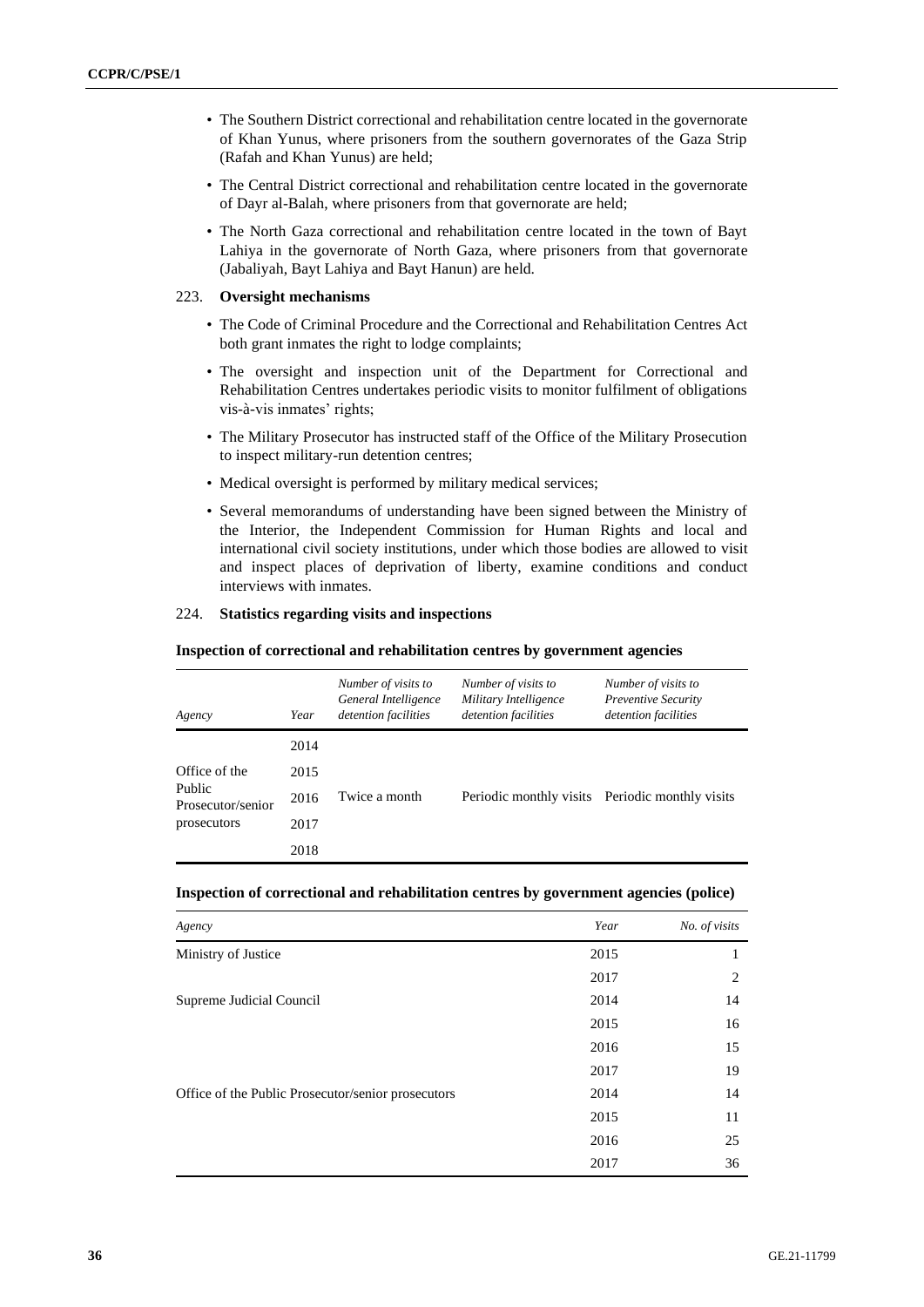- The Southern District correctional and rehabilitation centre located in the governorate of Khan Yunus, where prisoners from the southern governorates of the Gaza Strip (Rafah and Khan Yunus) are held;
- The Central District correctional and rehabilitation centre located in the governorate of Dayr al-Balah, where prisoners from that governorate are held;
- The North Gaza correctional and rehabilitation centre located in the town of Bayt Lahiya in the governorate of North Gaza, where prisoners from that governorate (Jabaliyah, Bayt Lahiya and Bayt Hanun) are held.

223. **Oversight mechanisms**

- The Code of Criminal Procedure and the Correctional and Rehabilitation Centres Act both grant inmates the right to lodge complaints;
- The oversight and inspection unit of the Department for Correctional and Rehabilitation Centres undertakes periodic visits to monitor fulfilment of obligations vis-à-vis inmates' rights;
- The Military Prosecutor has instructed staff of the Office of the Military Prosecution to inspect military-run detention centres;
- Medical oversight is performed by military medical services;
- Several memorandums of understanding have been signed between the Ministry of the Interior, the Independent Commission for Human Rights and local and international civil society institutions, under which those bodies are allowed to visit and inspect places of deprivation of liberty, examine conditions and conduct interviews with inmates.

224. **Statistics regarding visits and inspections**

**Inspection of correctional and rehabilitation centres by government agencies**

| *Agency* | *Year* | *Number of visits to General Intelligence detention facilities* | *Number of visits to Military Intelligence detention facilities* | *Number of visits to Preventive Security detention facilities* |
|---|---|---|---|---|
| Office of the Public Prosecutor/senior prosecutors | 2014 | Twice a month | Periodic monthly visits | Periodic monthly visits |
| | 2015 | | | |
| | 2016 | | | |
| | 2017 | | | |
| | 2018 | | | |

**Inspection of correctional and rehabilitation centres by government agencies (police)**

| *Agency* | *Year* | *No. of visits* |
|---|---|---|
| Ministry of Justice | 2015 | 1 |
| | 2017 | 2 |
| Supreme Judicial Council | 2014 | 14 |
| | 2015 | 16 |
| | 2016 | 15 |
| | 2017 | 19 |
| Office of the Public Prosecutor/senior prosecutors | 2014 | 14 |
| | 2015 | 11 |
| | 2016 | 25 |
| | 2017 | 36 |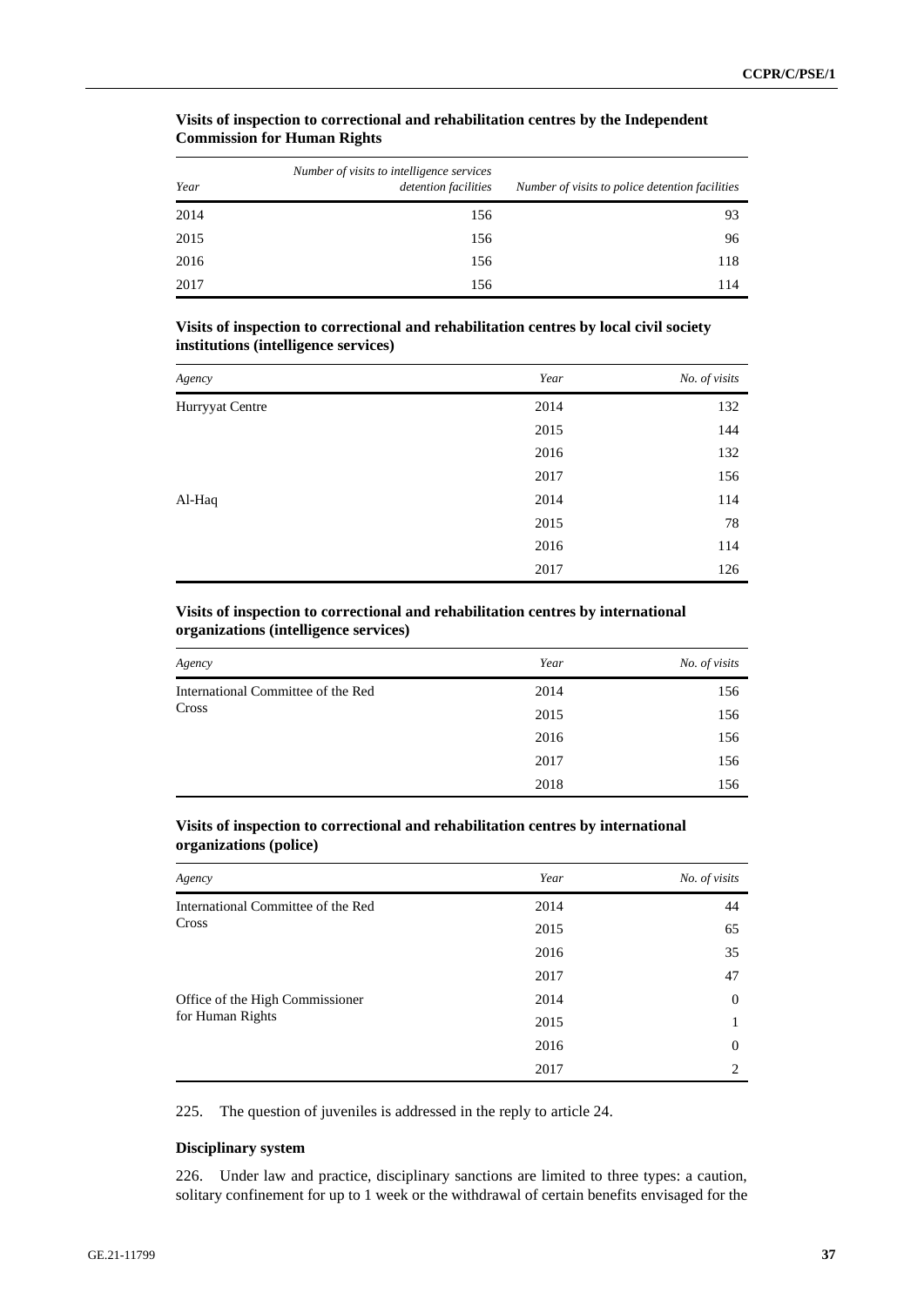**Visits of inspection to correctional and rehabilitation centres by the Independent Commission for Human Rights**

| *Year* | *Number of visits to intelligence services detention facilities* | *Number of visits to police detention facilities* |
|---|---|---|
| 2014 | 156 | 93 |
| 2015 | 156 | 96 |
| 2016 | 156 | 118 |
| 2017 | 156 | 114 |

**Visits of inspection to correctional and rehabilitation centres by local civil society institutions (intelligence services)**

| *Agency* | *Year* | *No. of visits* |
|---|---|---|
| Hurryyat Centre | 2014 | 132 |
| | 2015 | 144 |
| | 2016 | 132 |
| | 2017 | 156 |
| Al-Haq | 2014 | 114 |
| | 2015 | 78 |
| | 2016 | 114 |
| | 2017 | 126 |

**Visits of inspection to correctional and rehabilitation centres by international organizations (intelligence services)**

| *Agency* | *Year* | *No. of visits* |
|---|---|---|
| International Committee of the Red Cross | 2014 | 156 |
| | 2015 | 156 |
| | 2016 | 156 |
| | 2017 | 156 |
| | 2018 | 156 |

**Visits of inspection to correctional and rehabilitation centres by international organizations (police)**

| *Agency* | *Year* | *No. of visits* |
|---|---|---|
| International Committee of the Red Cross | 2014 | 44 |
| | 2015 | 65 |
| | 2016 | 35 |
| | 2017 | 47 |
| Office of the High Commissioner for Human Rights | 2014 | 0 |
| | 2015 | 1 |
| | 2016 | 0 |
| | 2017 | 2 |

225. The question of juveniles is addressed in the reply to article 24.

**Disciplinary system**

226. Under law and practice, disciplinary sanctions are limited to three types: a caution, solitary confinement for up to 1 week or the withdrawal of certain benefits envisaged for the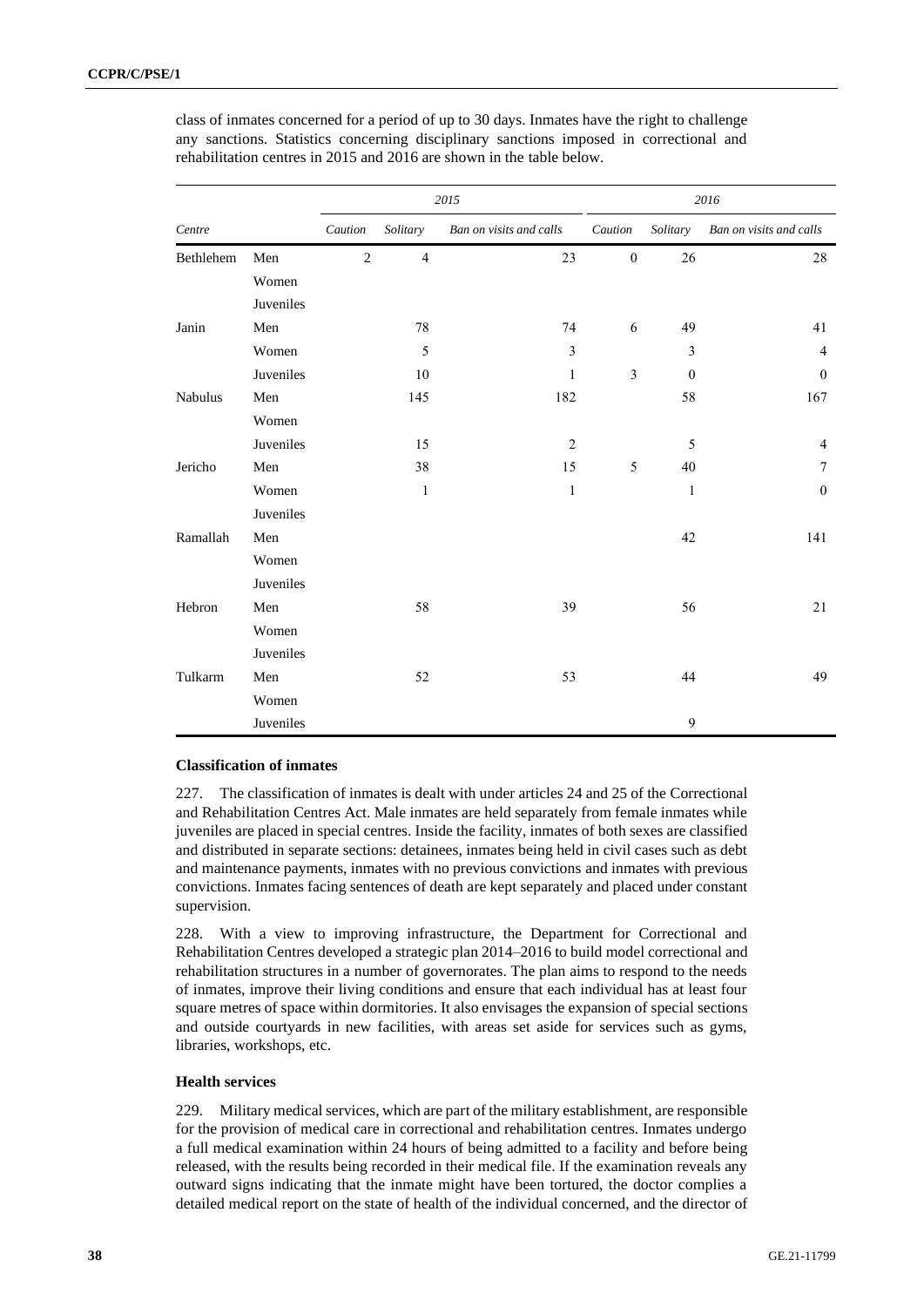class of inmates concerned for a period of up to 30 days. Inmates have the right to challenge any sanctions. Statistics concerning disciplinary sanctions imposed in correctional and rehabilitation centres in 2015 and 2016 are shown in the table below.

| | | 2015 | | | 2016 | | |
|---|---|---|---|---|---|---|---|
| *Centre* | | *Caution* | *Solitary* | *Ban on visits and calls* | *Caution* | *Solitary* | *Ban on visits and calls* |
| Bethlehem | Men | 2 | 4 | 23 | 0 | 26 | 28 |
| | Women | | | | | | |
| | Juveniles | | | | | | |
| Janin | Men | | 78 | 74 | 6 | 49 | 41 |
| | Women | | 5 | 3 | | 3 | 4 |
| | Juveniles | | 10 | 1 | 3 | 0 | 0 |
| Nabulus | Men | | 145 | 182 | | 58 | 167 |
| | Women | | | | | | |
| | Juveniles | | 15 | 2 | | 5 | 4 |
| Jericho | Men | | 38 | 15 | 5 | 40 | 7 |
| | Women | | 1 | 1 | | 1 | 0 |
| | Juveniles | | | | | | |
| Ramallah | Men | | | | | 42 | 141 |
| | Women | | | | | | |
| | Juveniles | | | | | | |
| Hebron | Men | | 58 | 39 | | 56 | 21 |
| | Women | | | | | | |
| | Juveniles | | | | | | |
| Tulkarm | Men | | 52 | 53 | | 44 | 49 |
| | Women | | | | | | |
| | Juveniles | | | | | 9 | |

### Classification of inmates

227. The classification of inmates is dealt with under articles 24 and 25 of the Correctional and Rehabilitation Centres Act. Male inmates are held separately from female inmates while juveniles are placed in special centres. Inside the facility, inmates of both sexes are classified and distributed in separate sections: detainees, inmates being held in civil cases such as debt and maintenance payments, inmates with no previous convictions and inmates with previous convictions. Inmates facing sentences of death are kept separately and placed under constant supervision.

228. With a view to improving infrastructure, the Department for Correctional and Rehabilitation Centres developed a strategic plan 2014–2016 to build model correctional and rehabilitation structures in a number of governorates. The plan aims to respond to the needs of inmates, improve their living conditions and ensure that each individual has at least four square metres of space within dormitories. It also envisages the expansion of special sections and outside courtyards in new facilities, with areas set aside for services such as gyms, libraries, workshops, etc.

### Health services

229. Military medical services, which are part of the military establishment, are responsible for the provision of medical care in correctional and rehabilitation centres. Inmates undergo a full medical examination within 24 hours of being admitted to a facility and before being released, with the results being recorded in their medical file. If the examination reveals any outward signs indicating that the inmate might have been tortured, the doctor complies a detailed medical report on the state of health of the individual concerned, and the director of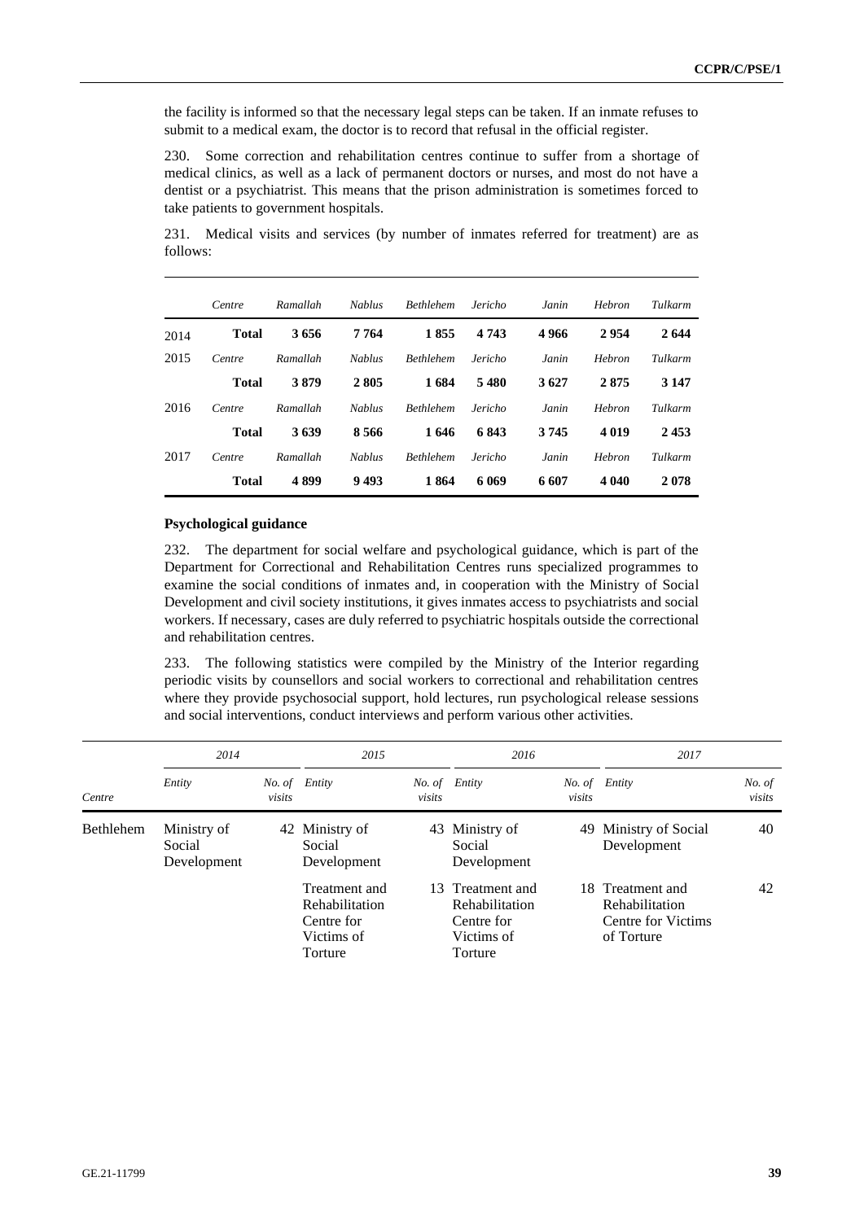the facility is informed so that the necessary legal steps can be taken. If an inmate refuses to submit to a medical exam, the doctor is to record that refusal in the official register.

230. Some correction and rehabilitation centres continue to suffer from a shortage of medical clinics, as well as a lack of permanent doctors or nurses, and most do not have a dentist or a psychiatrist. This means that the prison administration is sometimes forced to take patients to government hospitals.

231. Medical visits and services (by number of inmates referred for treatment) are as follows:

| | *Centre* | *Ramallah* | *Nablus* | *Bethlehem* | *Jericho* | *Janin* | *Hebron* | *Tulkarm* |
|---|---|---|---|---|---|---|---|---|
| 2014 | **Total** | **3 656** | **7 764** | **1 855** | **4 743** | **4 966** | **2 954** | **2 644** |
| 2015 | *Centre* | *Ramallah* | *Nablus* | *Bethlehem* | *Jericho* | *Janin* | *Hebron* | *Tulkarm* |
| | **Total** | **3 879** | **2 805** | **1 684** | **5 480** | **3 627** | **2 875** | **3 147** |
| 2016 | *Centre* | *Ramallah* | *Nablus* | *Bethlehem* | *Jericho* | *Janin* | *Hebron* | *Tulkarm* |
| | **Total** | **3 639** | **8 566** | **1 646** | **6 843** | **3 745** | **4 019** | **2 453** |
| 2017 | *Centre* | *Ramallah* | *Nablus* | *Bethlehem* | *Jericho* | *Janin* | *Hebron* | *Tulkarm* |
| | **Total** | **4 899** | **9 493** | **1 864** | **6 069** | **6 607** | **4 040** | **2 078** |

**Psychological guidance**

232. The department for social welfare and psychological guidance, which is part of the Department for Correctional and Rehabilitation Centres runs specialized programmes to examine the social conditions of inmates and, in cooperation with the Ministry of Social Development and civil society institutions, it gives inmates access to psychiatrists and social workers. If necessary, cases are duly referred to psychiatric hospitals outside the correctional and rehabilitation centres.

233. The following statistics were compiled by the Ministry of the Interior regarding periodic visits by counsellors and social workers to correctional and rehabilitation centres where they provide psychosocial support, hold lectures, run psychological release sessions and social interventions, conduct interviews and perform various other activities.

| | *2014* | | *2015* | | *2016* | | *2017* | |
|---|---|---|---|---|---|---|---|---|
| *Centre* | *Entity* | *No. of visits* | *Entity* | *No. of visits* | *Entity* | *No. of visits* | *Entity* | *No. of visits* |
| Bethlehem | Ministry of Social Development | 42 | Ministry of Social Development | 43 | Ministry of Social Development | 49 | Ministry of Social Development | 40 |
| | | | Treatment and Rehabilitation Centre for Victims of Torture | 13 | Treatment and Rehabilitation Centre for Victims of Torture | 18 | Treatment and Rehabilitation Centre for Victims of Torture | 42 |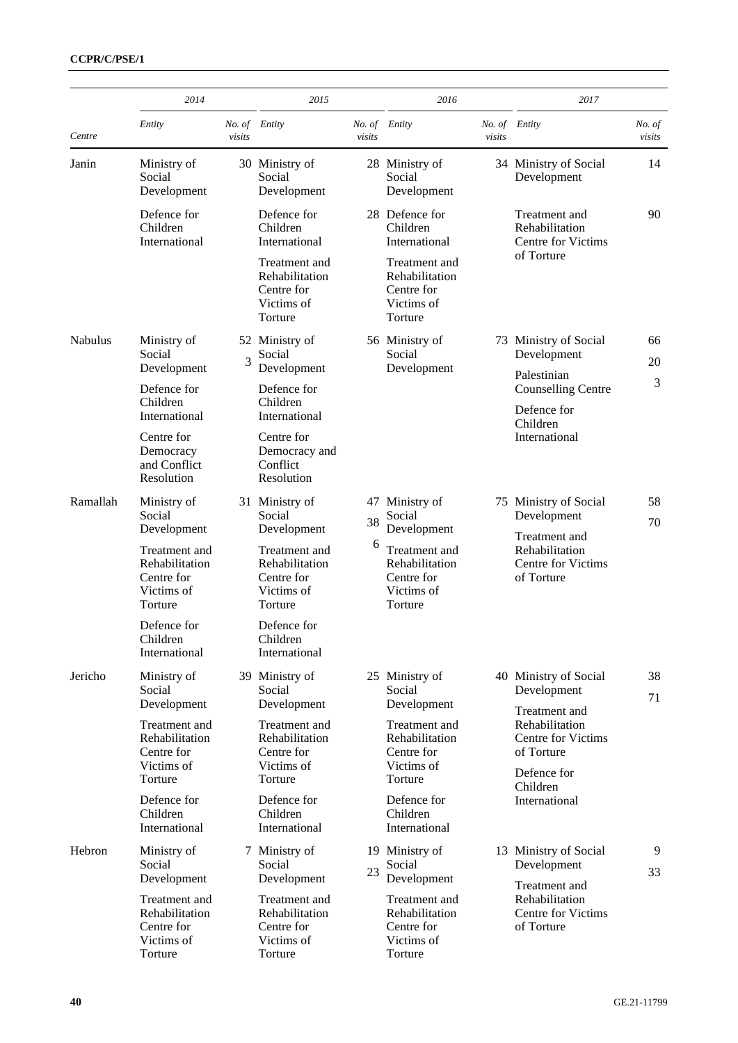| Centre | 2014 Entity | No. of visits | 2015 Entity | No. of visits | 2016 Entity | No. of visits | 2017 Entity | No. of visits |
|---|---|---|---|---|---|---|---|---|
| Janin | Ministry of Social Development<br>Defence for Children International | 30 | Ministry of Social Development<br>Defence for Children International<br>Treatment and Rehabilitation Centre for Victims of Torture | 28<br>28 | Ministry of Social Development<br>Defence for Children International<br>Treatment and Rehabilitation Centre for Victims of Torture | 34 | Ministry of Social Development<br>Treatment and Rehabilitation Centre for Victims of Torture | 14<br>90 |
| Nabulus | Ministry of Social Development<br>Defence for Children International<br>Centre for Democracy and Conflict Resolution | 52<br>3 | Ministry of Social Development<br>Defence for Children International<br>Centre for Democracy and Conflict Resolution | 56 | Ministry of Social Development | 73 | Ministry of Social Development<br>Palestinian Counselling Centre<br>Defence for Children International | 66<br>20<br>3 |
| Ramallah | Ministry of Social Development<br>Treatment and Rehabilitation Centre for Victims of Torture<br>Defence for Children International | 31 | Ministry of Social Development<br>Treatment and Rehabilitation Centre for Victims of Torture<br>Defence for Children International | 47<br>38<br>6 | Ministry of Social Development<br>Treatment and Rehabilitation Centre for Victims of Torture | 75 | Ministry of Social Development<br>Treatment and Rehabilitation Centre for Victims of Torture | 58<br>70 |
| Jericho | Ministry of Social Development<br>Treatment and Rehabilitation Centre for Victims of Torture<br>Defence for Children International | 39 | Ministry of Social Development<br>Treatment and Rehabilitation Centre for Victims of Torture<br>Defence for Children International | 25 | Ministry of Social Development<br>Treatment and Rehabilitation Centre for Victims of Torture<br>Defence for Children International | 40 | Ministry of Social Development<br>Treatment and Rehabilitation Centre for Victims of Torture<br>Defence for Children International | 38<br>71 |
| Hebron | Ministry of Social Development<br>Treatment and Rehabilitation Centre for Victims of Torture | 7 | Ministry of Social Development<br>Treatment and Rehabilitation Centre for Victims of Torture | 19<br>23 | Ministry of Social Development<br>Treatment and Rehabilitation Centre for Victims of Torture | 13 | Ministry of Social Development<br>Treatment and Rehabilitation Centre for Victims of Torture | 9<br>33 |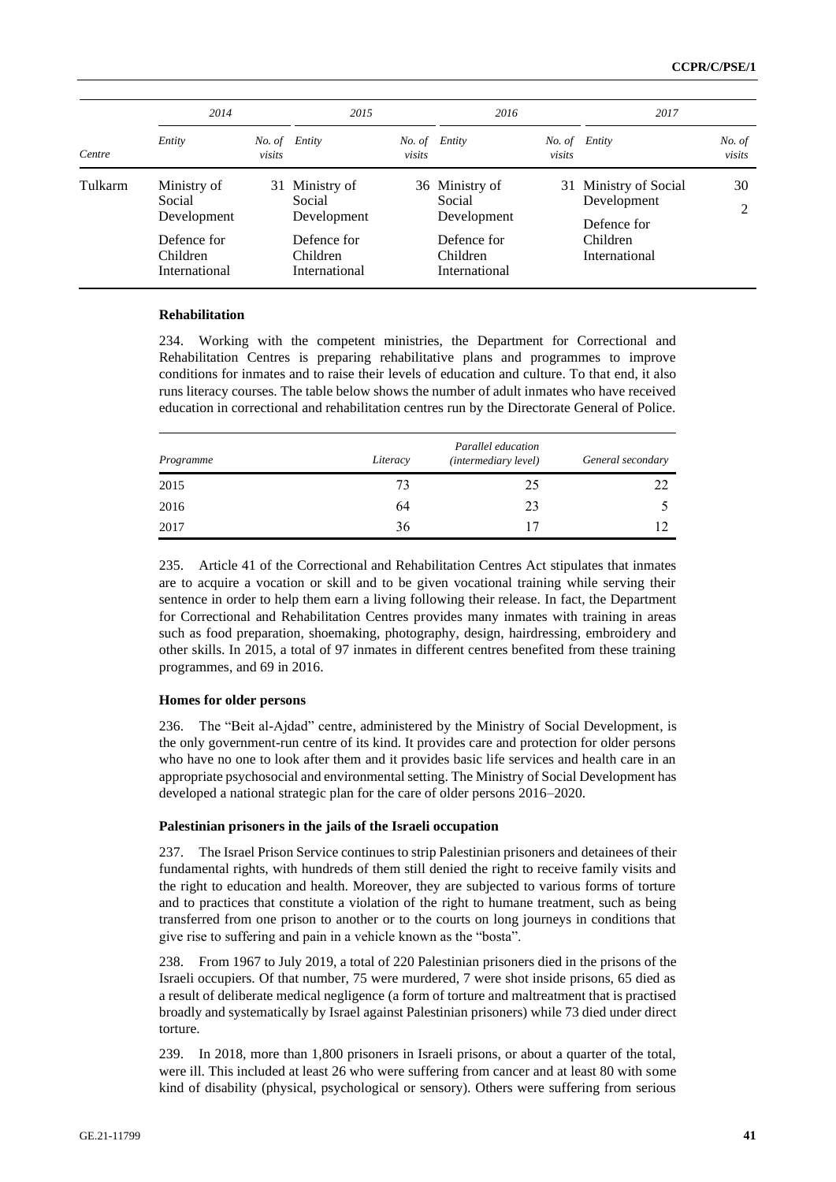| Centre | 2014 | | 2015 | | 2016 | | 2017 | |
|---|---|---|---|---|---|---|---|---|
| | *Entity* | *No. of visits* | *Entity* | *No. of visits* | *Entity* | *No. of visits* | *Entity* | *No. of visits* |
| Tulkarm | Ministry of Social Development<br>Defence for Children International | 31 | Ministry of Social Development<br>Defence for Children International | 36 | Ministry of Social Development<br>Defence for Children International | 31 | Ministry of Social Development<br>Defence for Children International | 30<br>2 |

**Rehabilitation**

234. Working with the competent ministries, the Department for Correctional and Rehabilitation Centres is preparing rehabilitative plans and programmes to improve conditions for inmates and to raise their levels of education and culture. To that end, it also runs literacy courses. The table below shows the number of adult inmates who have received education in correctional and rehabilitation centres run by the Directorate General of Police.

| *Programme* | *Literacy* | *Parallel education (intermediary level)* | *General secondary* |
|---|---|---|---|
| 2015 | 73 | 25 | 22 |
| 2016 | 64 | 23 | 5 |
| 2017 | 36 | 17 | 12 |

235. Article 41 of the Correctional and Rehabilitation Centres Act stipulates that inmates are to acquire a vocation or skill and to be given vocational training while serving their sentence in order to help them earn a living following their release. In fact, the Department for Correctional and Rehabilitation Centres provides many inmates with training in areas such as food preparation, shoemaking, photography, design, hairdressing, embroidery and other skills. In 2015, a total of 97 inmates in different centres benefited from these training programmes, and 69 in 2016.

**Homes for older persons**

236. The "Beit al-Ajdad" centre, administered by the Ministry of Social Development, is the only government-run centre of its kind. It provides care and protection for older persons who have no one to look after them and it provides basic life services and health care in an appropriate psychosocial and environmental setting. The Ministry of Social Development has developed a national strategic plan for the care of older persons 2016–2020.

**Palestinian prisoners in the jails of the Israeli occupation**

237. The Israel Prison Service continues to strip Palestinian prisoners and detainees of their fundamental rights, with hundreds of them still denied the right to receive family visits and the right to education and health. Moreover, they are subjected to various forms of torture and to practices that constitute a violation of the right to humane treatment, such as being transferred from one prison to another or to the courts on long journeys in conditions that give rise to suffering and pain in a vehicle known as the "bosta".

238. From 1967 to July 2019, a total of 220 Palestinian prisoners died in the prisons of the Israeli occupiers. Of that number, 75 were murdered, 7 were shot inside prisons, 65 died as a result of deliberate medical negligence (a form of torture and maltreatment that is practised broadly and systematically by Israel against Palestinian prisoners) while 73 died under direct torture.

239. In 2018, more than 1,800 prisoners in Israeli prisons, or about a quarter of the total, were ill. This included at least 26 who were suffering from cancer and at least 80 with some kind of disability (physical, psychological or sensory). Others were suffering from serious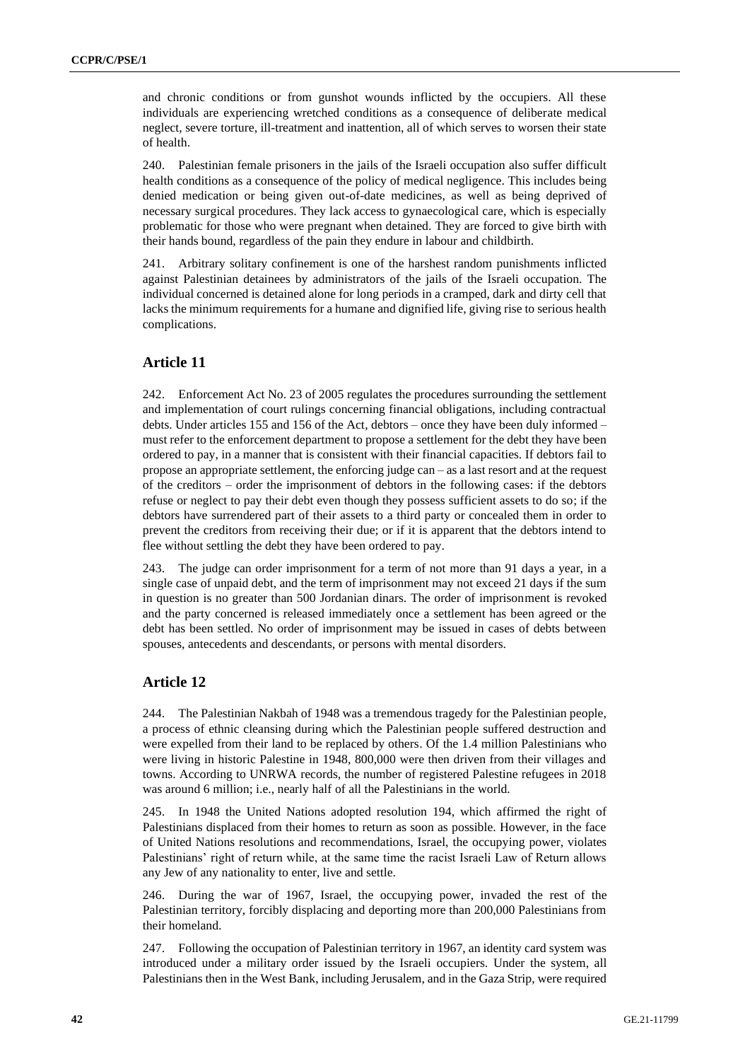and chronic conditions or from gunshot wounds inflicted by the occupiers. All these individuals are experiencing wretched conditions as a consequence of deliberate medical neglect, severe torture, ill-treatment and inattention, all of which serves to worsen their state of health.

240. Palestinian female prisoners in the jails of the Israeli occupation also suffer difficult health conditions as a consequence of the policy of medical negligence. This includes being denied medication or being given out-of-date medicines, as well as being deprived of necessary surgical procedures. They lack access to gynaecological care, which is especially problematic for those who were pregnant when detained. They are forced to give birth with their hands bound, regardless of the pain they endure in labour and childbirth.

241. Arbitrary solitary confinement is one of the harshest random punishments inflicted against Palestinian detainees by administrators of the jails of the Israeli occupation. The individual concerned is detained alone for long periods in a cramped, dark and dirty cell that lacks the minimum requirements for a humane and dignified life, giving rise to serious health complications.

## Article 11

242. Enforcement Act No. 23 of 2005 regulates the procedures surrounding the settlement and implementation of court rulings concerning financial obligations, including contractual debts. Under articles 155 and 156 of the Act, debtors – once they have been duly informed – must refer to the enforcement department to propose a settlement for the debt they have been ordered to pay, in a manner that is consistent with their financial capacities. If debtors fail to propose an appropriate settlement, the enforcing judge can – as a last resort and at the request of the creditors – order the imprisonment of debtors in the following cases: if the debtors refuse or neglect to pay their debt even though they possess sufficient assets to do so; if the debtors have surrendered part of their assets to a third party or concealed them in order to prevent the creditors from receiving their due; or if it is apparent that the debtors intend to flee without settling the debt they have been ordered to pay.

243. The judge can order imprisonment for a term of not more than 91 days a year, in a single case of unpaid debt, and the term of imprisonment may not exceed 21 days if the sum in question is no greater than 500 Jordanian dinars. The order of imprisonment is revoked and the party concerned is released immediately once a settlement has been agreed or the debt has been settled. No order of imprisonment may be issued in cases of debts between spouses, antecedents and descendants, or persons with mental disorders.

## Article 12

244. The Palestinian Nakbah of 1948 was a tremendous tragedy for the Palestinian people, a process of ethnic cleansing during which the Palestinian people suffered destruction and were expelled from their land to be replaced by others. Of the 1.4 million Palestinians who were living in historic Palestine in 1948, 800,000 were then driven from their villages and towns. According to UNRWA records, the number of registered Palestine refugees in 2018 was around 6 million; i.e., nearly half of all the Palestinians in the world.

245. In 1948 the United Nations adopted resolution 194, which affirmed the right of Palestinians displaced from their homes to return as soon as possible. However, in the face of United Nations resolutions and recommendations, Israel, the occupying power, violates Palestinians' right of return while, at the same time the racist Israeli Law of Return allows any Jew of any nationality to enter, live and settle.

246. During the war of 1967, Israel, the occupying power, invaded the rest of the Palestinian territory, forcibly displacing and deporting more than 200,000 Palestinians from their homeland.

247. Following the occupation of Palestinian territory in 1967, an identity card system was introduced under a military order issued by the Israeli occupiers. Under the system, all Palestinians then in the West Bank, including Jerusalem, and in the Gaza Strip, were required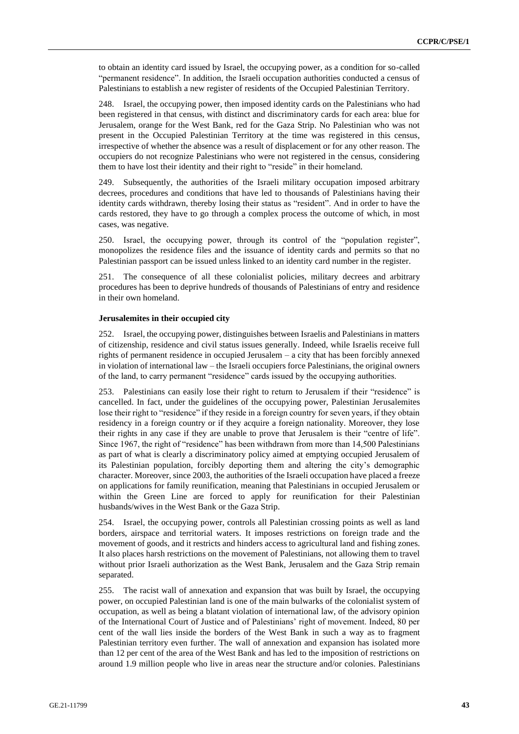to obtain an identity card issued by Israel, the occupying power, as a condition for so-called "permanent residence". In addition, the Israeli occupation authorities conducted a census of Palestinians to establish a new register of residents of the Occupied Palestinian Territory.

248. Israel, the occupying power, then imposed identity cards on the Palestinians who had been registered in that census, with distinct and discriminatory cards for each area: blue for Jerusalem, orange for the West Bank, red for the Gaza Strip. No Palestinian who was not present in the Occupied Palestinian Territory at the time was registered in this census, irrespective of whether the absence was a result of displacement or for any other reason. The occupiers do not recognize Palestinians who were not registered in the census, considering them to have lost their identity and their right to "reside" in their homeland.

249. Subsequently, the authorities of the Israeli military occupation imposed arbitrary decrees, procedures and conditions that have led to thousands of Palestinians having their identity cards withdrawn, thereby losing their status as "resident". And in order to have the cards restored, they have to go through a complex process the outcome of which, in most cases, was negative.

250. Israel, the occupying power, through its control of the "population register", monopolizes the residence files and the issuance of identity cards and permits so that no Palestinian passport can be issued unless linked to an identity card number in the register.

251. The consequence of all these colonialist policies, military decrees and arbitrary procedures has been to deprive hundreds of thousands of Palestinians of entry and residence in their own homeland.

**Jerusalemites in their occupied city**

252. Israel, the occupying power, distinguishes between Israelis and Palestinians in matters of citizenship, residence and civil status issues generally. Indeed, while Israelis receive full rights of permanent residence in occupied Jerusalem – a city that has been forcibly annexed in violation of international law – the Israeli occupiers force Palestinians, the original owners of the land, to carry permanent "residence" cards issued by the occupying authorities.

253. Palestinians can easily lose their right to return to Jerusalem if their "residence" is cancelled. In fact, under the guidelines of the occupying power, Palestinian Jerusalemites lose their right to "residence" if they reside in a foreign country for seven years, if they obtain residency in a foreign country or if they acquire a foreign nationality. Moreover, they lose their rights in any case if they are unable to prove that Jerusalem is their "centre of life". Since 1967, the right of "residence" has been withdrawn from more than 14,500 Palestinians as part of what is clearly a discriminatory policy aimed at emptying occupied Jerusalem of its Palestinian population, forcibly deporting them and altering the city's demographic character. Moreover, since 2003, the authorities of the Israeli occupation have placed a freeze on applications for family reunification, meaning that Palestinians in occupied Jerusalem or within the Green Line are forced to apply for reunification for their Palestinian husbands/wives in the West Bank or the Gaza Strip.

254. Israel, the occupying power, controls all Palestinian crossing points as well as land borders, airspace and territorial waters. It imposes restrictions on foreign trade and the movement of goods, and it restricts and hinders access to agricultural land and fishing zones. It also places harsh restrictions on the movement of Palestinians, not allowing them to travel without prior Israeli authorization as the West Bank, Jerusalem and the Gaza Strip remain separated.

255. The racist wall of annexation and expansion that was built by Israel, the occupying power, on occupied Palestinian land is one of the main bulwarks of the colonialist system of occupation, as well as being a blatant violation of international law, of the advisory opinion of the International Court of Justice and of Palestinians' right of movement. Indeed, 80 per cent of the wall lies inside the borders of the West Bank in such a way as to fragment Palestinian territory even further. The wall of annexation and expansion has isolated more than 12 per cent of the area of the West Bank and has led to the imposition of restrictions on around 1.9 million people who live in areas near the structure and/or colonies. Palestinians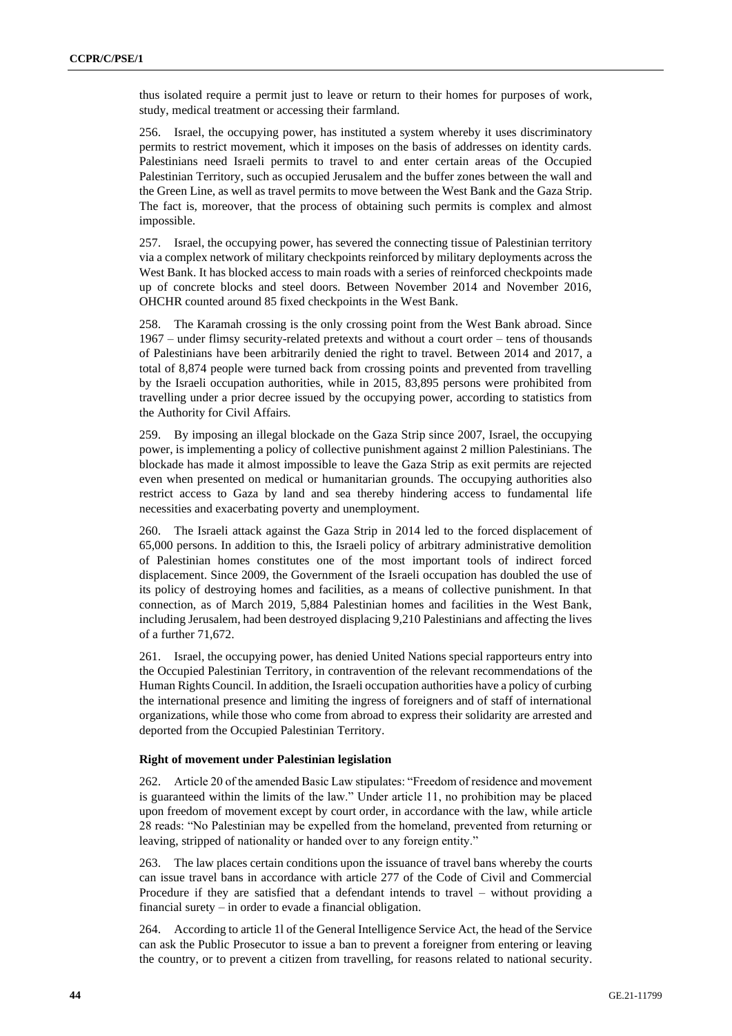thus isolated require a permit just to leave or return to their homes for purposes of work, study, medical treatment or accessing their farmland.

256. Israel, the occupying power, has instituted a system whereby it uses discriminatory permits to restrict movement, which it imposes on the basis of addresses on identity cards. Palestinians need Israeli permits to travel to and enter certain areas of the Occupied Palestinian Territory, such as occupied Jerusalem and the buffer zones between the wall and the Green Line, as well as travel permits to move between the West Bank and the Gaza Strip. The fact is, moreover, that the process of obtaining such permits is complex and almost impossible.

257. Israel, the occupying power, has severed the connecting tissue of Palestinian territory via a complex network of military checkpoints reinforced by military deployments across the West Bank. It has blocked access to main roads with a series of reinforced checkpoints made up of concrete blocks and steel doors. Between November 2014 and November 2016, OHCHR counted around 85 fixed checkpoints in the West Bank.

258. The Karamah crossing is the only crossing point from the West Bank abroad. Since 1967 – under flimsy security-related pretexts and without a court order – tens of thousands of Palestinians have been arbitrarily denied the right to travel. Between 2014 and 2017, a total of 8,874 people were turned back from crossing points and prevented from travelling by the Israeli occupation authorities, while in 2015, 83,895 persons were prohibited from travelling under a prior decree issued by the occupying power, according to statistics from the Authority for Civil Affairs.

259. By imposing an illegal blockade on the Gaza Strip since 2007, Israel, the occupying power, is implementing a policy of collective punishment against 2 million Palestinians. The blockade has made it almost impossible to leave the Gaza Strip as exit permits are rejected even when presented on medical or humanitarian grounds. The occupying authorities also restrict access to Gaza by land and sea thereby hindering access to fundamental life necessities and exacerbating poverty and unemployment.

260. The Israeli attack against the Gaza Strip in 2014 led to the forced displacement of 65,000 persons. In addition to this, the Israeli policy of arbitrary administrative demolition of Palestinian homes constitutes one of the most important tools of indirect forced displacement. Since 2009, the Government of the Israeli occupation has doubled the use of its policy of destroying homes and facilities, as a means of collective punishment. In that connection, as of March 2019, 5,884 Palestinian homes and facilities in the West Bank, including Jerusalem, had been destroyed displacing 9,210 Palestinians and affecting the lives of a further 71,672.

261. Israel, the occupying power, has denied United Nations special rapporteurs entry into the Occupied Palestinian Territory, in contravention of the relevant recommendations of the Human Rights Council. In addition, the Israeli occupation authorities have a policy of curbing the international presence and limiting the ingress of foreigners and of staff of international organizations, while those who come from abroad to express their solidarity are arrested and deported from the Occupied Palestinian Territory.

**Right of movement under Palestinian legislation**

262. Article 20 of the amended Basic Law stipulates: "Freedom of residence and movement is guaranteed within the limits of the law." Under article 11, no prohibition may be placed upon freedom of movement except by court order, in accordance with the law, while article 28 reads: "No Palestinian may be expelled from the homeland, prevented from returning or leaving, stripped of nationality or handed over to any foreign entity."

263. The law places certain conditions upon the issuance of travel bans whereby the courts can issue travel bans in accordance with article 277 of the Code of Civil and Commercial Procedure if they are satisfied that a defendant intends to travel – without providing a financial surety – in order to evade a financial obligation.

264. According to article 1l of the General Intelligence Service Act, the head of the Service can ask the Public Prosecutor to issue a ban to prevent a foreigner from entering or leaving the country, or to prevent a citizen from travelling, for reasons related to national security.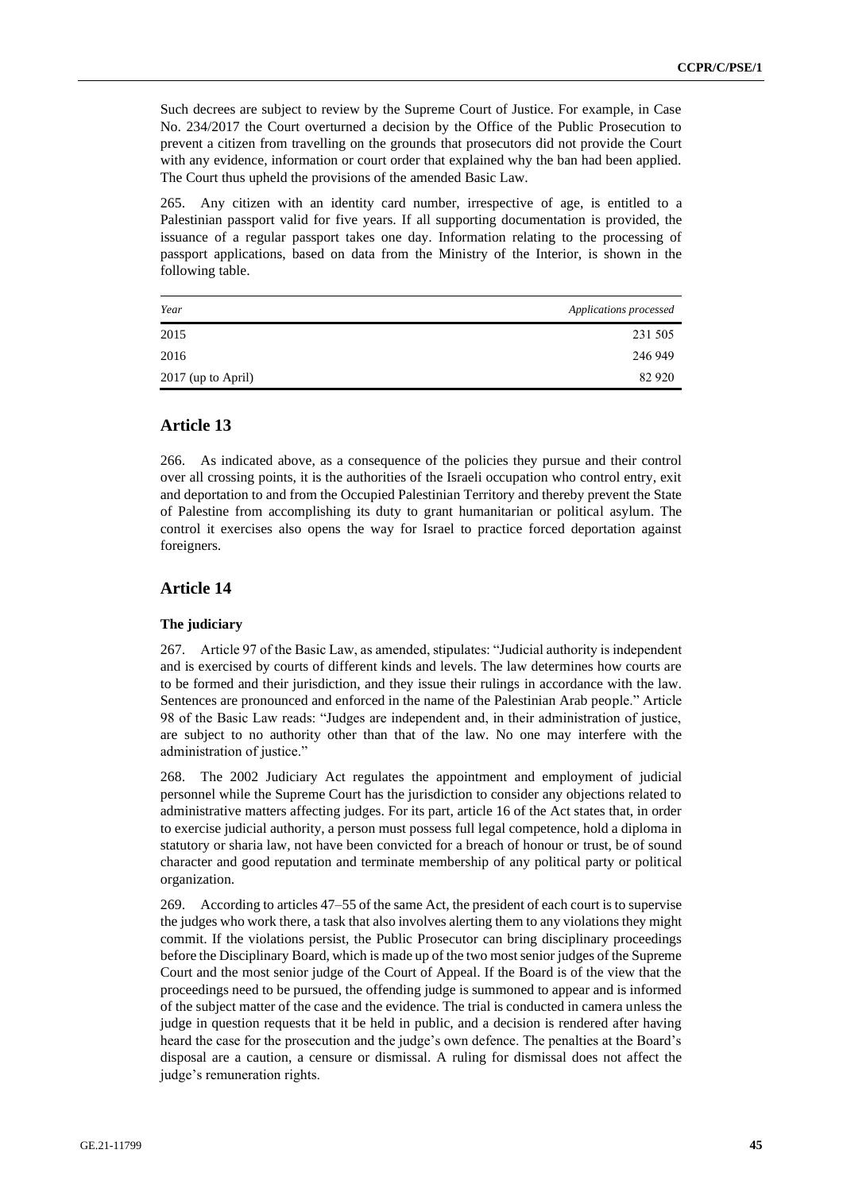Such decrees are subject to review by the Supreme Court of Justice. For example, in Case No. 234/2017 the Court overturned a decision by the Office of the Public Prosecution to prevent a citizen from travelling on the grounds that prosecutors did not provide the Court with any evidence, information or court order that explained why the ban had been applied. The Court thus upheld the provisions of the amended Basic Law.

265. Any citizen with an identity card number, irrespective of age, is entitled to a Palestinian passport valid for five years. If all supporting documentation is provided, the issuance of a regular passport takes one day. Information relating to the processing of passport applications, based on data from the Ministry of the Interior, is shown in the following table.

| *Year* | *Applications processed* |
|---|---:|
| 2015 | 231 505 |
| 2016 | 246 949 |
| 2017 (up to April) | 82 920 |

## Article 13

266. As indicated above, as a consequence of the policies they pursue and their control over all crossing points, it is the authorities of the Israeli occupation who control entry, exit and deportation to and from the Occupied Palestinian Territory and thereby prevent the State of Palestine from accomplishing its duty to grant humanitarian or political asylum. The control it exercises also opens the way for Israel to practice forced deportation against foreigners.

## Article 14

### The judiciary

267. Article 97 of the Basic Law, as amended, stipulates: "Judicial authority is independent and is exercised by courts of different kinds and levels. The law determines how courts are to be formed and their jurisdiction, and they issue their rulings in accordance with the law. Sentences are pronounced and enforced in the name of the Palestinian Arab people." Article 98 of the Basic Law reads: "Judges are independent and, in their administration of justice, are subject to no authority other than that of the law. No one may interfere with the administration of justice."

268. The 2002 Judiciary Act regulates the appointment and employment of judicial personnel while the Supreme Court has the jurisdiction to consider any objections related to administrative matters affecting judges. For its part, article 16 of the Act states that, in order to exercise judicial authority, a person must possess full legal competence, hold a diploma in statutory or sharia law, not have been convicted for a breach of honour or trust, be of sound character and good reputation and terminate membership of any political party or political organization.

269. According to articles 47–55 of the same Act, the president of each court is to supervise the judges who work there, a task that also involves alerting them to any violations they might commit. If the violations persist, the Public Prosecutor can bring disciplinary proceedings before the Disciplinary Board, which is made up of the two most senior judges of the Supreme Court and the most senior judge of the Court of Appeal. If the Board is of the view that the proceedings need to be pursued, the offending judge is summoned to appear and is informed of the subject matter of the case and the evidence. The trial is conducted in camera unless the judge in question requests that it be held in public, and a decision is rendered after having heard the case for the prosecution and the judge's own defence. The penalties at the Board's disposal are a caution, a censure or dismissal. A ruling for dismissal does not affect the judge's remuneration rights.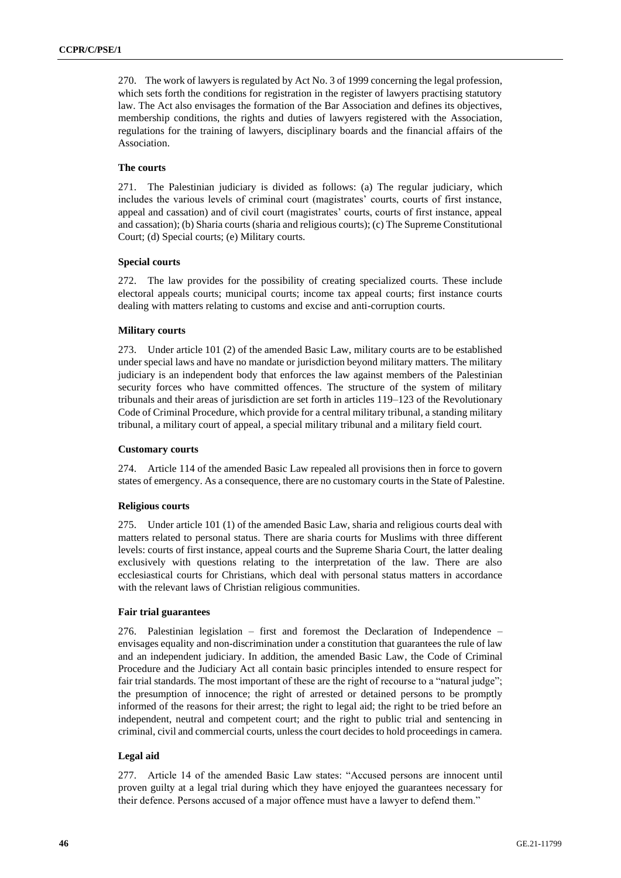270. The work of lawyers is regulated by Act No. 3 of 1999 concerning the legal profession, which sets forth the conditions for registration in the register of lawyers practising statutory law. The Act also envisages the formation of the Bar Association and defines its objectives, membership conditions, the rights and duties of lawyers registered with the Association, regulations for the training of lawyers, disciplinary boards and the financial affairs of the Association.

**The courts**

271. The Palestinian judiciary is divided as follows: (a) The regular judiciary, which includes the various levels of criminal court (magistrates' courts, courts of first instance, appeal and cassation) and of civil court (magistrates' courts, courts of first instance, appeal and cassation); (b) Sharia courts (sharia and religious courts); (c) The Supreme Constitutional Court; (d) Special courts; (e) Military courts.

**Special courts**

272. The law provides for the possibility of creating specialized courts. These include electoral appeals courts; municipal courts; income tax appeal courts; first instance courts dealing with matters relating to customs and excise and anti-corruption courts.

**Military courts**

273. Under article 101 (2) of the amended Basic Law, military courts are to be established under special laws and have no mandate or jurisdiction beyond military matters. The military judiciary is an independent body that enforces the law against members of the Palestinian security forces who have committed offences. The structure of the system of military tribunals and their areas of jurisdiction are set forth in articles 119–123 of the Revolutionary Code of Criminal Procedure, which provide for a central military tribunal, a standing military tribunal, a military court of appeal, a special military tribunal and a military field court.

**Customary courts**

274. Article 114 of the amended Basic Law repealed all provisions then in force to govern states of emergency. As a consequence, there are no customary courts in the State of Palestine.

**Religious courts**

275. Under article 101 (1) of the amended Basic Law, sharia and religious courts deal with matters related to personal status. There are sharia courts for Muslims with three different levels: courts of first instance, appeal courts and the Supreme Sharia Court, the latter dealing exclusively with questions relating to the interpretation of the law. There are also ecclesiastical courts for Christians, which deal with personal status matters in accordance with the relevant laws of Christian religious communities.

**Fair trial guarantees**

276. Palestinian legislation – first and foremost the Declaration of Independence – envisages equality and non-discrimination under a constitution that guarantees the rule of law and an independent judiciary. In addition, the amended Basic Law, the Code of Criminal Procedure and the Judiciary Act all contain basic principles intended to ensure respect for fair trial standards. The most important of these are the right of recourse to a "natural judge"; the presumption of innocence; the right of arrested or detained persons to be promptly informed of the reasons for their arrest; the right to legal aid; the right to be tried before an independent, neutral and competent court; and the right to public trial and sentencing in criminal, civil and commercial courts, unless the court decides to hold proceedings in camera.

**Legal aid**

277. Article 14 of the amended Basic Law states: "Accused persons are innocent until proven guilty at a legal trial during which they have enjoyed the guarantees necessary for their defence. Persons accused of a major offence must have a lawyer to defend them."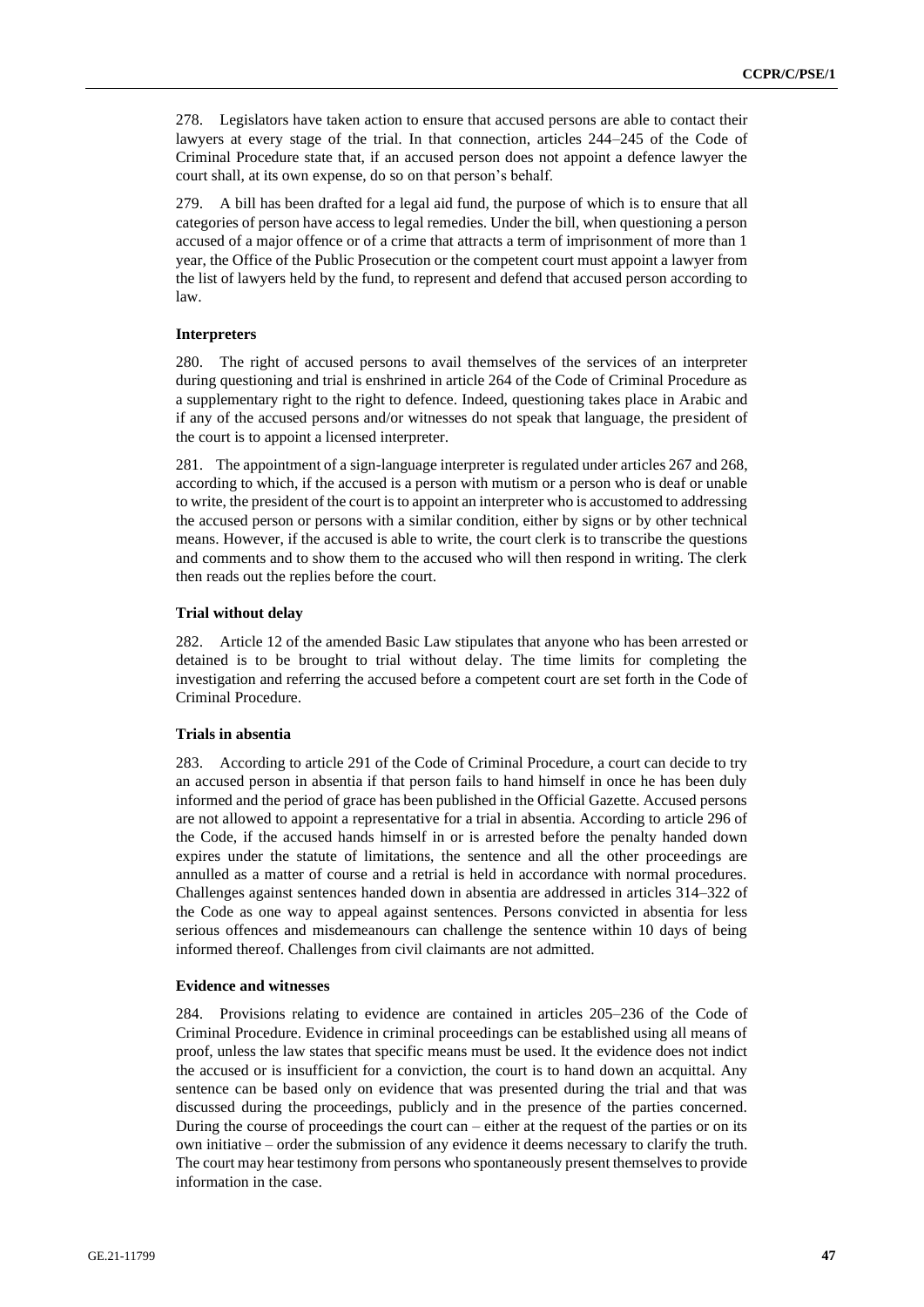278. Legislators have taken action to ensure that accused persons are able to contact their lawyers at every stage of the trial. In that connection, articles 244–245 of the Code of Criminal Procedure state that, if an accused person does not appoint a defence lawyer the court shall, at its own expense, do so on that person's behalf.

279. A bill has been drafted for a legal aid fund, the purpose of which is to ensure that all categories of person have access to legal remedies. Under the bill, when questioning a person accused of a major offence or of a crime that attracts a term of imprisonment of more than 1 year, the Office of the Public Prosecution or the competent court must appoint a lawyer from the list of lawyers held by the fund, to represent and defend that accused person according to law.

### Interpreters

280. The right of accused persons to avail themselves of the services of an interpreter during questioning and trial is enshrined in article 264 of the Code of Criminal Procedure as a supplementary right to the right to defence. Indeed, questioning takes place in Arabic and if any of the accused persons and/or witnesses do not speak that language, the president of the court is to appoint a licensed interpreter.

281. The appointment of a sign-language interpreter is regulated under articles 267 and 268, according to which, if the accused is a person with mutism or a person who is deaf or unable to write, the president of the court is to appoint an interpreter who is accustomed to addressing the accused person or persons with a similar condition, either by signs or by other technical means. However, if the accused is able to write, the court clerk is to transcribe the questions and comments and to show them to the accused who will then respond in writing. The clerk then reads out the replies before the court.

### Trial without delay

282. Article 12 of the amended Basic Law stipulates that anyone who has been arrested or detained is to be brought to trial without delay. The time limits for completing the investigation and referring the accused before a competent court are set forth in the Code of Criminal Procedure.

### Trials in absentia

283. According to article 291 of the Code of Criminal Procedure, a court can decide to try an accused person in absentia if that person fails to hand himself in once he has been duly informed and the period of grace has been published in the Official Gazette. Accused persons are not allowed to appoint a representative for a trial in absentia. According to article 296 of the Code, if the accused hands himself in or is arrested before the penalty handed down expires under the statute of limitations, the sentence and all the other proceedings are annulled as a matter of course and a retrial is held in accordance with normal procedures. Challenges against sentences handed down in absentia are addressed in articles 314–322 of the Code as one way to appeal against sentences. Persons convicted in absentia for less serious offences and misdemeanours can challenge the sentence within 10 days of being informed thereof. Challenges from civil claimants are not admitted.

### Evidence and witnesses

284. Provisions relating to evidence are contained in articles 205–236 of the Code of Criminal Procedure. Evidence in criminal proceedings can be established using all means of proof, unless the law states that specific means must be used. It the evidence does not indict the accused or is insufficient for a conviction, the court is to hand down an acquittal. Any sentence can be based only on evidence that was presented during the trial and that was discussed during the proceedings, publicly and in the presence of the parties concerned. During the course of proceedings the court can – either at the request of the parties or on its own initiative – order the submission of any evidence it deems necessary to clarify the truth. The court may hear testimony from persons who spontaneously present themselves to provide information in the case.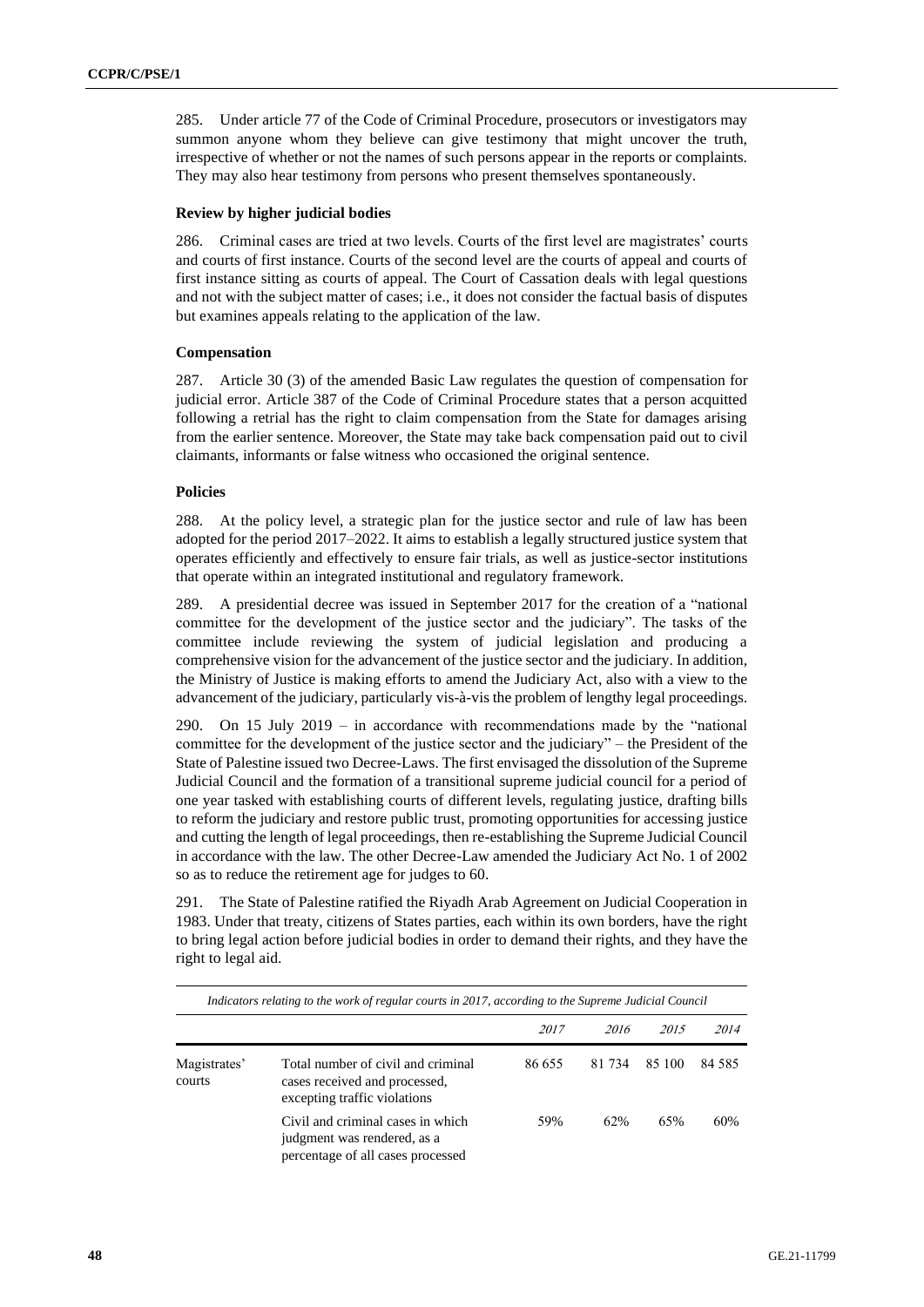285. Under article 77 of the Code of Criminal Procedure, prosecutors or investigators may summon anyone whom they believe can give testimony that might uncover the truth, irrespective of whether or not the names of such persons appear in the reports or complaints. They may also hear testimony from persons who present themselves spontaneously.

**Review by higher judicial bodies**

286. Criminal cases are tried at two levels. Courts of the first level are magistrates' courts and courts of first instance. Courts of the second level are the courts of appeal and courts of first instance sitting as courts of appeal. The Court of Cassation deals with legal questions and not with the subject matter of cases; i.e., it does not consider the factual basis of disputes but examines appeals relating to the application of the law.

**Compensation**

287. Article 30 (3) of the amended Basic Law regulates the question of compensation for judicial error. Article 387 of the Code of Criminal Procedure states that a person acquitted following a retrial has the right to claim compensation from the State for damages arising from the earlier sentence. Moreover, the State may take back compensation paid out to civil claimants, informants or false witness who occasioned the original sentence.

**Policies**

288. At the policy level, a strategic plan for the justice sector and rule of law has been adopted for the period 2017–2022. It aims to establish a legally structured justice system that operates efficiently and effectively to ensure fair trials, as well as justice-sector institutions that operate within an integrated institutional and regulatory framework.

289. A presidential decree was issued in September 2017 for the creation of a "national committee for the development of the justice sector and the judiciary". The tasks of the committee include reviewing the system of judicial legislation and producing a comprehensive vision for the advancement of the justice sector and the judiciary. In addition, the Ministry of Justice is making efforts to amend the Judiciary Act, also with a view to the advancement of the judiciary, particularly vis-à-vis the problem of lengthy legal proceedings.

290. On 15 July 2019 – in accordance with recommendations made by the "national committee for the development of the justice sector and the judiciary" – the President of the State of Palestine issued two Decree-Laws. The first envisaged the dissolution of the Supreme Judicial Council and the formation of a transitional supreme judicial council for a period of one year tasked with establishing courts of different levels, regulating justice, drafting bills to reform the judiciary and restore public trust, promoting opportunities for accessing justice and cutting the length of legal proceedings, then re-establishing the Supreme Judicial Council in accordance with the law. The other Decree-Law amended the Judiciary Act No. 1 of 2002 so as to reduce the retirement age for judges to 60.

291. The State of Palestine ratified the Riyadh Arab Agreement on Judicial Cooperation in 1983. Under that treaty, citizens of States parties, each within its own borders, have the right to bring legal action before judicial bodies in order to demand their rights, and they have the right to legal aid.

*Indicators relating to the work of regular courts in 2017, according to the Supreme Judicial Council*

| | | *2017* | *2016* | *2015* | *2014* |
|---|---|---|---|---|---|
| Magistrates' courts | Total number of civil and criminal cases received and processed, excepting traffic violations | 86 655 | 81 734 | 85 100 | 84 585 |
| | Civil and criminal cases in which judgment was rendered, as a percentage of all cases processed | 59% | 62% | 65% | 60% |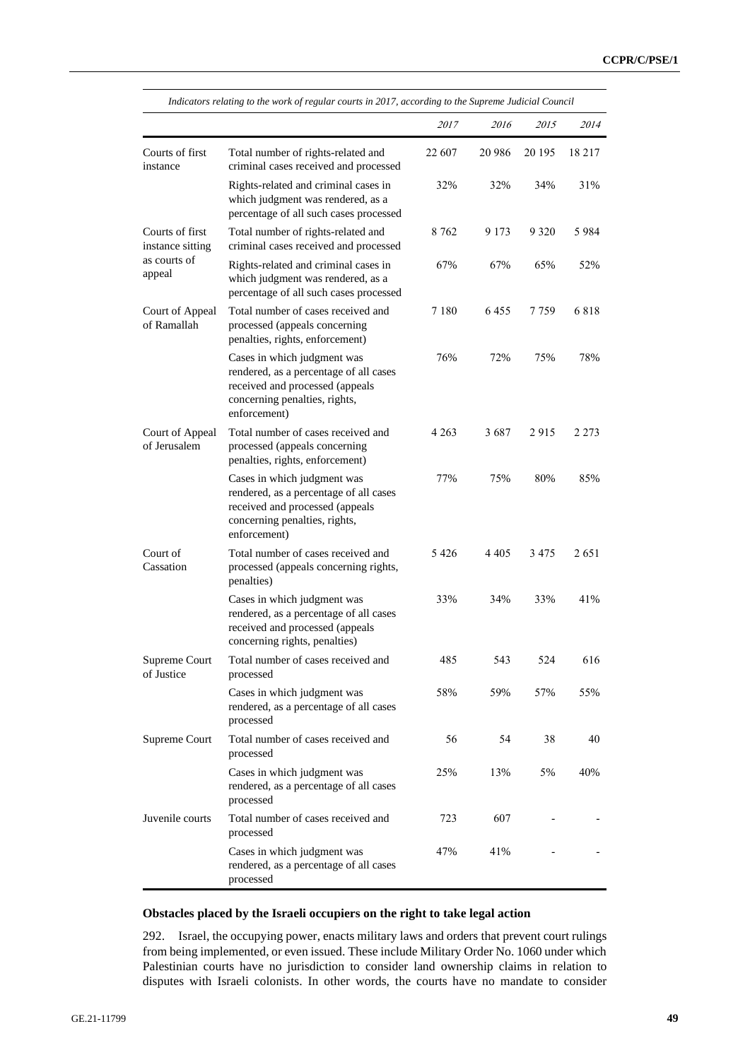*Indicators relating to the work of regular courts in 2017, according to the Supreme Judicial Council*

| | | *2017* | *2016* | *2015* | *2014* |
|---|---|---|---|---|---|
| Courts of first instance | Total number of rights-related and criminal cases received and processed | 22 607 | 20 986 | 20 195 | 18 217 |
| | Rights-related and criminal cases in which judgment was rendered, as a percentage of all such cases processed | 32% | 32% | 34% | 31% |
| Courts of first instance sitting as courts of appeal | Total number of rights-related and criminal cases received and processed | 8 762 | 9 173 | 9 320 | 5 984 |
| | Rights-related and criminal cases in which judgment was rendered, as a percentage of all such cases processed | 67% | 67% | 65% | 52% |
| Court of Appeal of Ramallah | Total number of cases received and processed (appeals concerning penalties, rights, enforcement) | 7 180 | 6 455 | 7 759 | 6 818 |
| | Cases in which judgment was rendered, as a percentage of all cases received and processed (appeals concerning penalties, rights, enforcement) | 76% | 72% | 75% | 78% |
| Court of Appeal of Jerusalem | Total number of cases received and processed (appeals concerning penalties, rights, enforcement) | 4 263 | 3 687 | 2 915 | 2 273 |
| | Cases in which judgment was rendered, as a percentage of all cases received and processed (appeals concerning penalties, rights, enforcement) | 77% | 75% | 80% | 85% |
| Court of Cassation | Total number of cases received and processed (appeals concerning rights, penalties) | 5 426 | 4 405 | 3 475 | 2 651 |
| | Cases in which judgment was rendered, as a percentage of all cases received and processed (appeals concerning rights, penalties) | 33% | 34% | 33% | 41% |
| Supreme Court of Justice | Total number of cases received and processed | 485 | 543 | 524 | 616 |
| | Cases in which judgment was rendered, as a percentage of all cases processed | 58% | 59% | 57% | 55% |
| Supreme Court | Total number of cases received and processed | 56 | 54 | 38 | 40 |
| | Cases in which judgment was rendered, as a percentage of all cases processed | 25% | 13% | 5% | 40% |
| Juvenile courts | Total number of cases received and processed | 723 | 607 | - | - |
| | Cases in which judgment was rendered, as a percentage of all cases processed | 47% | 41% | - | - |

**Obstacles placed by the Israeli occupiers on the right to take legal action**

292. Israel, the occupying power, enacts military laws and orders that prevent court rulings from being implemented, or even issued. These include Military Order No. 1060 under which Palestinian courts have no jurisdiction to consider land ownership claims in relation to disputes with Israeli colonists. In other words, the courts have no mandate to consider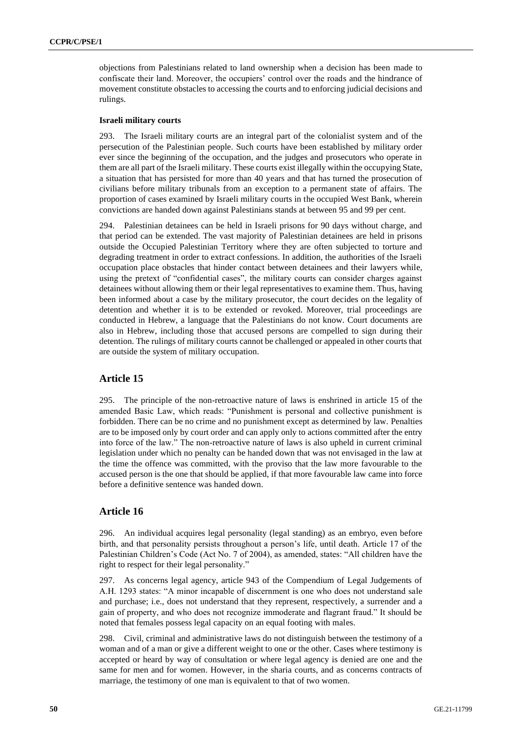objections from Palestinians related to land ownership when a decision has been made to confiscate their land. Moreover, the occupiers' control over the roads and the hindrance of movement constitute obstacles to accessing the courts and to enforcing judicial decisions and rulings.

**Israeli military courts**

293. The Israeli military courts are an integral part of the colonialist system and of the persecution of the Palestinian people. Such courts have been established by military order ever since the beginning of the occupation, and the judges and prosecutors who operate in them are all part of the Israeli military. These courts exist illegally within the occupying State, a situation that has persisted for more than 40 years and that has turned the prosecution of civilians before military tribunals from an exception to a permanent state of affairs. The proportion of cases examined by Israeli military courts in the occupied West Bank, wherein convictions are handed down against Palestinians stands at between 95 and 99 per cent.

294. Palestinian detainees can be held in Israeli prisons for 90 days without charge, and that period can be extended. The vast majority of Palestinian detainees are held in prisons outside the Occupied Palestinian Territory where they are often subjected to torture and degrading treatment in order to extract confessions. In addition, the authorities of the Israeli occupation place obstacles that hinder contact between detainees and their lawyers while, using the pretext of "confidential cases", the military courts can consider charges against detainees without allowing them or their legal representatives to examine them. Thus, having been informed about a case by the military prosecutor, the court decides on the legality of detention and whether it is to be extended or revoked. Moreover, trial proceedings are conducted in Hebrew, a language that the Palestinians do not know. Court documents are also in Hebrew, including those that accused persons are compelled to sign during their detention. The rulings of military courts cannot be challenged or appealed in other courts that are outside the system of military occupation.

## Article 15

295. The principle of the non-retroactive nature of laws is enshrined in article 15 of the amended Basic Law, which reads: "Punishment is personal and collective punishment is forbidden. There can be no crime and no punishment except as determined by law. Penalties are to be imposed only by court order and can apply only to actions committed after the entry into force of the law." The non-retroactive nature of laws is also upheld in current criminal legislation under which no penalty can be handed down that was not envisaged in the law at the time the offence was committed, with the proviso that the law more favourable to the accused person is the one that should be applied, if that more favourable law came into force before a definitive sentence was handed down.

## Article 16

296. An individual acquires legal personality (legal standing) as an embryo, even before birth, and that personality persists throughout a person's life, until death. Article 17 of the Palestinian Children's Code (Act No. 7 of 2004), as amended, states: "All children have the right to respect for their legal personality."

297. As concerns legal agency, article 943 of the Compendium of Legal Judgements of A.H. 1293 states: "A minor incapable of discernment is one who does not understand sale and purchase; i.e., does not understand that they represent, respectively, a surrender and a gain of property, and who does not recognize immoderate and flagrant fraud." It should be noted that females possess legal capacity on an equal footing with males.

298. Civil, criminal and administrative laws do not distinguish between the testimony of a woman and of a man or give a different weight to one or the other. Cases where testimony is accepted or heard by way of consultation or where legal agency is denied are one and the same for men and for women. However, in the sharia courts, and as concerns contracts of marriage, the testimony of one man is equivalent to that of two women.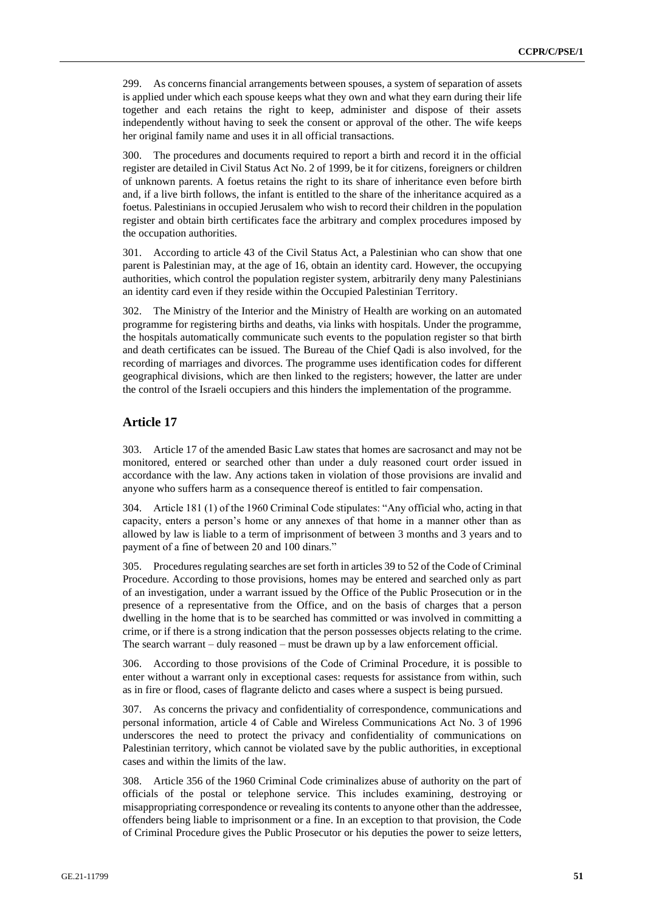299. As concerns financial arrangements between spouses, a system of separation of assets is applied under which each spouse keeps what they own and what they earn during their life together and each retains the right to keep, administer and dispose of their assets independently without having to seek the consent or approval of the other. The wife keeps her original family name and uses it in all official transactions.

300. The procedures and documents required to report a birth and record it in the official register are detailed in Civil Status Act No. 2 of 1999, be it for citizens, foreigners or children of unknown parents. A foetus retains the right to its share of inheritance even before birth and, if a live birth follows, the infant is entitled to the share of the inheritance acquired as a foetus. Palestinians in occupied Jerusalem who wish to record their children in the population register and obtain birth certificates face the arbitrary and complex procedures imposed by the occupation authorities.

301. According to article 43 of the Civil Status Act, a Palestinian who can show that one parent is Palestinian may, at the age of 16, obtain an identity card. However, the occupying authorities, which control the population register system, arbitrarily deny many Palestinians an identity card even if they reside within the Occupied Palestinian Territory.

302. The Ministry of the Interior and the Ministry of Health are working on an automated programme for registering births and deaths, via links with hospitals. Under the programme, the hospitals automatically communicate such events to the population register so that birth and death certificates can be issued. The Bureau of the Chief Qadi is also involved, for the recording of marriages and divorces. The programme uses identification codes for different geographical divisions, which are then linked to the registers; however, the latter are under the control of the Israeli occupiers and this hinders the implementation of the programme.

## Article 17

303. Article 17 of the amended Basic Law states that homes are sacrosanct and may not be monitored, entered or searched other than under a duly reasoned court order issued in accordance with the law. Any actions taken in violation of those provisions are invalid and anyone who suffers harm as a consequence thereof is entitled to fair compensation.

304. Article 181 (1) of the 1960 Criminal Code stipulates: "Any official who, acting in that capacity, enters a person's home or any annexes of that home in a manner other than as allowed by law is liable to a term of imprisonment of between 3 months and 3 years and to payment of a fine of between 20 and 100 dinars."

305. Procedures regulating searches are set forth in articles 39 to 52 of the Code of Criminal Procedure. According to those provisions, homes may be entered and searched only as part of an investigation, under a warrant issued by the Office of the Public Prosecution or in the presence of a representative from the Office, and on the basis of charges that a person dwelling in the home that is to be searched has committed or was involved in committing a crime, or if there is a strong indication that the person possesses objects relating to the crime. The search warrant – duly reasoned – must be drawn up by a law enforcement official.

306. According to those provisions of the Code of Criminal Procedure, it is possible to enter without a warrant only in exceptional cases: requests for assistance from within, such as in fire or flood, cases of flagrante delicto and cases where a suspect is being pursued.

307. As concerns the privacy and confidentiality of correspondence, communications and personal information, article 4 of Cable and Wireless Communications Act No. 3 of 1996 underscores the need to protect the privacy and confidentiality of communications on Palestinian territory, which cannot be violated save by the public authorities, in exceptional cases and within the limits of the law.

308. Article 356 of the 1960 Criminal Code criminalizes abuse of authority on the part of officials of the postal or telephone service. This includes examining, destroying or misappropriating correspondence or revealing its contents to anyone other than the addressee, offenders being liable to imprisonment or a fine. In an exception to that provision, the Code of Criminal Procedure gives the Public Prosecutor or his deputies the power to seize letters,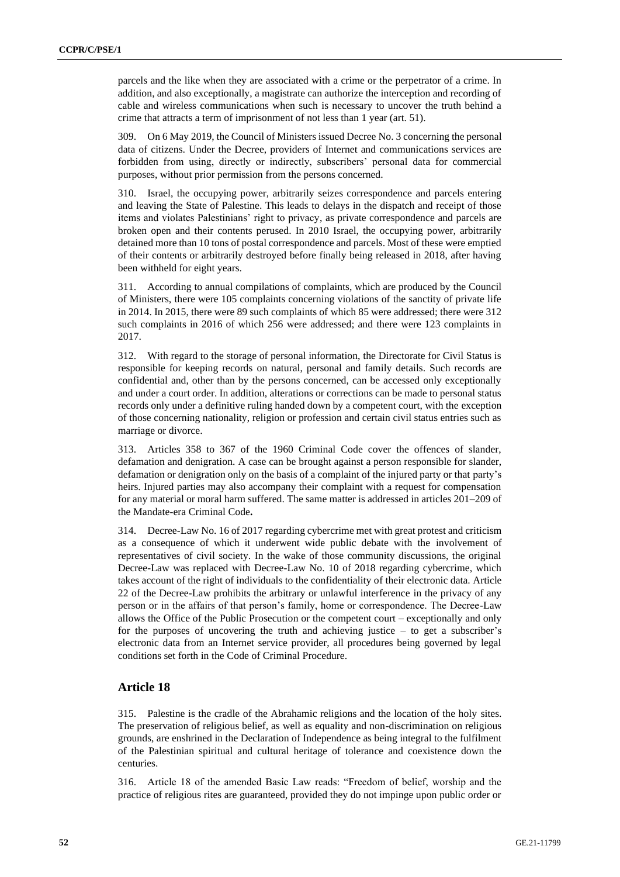parcels and the like when they are associated with a crime or the perpetrator of a crime. In addition, and also exceptionally, a magistrate can authorize the interception and recording of cable and wireless communications when such is necessary to uncover the truth behind a crime that attracts a term of imprisonment of not less than 1 year (art. 51).

309. On 6 May 2019, the Council of Ministers issued Decree No. 3 concerning the personal data of citizens. Under the Decree, providers of Internet and communications services are forbidden from using, directly or indirectly, subscribers' personal data for commercial purposes, without prior permission from the persons concerned.

310. Israel, the occupying power, arbitrarily seizes correspondence and parcels entering and leaving the State of Palestine. This leads to delays in the dispatch and receipt of those items and violates Palestinians' right to privacy, as private correspondence and parcels are broken open and their contents perused. In 2010 Israel, the occupying power, arbitrarily detained more than 10 tons of postal correspondence and parcels. Most of these were emptied of their contents or arbitrarily destroyed before finally being released in 2018, after having been withheld for eight years.

311. According to annual compilations of complaints, which are produced by the Council of Ministers, there were 105 complaints concerning violations of the sanctity of private life in 2014. In 2015, there were 89 such complaints of which 85 were addressed; there were 312 such complaints in 2016 of which 256 were addressed; and there were 123 complaints in 2017.

312. With regard to the storage of personal information, the Directorate for Civil Status is responsible for keeping records on natural, personal and family details. Such records are confidential and, other than by the persons concerned, can be accessed only exceptionally and under a court order. In addition, alterations or corrections can be made to personal status records only under a definitive ruling handed down by a competent court, with the exception of those concerning nationality, religion or profession and certain civil status entries such as marriage or divorce.

313. Articles 358 to 367 of the 1960 Criminal Code cover the offences of slander, defamation and denigration. A case can be brought against a person responsible for slander, defamation or denigration only on the basis of a complaint of the injured party or that party's heirs. Injured parties may also accompany their complaint with a request for compensation for any material or moral harm suffered. The same matter is addressed in articles 201–209 of the Mandate-era Criminal Code**.**

314. Decree-Law No. 16 of 2017 regarding cybercrime met with great protest and criticism as a consequence of which it underwent wide public debate with the involvement of representatives of civil society. In the wake of those community discussions, the original Decree-Law was replaced with Decree-Law No. 10 of 2018 regarding cybercrime, which takes account of the right of individuals to the confidentiality of their electronic data. Article 22 of the Decree-Law prohibits the arbitrary or unlawful interference in the privacy of any person or in the affairs of that person's family, home or correspondence. The Decree-Law allows the Office of the Public Prosecution or the competent court – exceptionally and only for the purposes of uncovering the truth and achieving justice – to get a subscriber's electronic data from an Internet service provider, all procedures being governed by legal conditions set forth in the Code of Criminal Procedure.

## Article 18

315. Palestine is the cradle of the Abrahamic religions and the location of the holy sites. The preservation of religious belief, as well as equality and non-discrimination on religious grounds, are enshrined in the Declaration of Independence as being integral to the fulfilment of the Palestinian spiritual and cultural heritage of tolerance and coexistence down the centuries.

316. Article 18 of the amended Basic Law reads: "Freedom of belief, worship and the practice of religious rites are guaranteed, provided they do not impinge upon public order or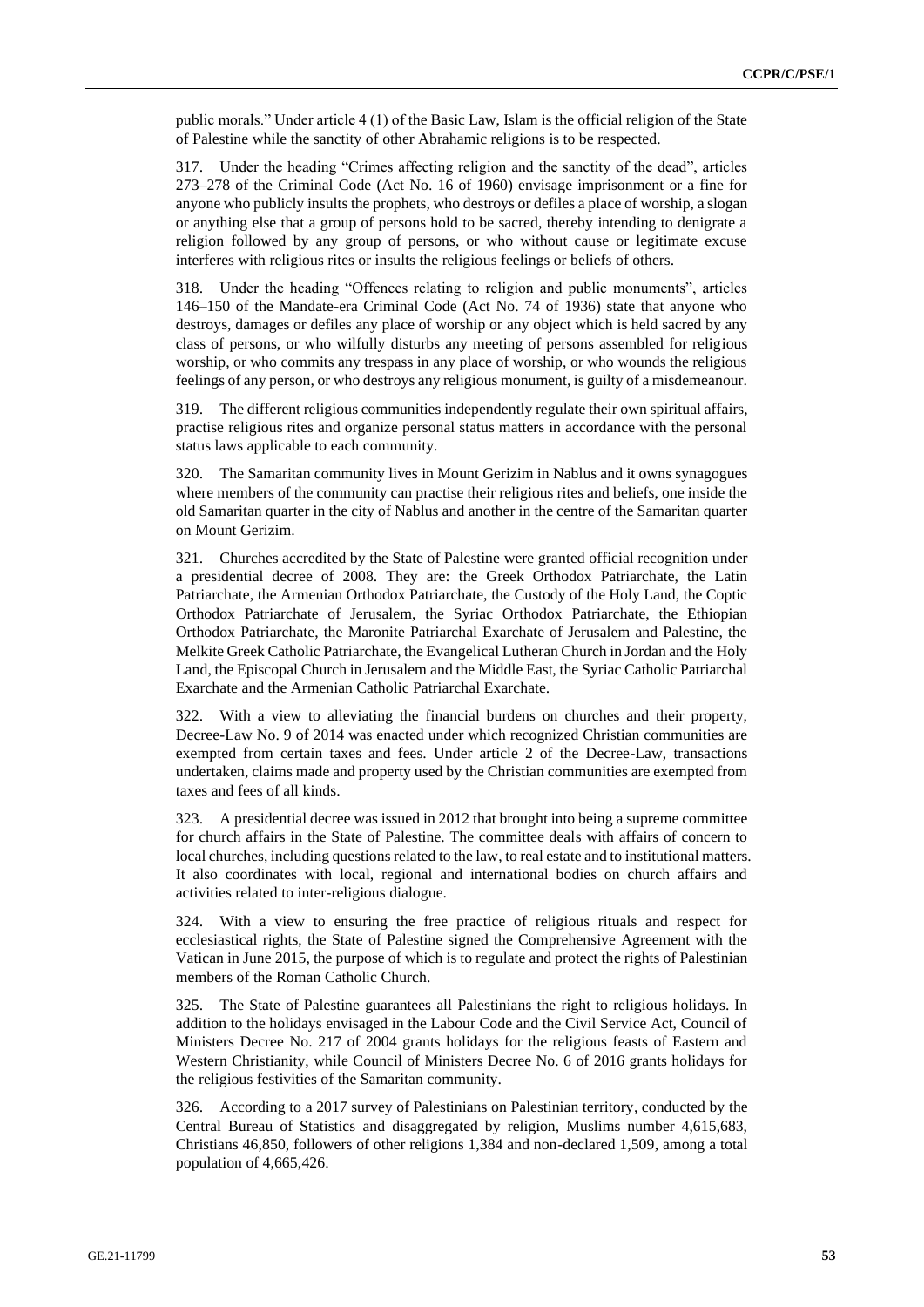public morals." Under article 4 (1) of the Basic Law, Islam is the official religion of the State of Palestine while the sanctity of other Abrahamic religions is to be respected.

317. Under the heading "Crimes affecting religion and the sanctity of the dead", articles 273–278 of the Criminal Code (Act No. 16 of 1960) envisage imprisonment or a fine for anyone who publicly insults the prophets, who destroys or defiles a place of worship, a slogan or anything else that a group of persons hold to be sacred, thereby intending to denigrate a religion followed by any group of persons, or who without cause or legitimate excuse interferes with religious rites or insults the religious feelings or beliefs of others.

318. Under the heading "Offences relating to religion and public monuments", articles 146–150 of the Mandate-era Criminal Code (Act No. 74 of 1936) state that anyone who destroys, damages or defiles any place of worship or any object which is held sacred by any class of persons, or who wilfully disturbs any meeting of persons assembled for religious worship, or who commits any trespass in any place of worship, or who wounds the religious feelings of any person, or who destroys any religious monument, is guilty of a misdemeanour.

319. The different religious communities independently regulate their own spiritual affairs, practise religious rites and organize personal status matters in accordance with the personal status laws applicable to each community.

320. The Samaritan community lives in Mount Gerizim in Nablus and it owns synagogues where members of the community can practise their religious rites and beliefs, one inside the old Samaritan quarter in the city of Nablus and another in the centre of the Samaritan quarter on Mount Gerizim.

321. Churches accredited by the State of Palestine were granted official recognition under a presidential decree of 2008. They are: the Greek Orthodox Patriarchate, the Latin Patriarchate, the Armenian Orthodox Patriarchate, the Custody of the Holy Land, the Coptic Orthodox Patriarchate of Jerusalem, the Syriac Orthodox Patriarchate, the Ethiopian Orthodox Patriarchate, the Maronite Patriarchal Exarchate of Jerusalem and Palestine, the Melkite Greek Catholic Patriarchate, the Evangelical Lutheran Church in Jordan and the Holy Land, the Episcopal Church in Jerusalem and the Middle East, the Syriac Catholic Patriarchal Exarchate and the Armenian Catholic Patriarchal Exarchate.

322. With a view to alleviating the financial burdens on churches and their property, Decree-Law No. 9 of 2014 was enacted under which recognized Christian communities are exempted from certain taxes and fees. Under article 2 of the Decree-Law, transactions undertaken, claims made and property used by the Christian communities are exempted from taxes and fees of all kinds.

323. A presidential decree was issued in 2012 that brought into being a supreme committee for church affairs in the State of Palestine. The committee deals with affairs of concern to local churches, including questions related to the law, to real estate and to institutional matters. It also coordinates with local, regional and international bodies on church affairs and activities related to inter-religious dialogue.

324. With a view to ensuring the free practice of religious rituals and respect for ecclesiastical rights, the State of Palestine signed the Comprehensive Agreement with the Vatican in June 2015, the purpose of which is to regulate and protect the rights of Palestinian members of the Roman Catholic Church.

325. The State of Palestine guarantees all Palestinians the right to religious holidays. In addition to the holidays envisaged in the Labour Code and the Civil Service Act, Council of Ministers Decree No. 217 of 2004 grants holidays for the religious feasts of Eastern and Western Christianity, while Council of Ministers Decree No. 6 of 2016 grants holidays for the religious festivities of the Samaritan community.

326. According to a 2017 survey of Palestinians on Palestinian territory, conducted by the Central Bureau of Statistics and disaggregated by religion, Muslims number 4,615,683, Christians 46,850, followers of other religions 1,384 and non-declared 1,509, among a total population of 4,665,426.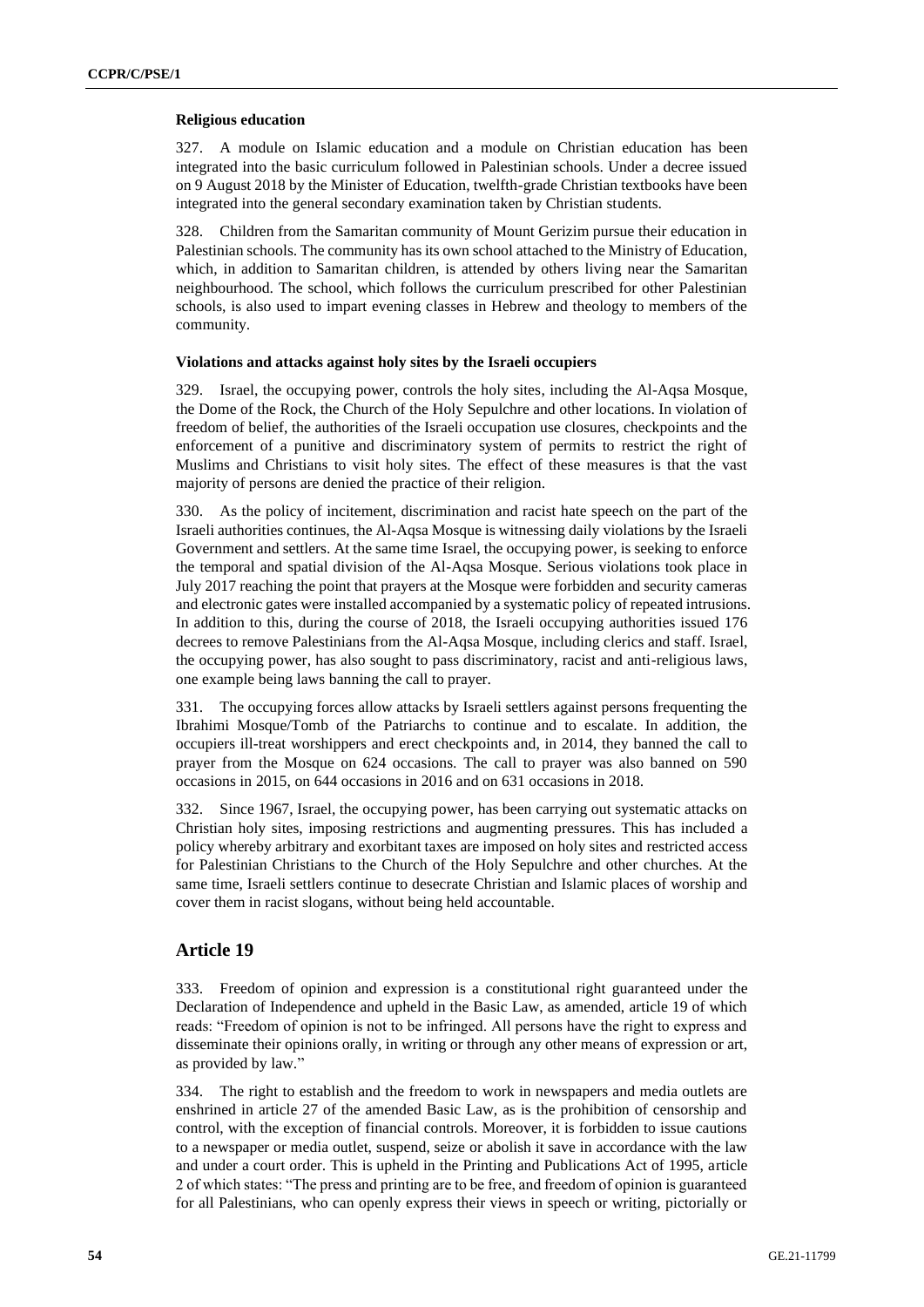#### Religious education

327. A module on Islamic education and a module on Christian education has been integrated into the basic curriculum followed in Palestinian schools. Under a decree issued on 9 August 2018 by the Minister of Education, twelfth-grade Christian textbooks have been integrated into the general secondary examination taken by Christian students.

328. Children from the Samaritan community of Mount Gerizim pursue their education in Palestinian schools. The community has its own school attached to the Ministry of Education, which, in addition to Samaritan children, is attended by others living near the Samaritan neighbourhood. The school, which follows the curriculum prescribed for other Palestinian schools, is also used to impart evening classes in Hebrew and theology to members of the community.

#### Violations and attacks against holy sites by the Israeli occupiers

329. Israel, the occupying power, controls the holy sites, including the Al-Aqsa Mosque, the Dome of the Rock, the Church of the Holy Sepulchre and other locations. In violation of freedom of belief, the authorities of the Israeli occupation use closures, checkpoints and the enforcement of a punitive and discriminatory system of permits to restrict the right of Muslims and Christians to visit holy sites. The effect of these measures is that the vast majority of persons are denied the practice of their religion.

330. As the policy of incitement, discrimination and racist hate speech on the part of the Israeli authorities continues, the Al-Aqsa Mosque is witnessing daily violations by the Israeli Government and settlers. At the same time Israel, the occupying power, is seeking to enforce the temporal and spatial division of the Al-Aqsa Mosque. Serious violations took place in July 2017 reaching the point that prayers at the Mosque were forbidden and security cameras and electronic gates were installed accompanied by a systematic policy of repeated intrusions. In addition to this, during the course of 2018, the Israeli occupying authorities issued 176 decrees to remove Palestinians from the Al-Aqsa Mosque, including clerics and staff. Israel, the occupying power, has also sought to pass discriminatory, racist and anti-religious laws, one example being laws banning the call to prayer.

331. The occupying forces allow attacks by Israeli settlers against persons frequenting the Ibrahimi Mosque/Tomb of the Patriarchs to continue and to escalate. In addition, the occupiers ill-treat worshippers and erect checkpoints and, in 2014, they banned the call to prayer from the Mosque on 624 occasions. The call to prayer was also banned on 590 occasions in 2015, on 644 occasions in 2016 and on 631 occasions in 2018.

332. Since 1967, Israel, the occupying power, has been carrying out systematic attacks on Christian holy sites, imposing restrictions and augmenting pressures. This has included a policy whereby arbitrary and exorbitant taxes are imposed on holy sites and restricted access for Palestinian Christians to the Church of the Holy Sepulchre and other churches. At the same time, Israeli settlers continue to desecrate Christian and Islamic places of worship and cover them in racist slogans, without being held accountable.

## Article 19

333. Freedom of opinion and expression is a constitutional right guaranteed under the Declaration of Independence and upheld in the Basic Law, as amended, article 19 of which reads: "Freedom of opinion is not to be infringed. All persons have the right to express and disseminate their opinions orally, in writing or through any other means of expression or art, as provided by law."

334. The right to establish and the freedom to work in newspapers and media outlets are enshrined in article 27 of the amended Basic Law, as is the prohibition of censorship and control, with the exception of financial controls. Moreover, it is forbidden to issue cautions to a newspaper or media outlet, suspend, seize or abolish it save in accordance with the law and under a court order. This is upheld in the Printing and Publications Act of 1995, article 2 of which states: "The press and printing are to be free, and freedom of opinion is guaranteed for all Palestinians, who can openly express their views in speech or writing, pictorially or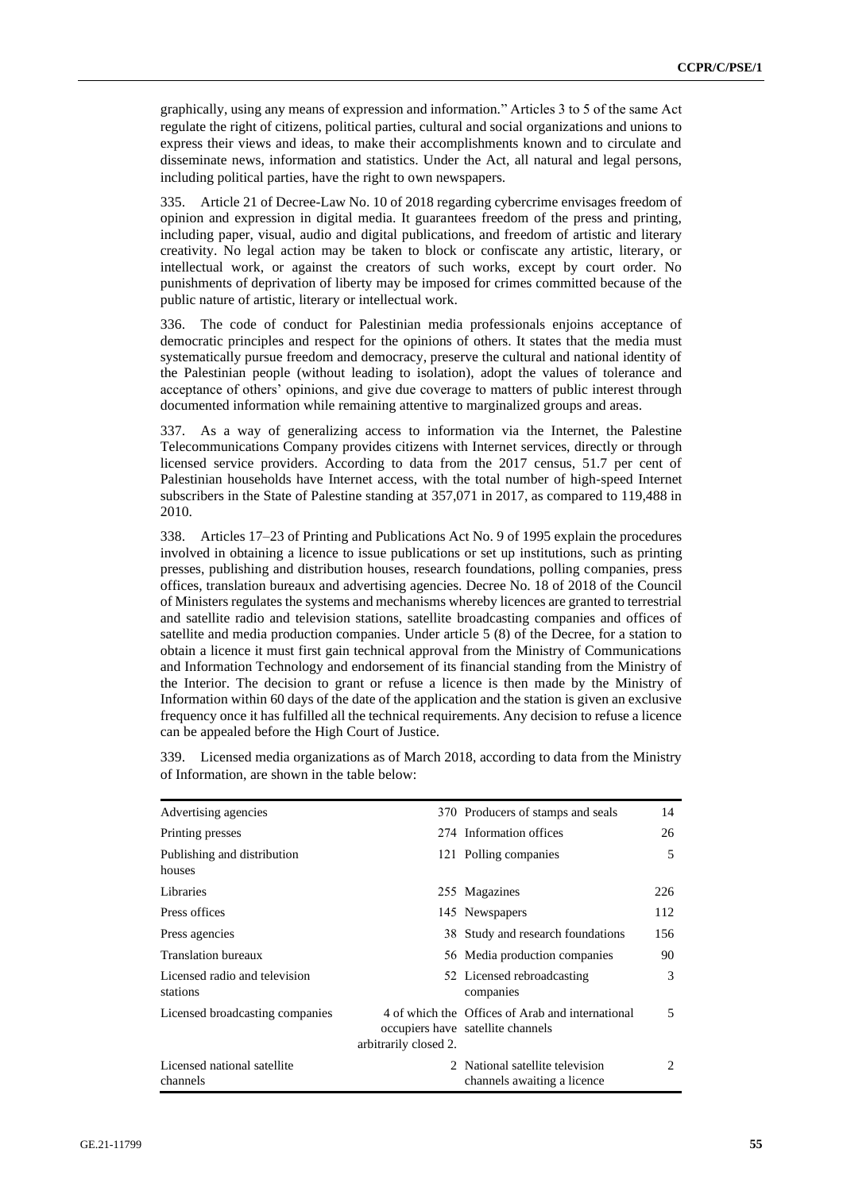graphically, using any means of expression and information." Articles 3 to 5 of the same Act regulate the right of citizens, political parties, cultural and social organizations and unions to express their views and ideas, to make their accomplishments known and to circulate and disseminate news, information and statistics. Under the Act, all natural and legal persons, including political parties, have the right to own newspapers.

335. Article 21 of Decree-Law No. 10 of 2018 regarding cybercrime envisages freedom of opinion and expression in digital media. It guarantees freedom of the press and printing, including paper, visual, audio and digital publications, and freedom of artistic and literary creativity. No legal action may be taken to block or confiscate any artistic, literary, or intellectual work, or against the creators of such works, except by court order. No punishments of deprivation of liberty may be imposed for crimes committed because of the public nature of artistic, literary or intellectual work.

336. The code of conduct for Palestinian media professionals enjoins acceptance of democratic principles and respect for the opinions of others. It states that the media must systematically pursue freedom and democracy, preserve the cultural and national identity of the Palestinian people (without leading to isolation), adopt the values of tolerance and acceptance of others' opinions, and give due coverage to matters of public interest through documented information while remaining attentive to marginalized groups and areas.

337. As a way of generalizing access to information via the Internet, the Palestine Telecommunications Company provides citizens with Internet services, directly or through licensed service providers. According to data from the 2017 census, 51.7 per cent of Palestinian households have Internet access, with the total number of high-speed Internet subscribers in the State of Palestine standing at 357,071 in 2017, as compared to 119,488 in 2010.

338. Articles 17–23 of Printing and Publications Act No. 9 of 1995 explain the procedures involved in obtaining a licence to issue publications or set up institutions, such as printing presses, publishing and distribution houses, research foundations, polling companies, press offices, translation bureaux and advertising agencies. Decree No. 18 of 2018 of the Council of Ministers regulates the systems and mechanisms whereby licences are granted to terrestrial and satellite radio and television stations, satellite broadcasting companies and offices of satellite and media production companies. Under article 5 (8) of the Decree, for a station to obtain a licence it must first gain technical approval from the Ministry of Communications and Information Technology and endorsement of its financial standing from the Ministry of the Interior. The decision to grant or refuse a licence is then made by the Ministry of Information within 60 days of the date of the application and the station is given an exclusive frequency once it has fulfilled all the technical requirements. Any decision to refuse a licence can be appealed before the High Court of Justice.

339. Licensed media organizations as of March 2018, according to data from the Ministry of Information, are shown in the table below:

| | | | |
|---|---|---|---|
| Advertising agencies | 370 | Producers of stamps and seals | 14 |
| Printing presses | 274 | Information offices | 26 |
| Publishing and distribution houses | 121 | Polling companies | 5 |
| Libraries | 255 | Magazines | 226 |
| Press offices | 145 | Newspapers | 112 |
| Press agencies | 38 | Study and research foundations | 156 |
| Translation bureaux | 56 | Media production companies | 90 |
| Licensed radio and television stations | 52 | Licensed rebroadcasting companies | 3 |
| Licensed broadcasting companies | 4 of which the occupiers have arbitrarily closed 2. | Offices of Arab and international satellite channels | 5 |
| Licensed national satellite channels | 2 | National satellite television channels awaiting a licence | 2 |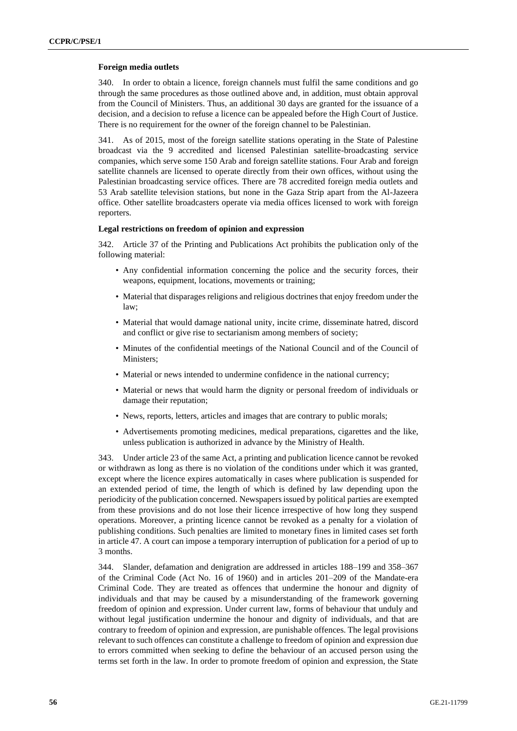**Foreign media outlets**

340. In order to obtain a licence, foreign channels must fulfil the same conditions and go through the same procedures as those outlined above and, in addition, must obtain approval from the Council of Ministers. Thus, an additional 30 days are granted for the issuance of a decision, and a decision to refuse a licence can be appealed before the High Court of Justice. There is no requirement for the owner of the foreign channel to be Palestinian.

341. As of 2015, most of the foreign satellite stations operating in the State of Palestine broadcast via the 9 accredited and licensed Palestinian satellite-broadcasting service companies, which serve some 150 Arab and foreign satellite stations. Four Arab and foreign satellite channels are licensed to operate directly from their own offices, without using the Palestinian broadcasting service offices. There are 78 accredited foreign media outlets and 53 Arab satellite television stations, but none in the Gaza Strip apart from the Al-Jazeera office. Other satellite broadcasters operate via media offices licensed to work with foreign reporters.

**Legal restrictions on freedom of opinion and expression**

342. Article 37 of the Printing and Publications Act prohibits the publication only of the following material:

- Any confidential information concerning the police and the security forces, their weapons, equipment, locations, movements or training;
- Material that disparages religions and religious doctrines that enjoy freedom under the law;
- Material that would damage national unity, incite crime, disseminate hatred, discord and conflict or give rise to sectarianism among members of society;
- Minutes of the confidential meetings of the National Council and of the Council of Ministers;
- Material or news intended to undermine confidence in the national currency;
- Material or news that would harm the dignity or personal freedom of individuals or damage their reputation;
- News, reports, letters, articles and images that are contrary to public morals;
- Advertisements promoting medicines, medical preparations, cigarettes and the like, unless publication is authorized in advance by the Ministry of Health.

343. Under article 23 of the same Act, a printing and publication licence cannot be revoked or withdrawn as long as there is no violation of the conditions under which it was granted, except where the licence expires automatically in cases where publication is suspended for an extended period of time, the length of which is defined by law depending upon the periodicity of the publication concerned. Newspapers issued by political parties are exempted from these provisions and do not lose their licence irrespective of how long they suspend operations. Moreover, a printing licence cannot be revoked as a penalty for a violation of publishing conditions. Such penalties are limited to monetary fines in limited cases set forth in article 47. A court can impose a temporary interruption of publication for a period of up to 3 months.

344. Slander, defamation and denigration are addressed in articles 188–199 and 358–367 of the Criminal Code (Act No. 16 of 1960) and in articles 201–209 of the Mandate-era Criminal Code. They are treated as offences that undermine the honour and dignity of individuals and that may be caused by a misunderstanding of the framework governing freedom of opinion and expression. Under current law, forms of behaviour that unduly and without legal justification undermine the honour and dignity of individuals, and that are contrary to freedom of opinion and expression, are punishable offences. The legal provisions relevant to such offences can constitute a challenge to freedom of opinion and expression due to errors committed when seeking to define the behaviour of an accused person using the terms set forth in the law. In order to promote freedom of opinion and expression, the State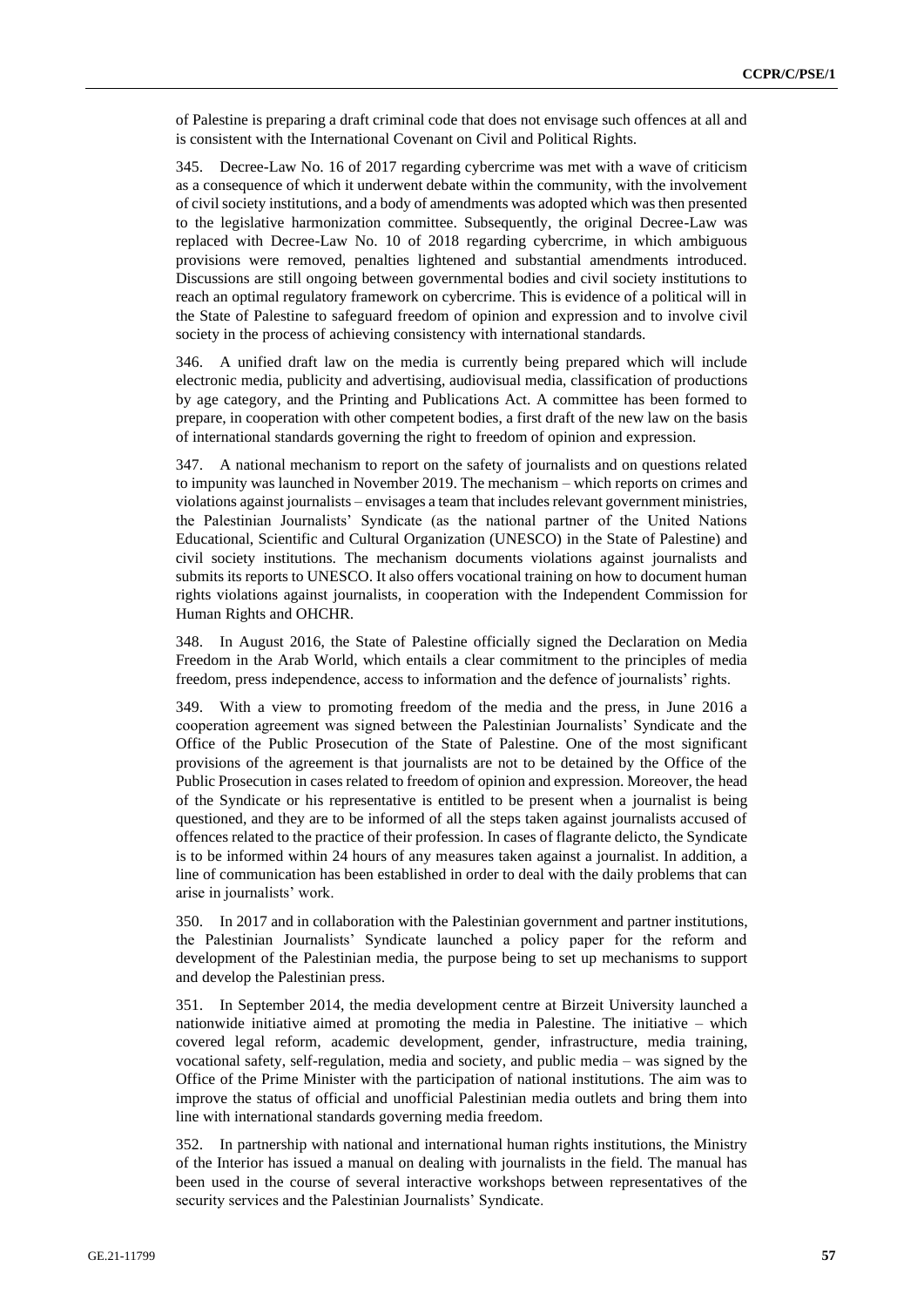of Palestine is preparing a draft criminal code that does not envisage such offences at all and is consistent with the International Covenant on Civil and Political Rights.

345. Decree-Law No. 16 of 2017 regarding cybercrime was met with a wave of criticism as a consequence of which it underwent debate within the community, with the involvement of civil society institutions, and a body of amendments was adopted which was then presented to the legislative harmonization committee. Subsequently, the original Decree-Law was replaced with Decree-Law No. 10 of 2018 regarding cybercrime, in which ambiguous provisions were removed, penalties lightened and substantial amendments introduced. Discussions are still ongoing between governmental bodies and civil society institutions to reach an optimal regulatory framework on cybercrime. This is evidence of a political will in the State of Palestine to safeguard freedom of opinion and expression and to involve civil society in the process of achieving consistency with international standards.

346. A unified draft law on the media is currently being prepared which will include electronic media, publicity and advertising, audiovisual media, classification of productions by age category, and the Printing and Publications Act. A committee has been formed to prepare, in cooperation with other competent bodies, a first draft of the new law on the basis of international standards governing the right to freedom of opinion and expression.

347. A national mechanism to report on the safety of journalists and on questions related to impunity was launched in November 2019. The mechanism – which reports on crimes and violations against journalists – envisages a team that includes relevant government ministries, the Palestinian Journalists' Syndicate (as the national partner of the United Nations Educational, Scientific and Cultural Organization (UNESCO) in the State of Palestine) and civil society institutions. The mechanism documents violations against journalists and submits its reports to UNESCO. It also offers vocational training on how to document human rights violations against journalists, in cooperation with the Independent Commission for Human Rights and OHCHR.

348. In August 2016, the State of Palestine officially signed the Declaration on Media Freedom in the Arab World, which entails a clear commitment to the principles of media freedom, press independence, access to information and the defence of journalists' rights.

349. With a view to promoting freedom of the media and the press, in June 2016 a cooperation agreement was signed between the Palestinian Journalists' Syndicate and the Office of the Public Prosecution of the State of Palestine. One of the most significant provisions of the agreement is that journalists are not to be detained by the Office of the Public Prosecution in cases related to freedom of opinion and expression. Moreover, the head of the Syndicate or his representative is entitled to be present when a journalist is being questioned, and they are to be informed of all the steps taken against journalists accused of offences related to the practice of their profession. In cases of flagrante delicto, the Syndicate is to be informed within 24 hours of any measures taken against a journalist. In addition, a line of communication has been established in order to deal with the daily problems that can arise in journalists' work.

350. In 2017 and in collaboration with the Palestinian government and partner institutions, the Palestinian Journalists' Syndicate launched a policy paper for the reform and development of the Palestinian media, the purpose being to set up mechanisms to support and develop the Palestinian press.

351. In September 2014, the media development centre at Birzeit University launched a nationwide initiative aimed at promoting the media in Palestine. The initiative – which covered legal reform, academic development, gender, infrastructure, media training, vocational safety, self-regulation, media and society, and public media – was signed by the Office of the Prime Minister with the participation of national institutions. The aim was to improve the status of official and unofficial Palestinian media outlets and bring them into line with international standards governing media freedom.

352. In partnership with national and international human rights institutions, the Ministry of the Interior has issued a manual on dealing with journalists in the field. The manual has been used in the course of several interactive workshops between representatives of the security services and the Palestinian Journalists' Syndicate.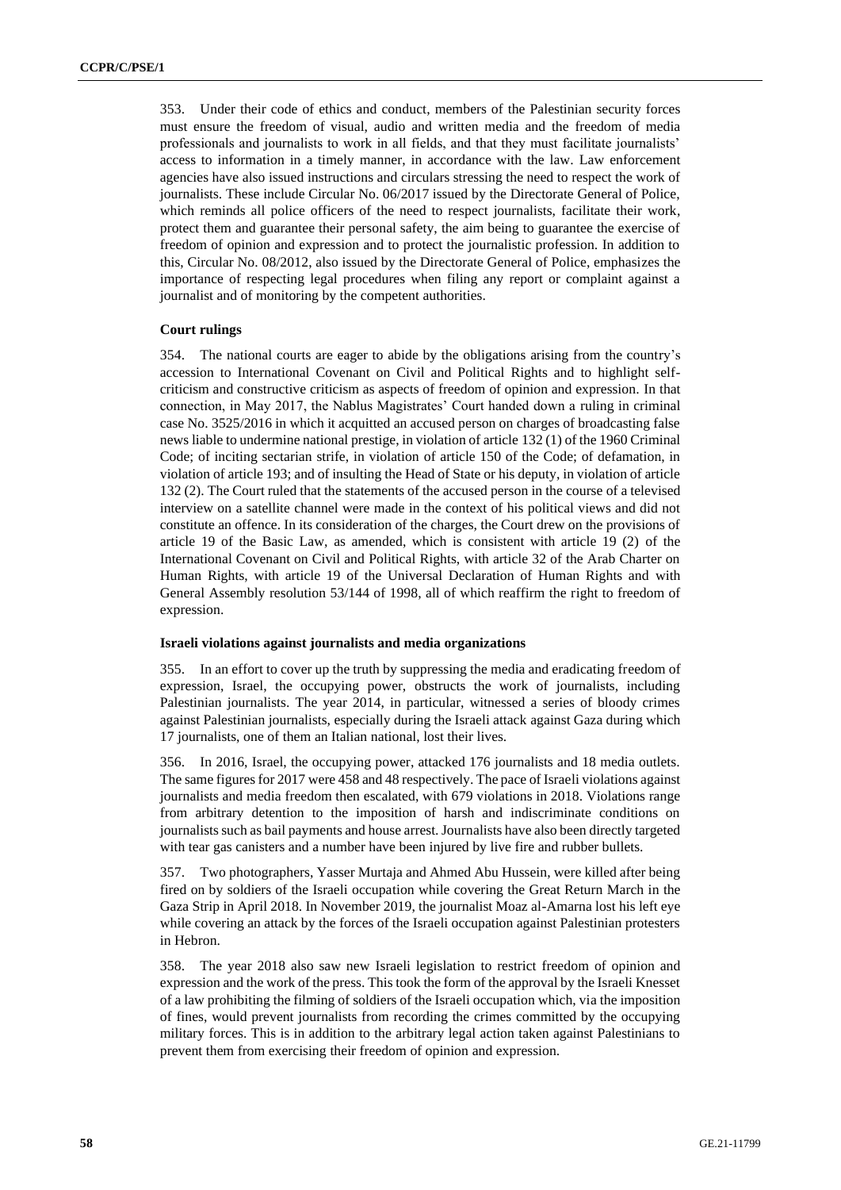353. Under their code of ethics and conduct, members of the Palestinian security forces must ensure the freedom of visual, audio and written media and the freedom of media professionals and journalists to work in all fields, and that they must facilitate journalists' access to information in a timely manner, in accordance with the law. Law enforcement agencies have also issued instructions and circulars stressing the need to respect the work of journalists. These include Circular No. 06/2017 issued by the Directorate General of Police, which reminds all police officers of the need to respect journalists, facilitate their work, protect them and guarantee their personal safety, the aim being to guarantee the exercise of freedom of opinion and expression and to protect the journalistic profession. In addition to this, Circular No. 08/2012, also issued by the Directorate General of Police, emphasizes the importance of respecting legal procedures when filing any report or complaint against a journalist and of monitoring by the competent authorities.

**Court rulings**

354. The national courts are eager to abide by the obligations arising from the country's accession to International Covenant on Civil and Political Rights and to highlight self-criticism and constructive criticism as aspects of freedom of opinion and expression. In that connection, in May 2017, the Nablus Magistrates' Court handed down a ruling in criminal case No. 3525/2016 in which it acquitted an accused person on charges of broadcasting false news liable to undermine national prestige, in violation of article 132 (1) of the 1960 Criminal Code; of inciting sectarian strife, in violation of article 150 of the Code; of defamation, in violation of article 193; and of insulting the Head of State or his deputy, in violation of article 132 (2). The Court ruled that the statements of the accused person in the course of a televised interview on a satellite channel were made in the context of his political views and did not constitute an offence. In its consideration of the charges, the Court drew on the provisions of article 19 of the Basic Law, as amended, which is consistent with article 19 (2) of the International Covenant on Civil and Political Rights, with article 32 of the Arab Charter on Human Rights, with article 19 of the Universal Declaration of Human Rights and with General Assembly resolution 53/144 of 1998, all of which reaffirm the right to freedom of expression.

**Israeli violations against journalists and media organizations**

355. In an effort to cover up the truth by suppressing the media and eradicating freedom of expression, Israel, the occupying power, obstructs the work of journalists, including Palestinian journalists. The year 2014, in particular, witnessed a series of bloody crimes against Palestinian journalists, especially during the Israeli attack against Gaza during which 17 journalists, one of them an Italian national, lost their lives.

356. In 2016, Israel, the occupying power, attacked 176 journalists and 18 media outlets. The same figures for 2017 were 458 and 48 respectively. The pace of Israeli violations against journalists and media freedom then escalated, with 679 violations in 2018. Violations range from arbitrary detention to the imposition of harsh and indiscriminate conditions on journalists such as bail payments and house arrest. Journalists have also been directly targeted with tear gas canisters and a number have been injured by live fire and rubber bullets.

357. Two photographers, Yasser Murtaja and Ahmed Abu Hussein, were killed after being fired on by soldiers of the Israeli occupation while covering the Great Return March in the Gaza Strip in April 2018. In November 2019, the journalist Moaz al-Amarna lost his left eye while covering an attack by the forces of the Israeli occupation against Palestinian protesters in Hebron.

358. The year 2018 also saw new Israeli legislation to restrict freedom of opinion and expression and the work of the press. This took the form of the approval by the Israeli Knesset of a law prohibiting the filming of soldiers of the Israeli occupation which, via the imposition of fines, would prevent journalists from recording the crimes committed by the occupying military forces. This is in addition to the arbitrary legal action taken against Palestinians to prevent them from exercising their freedom of opinion and expression.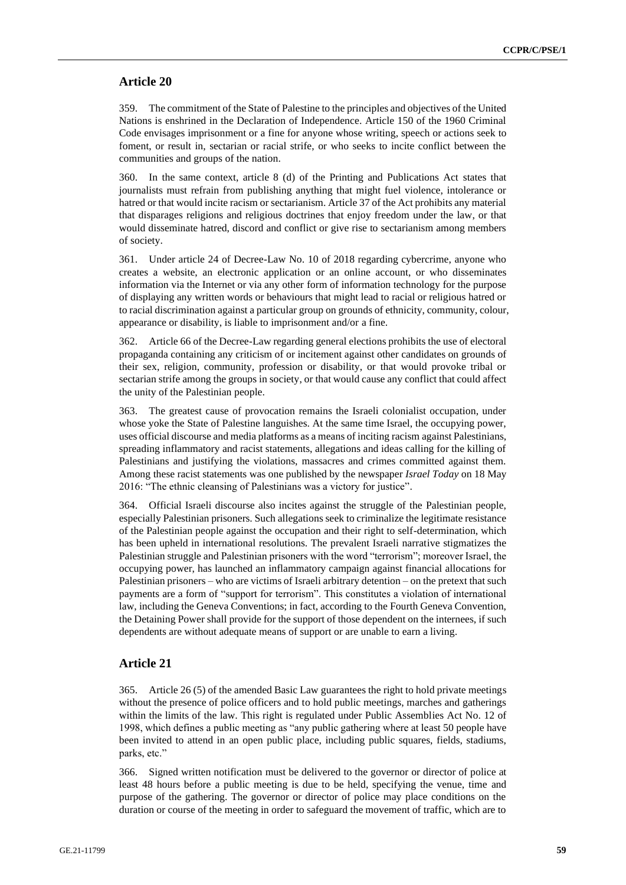## Article 20

359. The commitment of the State of Palestine to the principles and objectives of the United Nations is enshrined in the Declaration of Independence. Article 150 of the 1960 Criminal Code envisages imprisonment or a fine for anyone whose writing, speech or actions seek to foment, or result in, sectarian or racial strife, or who seeks to incite conflict between the communities and groups of the nation.

360. In the same context, article 8 (d) of the Printing and Publications Act states that journalists must refrain from publishing anything that might fuel violence, intolerance or hatred or that would incite racism or sectarianism. Article 37 of the Act prohibits any material that disparages religions and religious doctrines that enjoy freedom under the law, or that would disseminate hatred, discord and conflict or give rise to sectarianism among members of society.

361. Under article 24 of Decree-Law No. 10 of 2018 regarding cybercrime, anyone who creates a website, an electronic application or an online account, or who disseminates information via the Internet or via any other form of information technology for the purpose of displaying any written words or behaviours that might lead to racial or religious hatred or to racial discrimination against a particular group on grounds of ethnicity, community, colour, appearance or disability, is liable to imprisonment and/or a fine.

362. Article 66 of the Decree-Law regarding general elections prohibits the use of electoral propaganda containing any criticism of or incitement against other candidates on grounds of their sex, religion, community, profession or disability, or that would provoke tribal or sectarian strife among the groups in society, or that would cause any conflict that could affect the unity of the Palestinian people.

363. The greatest cause of provocation remains the Israeli colonialist occupation, under whose yoke the State of Palestine languishes. At the same time Israel, the occupying power, uses official discourse and media platforms as a means of inciting racism against Palestinians, spreading inflammatory and racist statements, allegations and ideas calling for the killing of Palestinians and justifying the violations, massacres and crimes committed against them. Among these racist statements was one published by the newspaper *Israel Today* on 18 May 2016: "The ethnic cleansing of Palestinians was a victory for justice".

364. Official Israeli discourse also incites against the struggle of the Palestinian people, especially Palestinian prisoners. Such allegations seek to criminalize the legitimate resistance of the Palestinian people against the occupation and their right to self-determination, which has been upheld in international resolutions. The prevalent Israeli narrative stigmatizes the Palestinian struggle and Palestinian prisoners with the word "terrorism"; moreover Israel, the occupying power, has launched an inflammatory campaign against financial allocations for Palestinian prisoners – who are victims of Israeli arbitrary detention – on the pretext that such payments are a form of "support for terrorism". This constitutes a violation of international law, including the Geneva Conventions; in fact, according to the Fourth Geneva Convention, the Detaining Power shall provide for the support of those dependent on the internees, if such dependents are without adequate means of support or are unable to earn a living.

## Article 21

365. Article 26 (5) of the amended Basic Law guarantees the right to hold private meetings without the presence of police officers and to hold public meetings, marches and gatherings within the limits of the law. This right is regulated under Public Assemblies Act No. 12 of 1998, which defines a public meeting as "any public gathering where at least 50 people have been invited to attend in an open public place, including public squares, fields, stadiums, parks, etc."

366. Signed written notification must be delivered to the governor or director of police at least 48 hours before a public meeting is due to be held, specifying the venue, time and purpose of the gathering. The governor or director of police may place conditions on the duration or course of the meeting in order to safeguard the movement of traffic, which are to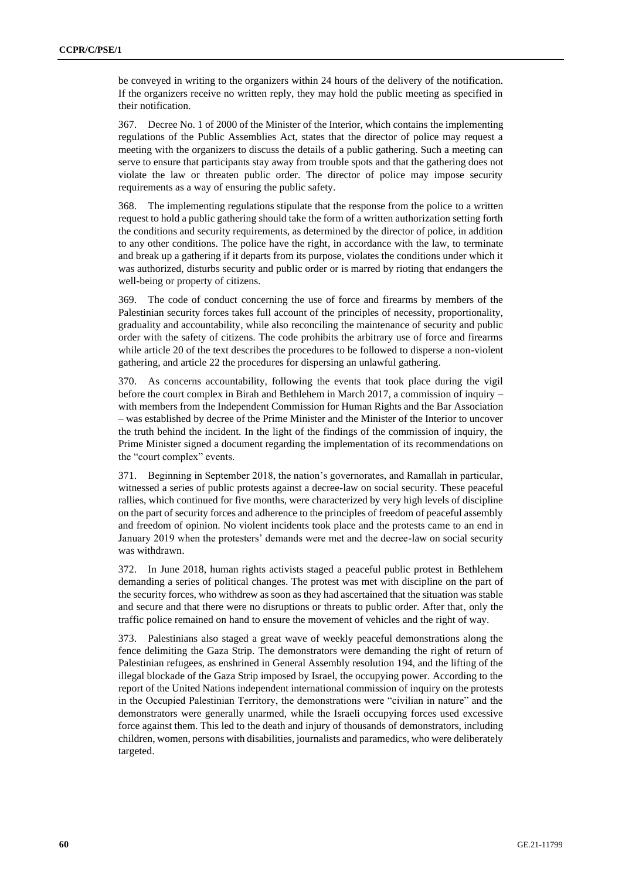be conveyed in writing to the organizers within 24 hours of the delivery of the notification. If the organizers receive no written reply, they may hold the public meeting as specified in their notification.

367. Decree No. 1 of 2000 of the Minister of the Interior, which contains the implementing regulations of the Public Assemblies Act, states that the director of police may request a meeting with the organizers to discuss the details of a public gathering. Such a meeting can serve to ensure that participants stay away from trouble spots and that the gathering does not violate the law or threaten public order. The director of police may impose security requirements as a way of ensuring the public safety.

368. The implementing regulations stipulate that the response from the police to a written request to hold a public gathering should take the form of a written authorization setting forth the conditions and security requirements, as determined by the director of police, in addition to any other conditions. The police have the right, in accordance with the law, to terminate and break up a gathering if it departs from its purpose, violates the conditions under which it was authorized, disturbs security and public order or is marred by rioting that endangers the well-being or property of citizens.

369. The code of conduct concerning the use of force and firearms by members of the Palestinian security forces takes full account of the principles of necessity, proportionality, graduality and accountability, while also reconciling the maintenance of security and public order with the safety of citizens. The code prohibits the arbitrary use of force and firearms while article 20 of the text describes the procedures to be followed to disperse a non-violent gathering, and article 22 the procedures for dispersing an unlawful gathering.

370. As concerns accountability, following the events that took place during the vigil before the court complex in Birah and Bethlehem in March 2017, a commission of inquiry – with members from the Independent Commission for Human Rights and the Bar Association – was established by decree of the Prime Minister and the Minister of the Interior to uncover the truth behind the incident. In the light of the findings of the commission of inquiry, the Prime Minister signed a document regarding the implementation of its recommendations on the "court complex" events.

371. Beginning in September 2018, the nation's governorates, and Ramallah in particular, witnessed a series of public protests against a decree-law on social security. These peaceful rallies, which continued for five months, were characterized by very high levels of discipline on the part of security forces and adherence to the principles of freedom of peaceful assembly and freedom of opinion. No violent incidents took place and the protests came to an end in January 2019 when the protesters' demands were met and the decree-law on social security was withdrawn.

372. In June 2018, human rights activists staged a peaceful public protest in Bethlehem demanding a series of political changes. The protest was met with discipline on the part of the security forces, who withdrew as soon as they had ascertained that the situation was stable and secure and that there were no disruptions or threats to public order. After that, only the traffic police remained on hand to ensure the movement of vehicles and the right of way.

373. Palestinians also staged a great wave of weekly peaceful demonstrations along the fence delimiting the Gaza Strip. The demonstrators were demanding the right of return of Palestinian refugees, as enshrined in General Assembly resolution 194, and the lifting of the illegal blockade of the Gaza Strip imposed by Israel, the occupying power. According to the report of the United Nations independent international commission of inquiry on the protests in the Occupied Palestinian Territory, the demonstrations were "civilian in nature" and the demonstrators were generally unarmed, while the Israeli occupying forces used excessive force against them. This led to the death and injury of thousands of demonstrators, including children, women, persons with disabilities, journalists and paramedics, who were deliberately targeted.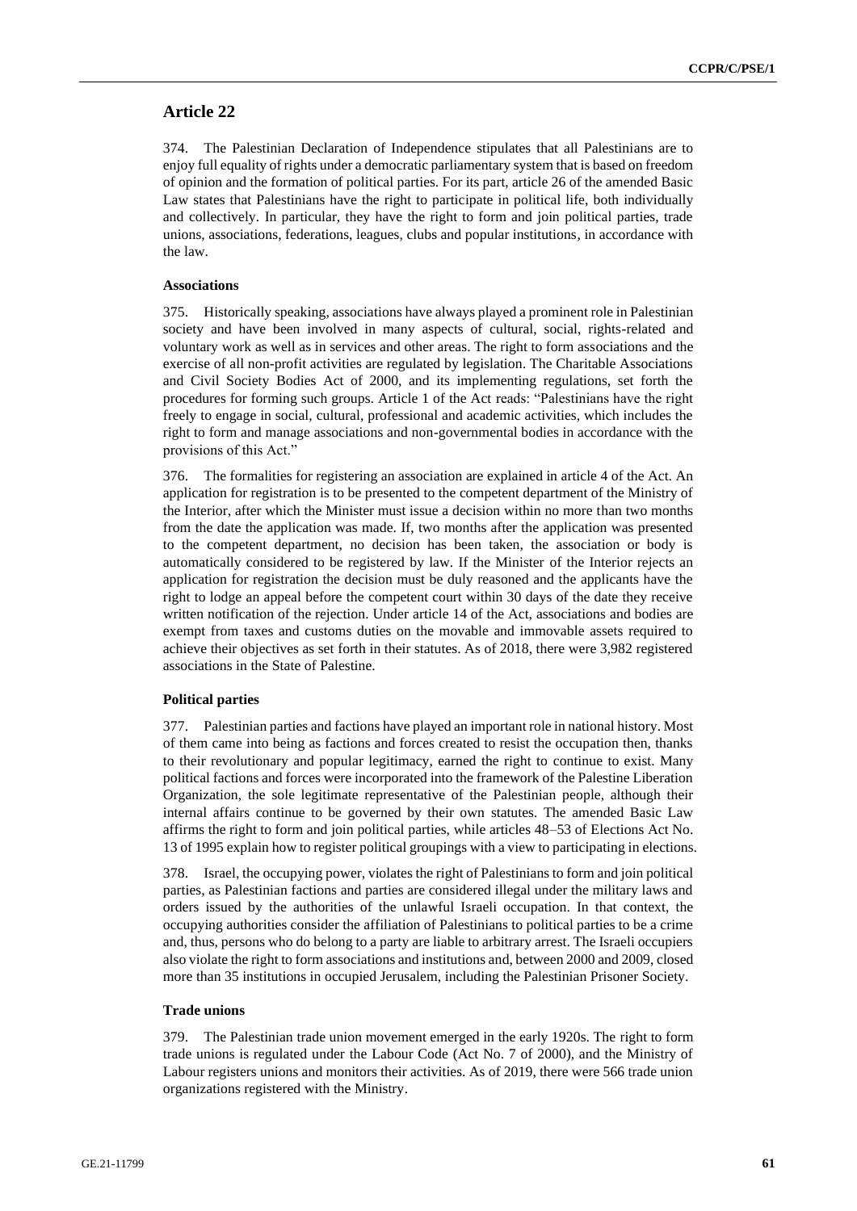## Article 22

374. The Palestinian Declaration of Independence stipulates that all Palestinians are to enjoy full equality of rights under a democratic parliamentary system that is based on freedom of opinion and the formation of political parties. For its part, article 26 of the amended Basic Law states that Palestinians have the right to participate in political life, both individually and collectively. In particular, they have the right to form and join political parties, trade unions, associations, federations, leagues, clubs and popular institutions, in accordance with the law.

#### Associations

375. Historically speaking, associations have always played a prominent role in Palestinian society and have been involved in many aspects of cultural, social, rights-related and voluntary work as well as in services and other areas. The right to form associations and the exercise of all non-profit activities are regulated by legislation. The Charitable Associations and Civil Society Bodies Act of 2000, and its implementing regulations, set forth the procedures for forming such groups. Article 1 of the Act reads: "Palestinians have the right freely to engage in social, cultural, professional and academic activities, which includes the right to form and manage associations and non-governmental bodies in accordance with the provisions of this Act."

376. The formalities for registering an association are explained in article 4 of the Act. An application for registration is to be presented to the competent department of the Ministry of the Interior, after which the Minister must issue a decision within no more than two months from the date the application was made. If, two months after the application was presented to the competent department, no decision has been taken, the association or body is automatically considered to be registered by law. If the Minister of the Interior rejects an application for registration the decision must be duly reasoned and the applicants have the right to lodge an appeal before the competent court within 30 days of the date they receive written notification of the rejection. Under article 14 of the Act, associations and bodies are exempt from taxes and customs duties on the movable and immovable assets required to achieve their objectives as set forth in their statutes. As of 2018, there were 3,982 registered associations in the State of Palestine.

#### Political parties

377. Palestinian parties and factions have played an important role in national history. Most of them came into being as factions and forces created to resist the occupation then, thanks to their revolutionary and popular legitimacy, earned the right to continue to exist. Many political factions and forces were incorporated into the framework of the Palestine Liberation Organization, the sole legitimate representative of the Palestinian people, although their internal affairs continue to be governed by their own statutes. The amended Basic Law affirms the right to form and join political parties, while articles 48–53 of Elections Act No. 13 of 1995 explain how to register political groupings with a view to participating in elections.

378. Israel, the occupying power, violates the right of Palestinians to form and join political parties, as Palestinian factions and parties are considered illegal under the military laws and orders issued by the authorities of the unlawful Israeli occupation. In that context, the occupying authorities consider the affiliation of Palestinians to political parties to be a crime and, thus, persons who do belong to a party are liable to arbitrary arrest. The Israeli occupiers also violate the right to form associations and institutions and, between 2000 and 2009, closed more than 35 institutions in occupied Jerusalem, including the Palestinian Prisoner Society.

#### Trade unions

379. The Palestinian trade union movement emerged in the early 1920s. The right to form trade unions is regulated under the Labour Code (Act No. 7 of 2000), and the Ministry of Labour registers unions and monitors their activities. As of 2019, there were 566 trade union organizations registered with the Ministry.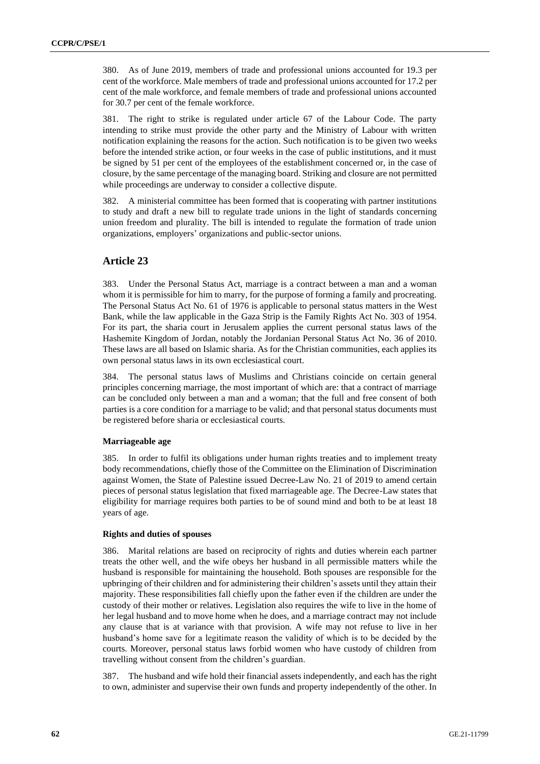380. As of June 2019, members of trade and professional unions accounted for 19.3 per cent of the workforce. Male members of trade and professional unions accounted for 17.2 per cent of the male workforce, and female members of trade and professional unions accounted for 30.7 per cent of the female workforce.

381. The right to strike is regulated under article 67 of the Labour Code. The party intending to strike must provide the other party and the Ministry of Labour with written notification explaining the reasons for the action. Such notification is to be given two weeks before the intended strike action, or four weeks in the case of public institutions, and it must be signed by 51 per cent of the employees of the establishment concerned or, in the case of closure, by the same percentage of the managing board. Striking and closure are not permitted while proceedings are underway to consider a collective dispute.

382. A ministerial committee has been formed that is cooperating with partner institutions to study and draft a new bill to regulate trade unions in the light of standards concerning union freedom and plurality. The bill is intended to regulate the formation of trade union organizations, employers' organizations and public-sector unions.

## Article 23

383. Under the Personal Status Act, marriage is a contract between a man and a woman whom it is permissible for him to marry, for the purpose of forming a family and procreating. The Personal Status Act No. 61 of 1976 is applicable to personal status matters in the West Bank, while the law applicable in the Gaza Strip is the Family Rights Act No. 303 of 1954. For its part, the sharia court in Jerusalem applies the current personal status laws of the Hashemite Kingdom of Jordan, notably the Jordanian Personal Status Act No. 36 of 2010. These laws are all based on Islamic sharia. As for the Christian communities, each applies its own personal status laws in its own ecclesiastical court.

384. The personal status laws of Muslims and Christians coincide on certain general principles concerning marriage, the most important of which are: that a contract of marriage can be concluded only between a man and a woman; that the full and free consent of both parties is a core condition for a marriage to be valid; and that personal status documents must be registered before sharia or ecclesiastical courts.

### Marriageable age

385. In order to fulfil its obligations under human rights treaties and to implement treaty body recommendations, chiefly those of the Committee on the Elimination of Discrimination against Women, the State of Palestine issued Decree-Law No. 21 of 2019 to amend certain pieces of personal status legislation that fixed marriageable age. The Decree-Law states that eligibility for marriage requires both parties to be of sound mind and both to be at least 18 years of age.

### Rights and duties of spouses

386. Marital relations are based on reciprocity of rights and duties wherein each partner treats the other well, and the wife obeys her husband in all permissible matters while the husband is responsible for maintaining the household. Both spouses are responsible for the upbringing of their children and for administering their children's assets until they attain their majority. These responsibilities fall chiefly upon the father even if the children are under the custody of their mother or relatives. Legislation also requires the wife to live in the home of her legal husband and to move home when he does, and a marriage contract may not include any clause that is at variance with that provision. A wife may not refuse to live in her husband's home save for a legitimate reason the validity of which is to be decided by the courts. Moreover, personal status laws forbid women who have custody of children from travelling without consent from the children's guardian.

387. The husband and wife hold their financial assets independently, and each has the right to own, administer and supervise their own funds and property independently of the other. In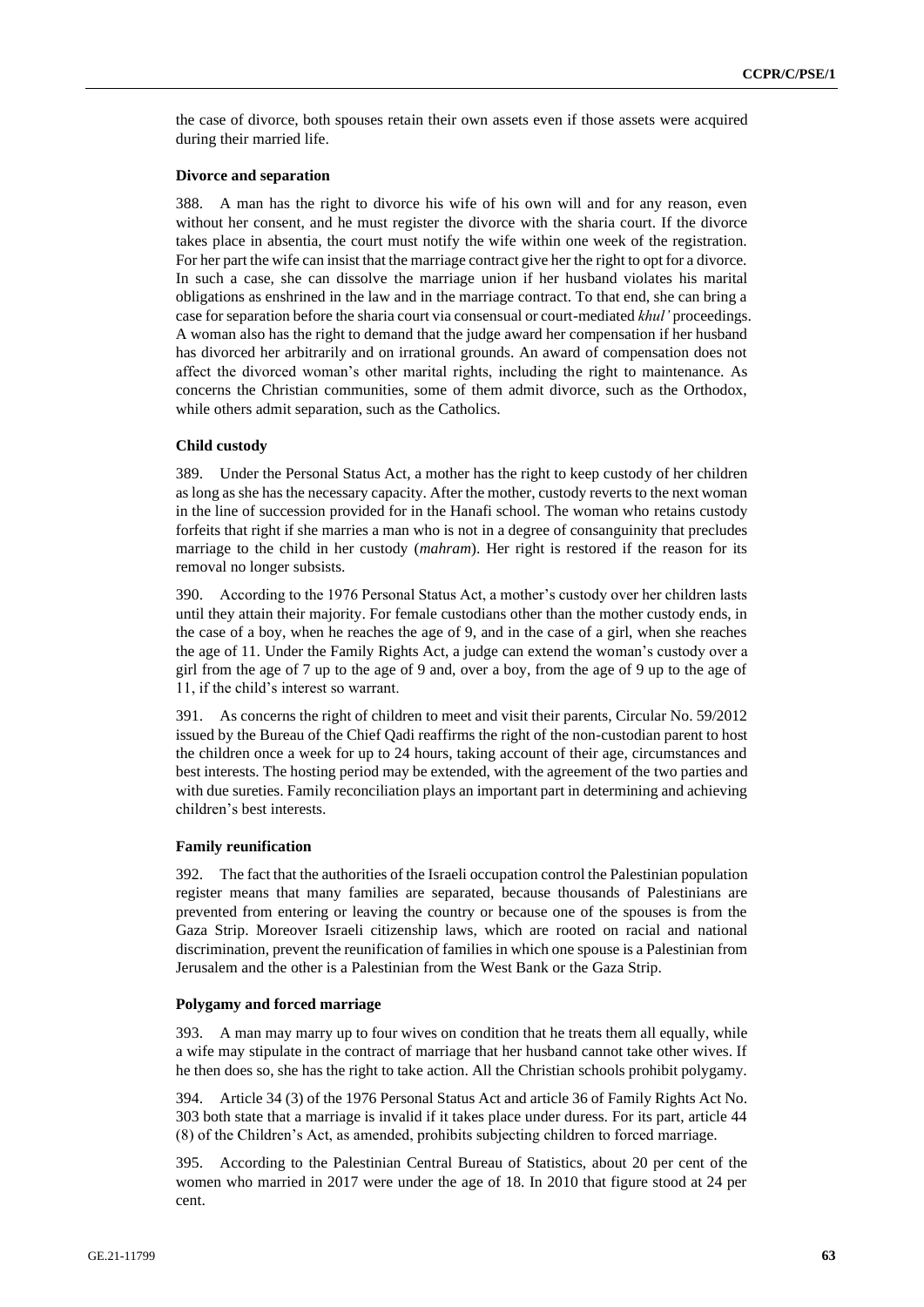the case of divorce, both spouses retain their own assets even if those assets were acquired during their married life.

**Divorce and separation**

388. A man has the right to divorce his wife of his own will and for any reason, even without her consent, and he must register the divorce with the sharia court. If the divorce takes place in absentia, the court must notify the wife within one week of the registration. For her part the wife can insist that the marriage contract give her the right to opt for a divorce. In such a case, she can dissolve the marriage union if her husband violates his marital obligations as enshrined in the law and in the marriage contract. To that end, she can bring a case for separation before the sharia court via consensual or court-mediated *khul'* proceedings. A woman also has the right to demand that the judge award her compensation if her husband has divorced her arbitrarily and on irrational grounds. An award of compensation does not affect the divorced woman's other marital rights, including the right to maintenance. As concerns the Christian communities, some of them admit divorce, such as the Orthodox, while others admit separation, such as the Catholics.

**Child custody**

389. Under the Personal Status Act, a mother has the right to keep custody of her children as long as she has the necessary capacity. After the mother, custody reverts to the next woman in the line of succession provided for in the Hanafi school. The woman who retains custody forfeits that right if she marries a man who is not in a degree of consanguinity that precludes marriage to the child in her custody (*mahram*). Her right is restored if the reason for its removal no longer subsists.

390. According to the 1976 Personal Status Act, a mother's custody over her children lasts until they attain their majority. For female custodians other than the mother custody ends, in the case of a boy, when he reaches the age of 9, and in the case of a girl, when she reaches the age of 11. Under the Family Rights Act, a judge can extend the woman's custody over a girl from the age of 7 up to the age of 9 and, over a boy, from the age of 9 up to the age of 11, if the child's interest so warrant.

391. As concerns the right of children to meet and visit their parents, Circular No. 59/2012 issued by the Bureau of the Chief Qadi reaffirms the right of the non-custodian parent to host the children once a week for up to 24 hours, taking account of their age, circumstances and best interests. The hosting period may be extended, with the agreement of the two parties and with due sureties. Family reconciliation plays an important part in determining and achieving children's best interests.

**Family reunification**

392. The fact that the authorities of the Israeli occupation control the Palestinian population register means that many families are separated, because thousands of Palestinians are prevented from entering or leaving the country or because one of the spouses is from the Gaza Strip. Moreover Israeli citizenship laws, which are rooted on racial and national discrimination, prevent the reunification of families in which one spouse is a Palestinian from Jerusalem and the other is a Palestinian from the West Bank or the Gaza Strip.

**Polygamy and forced marriage**

393. A man may marry up to four wives on condition that he treats them all equally, while a wife may stipulate in the contract of marriage that her husband cannot take other wives. If he then does so, she has the right to take action. All the Christian schools prohibit polygamy.

394. Article 34 (3) of the 1976 Personal Status Act and article 36 of Family Rights Act No. 303 both state that a marriage is invalid if it takes place under duress. For its part, article 44 (8) of the Children's Act, as amended, prohibits subjecting children to forced marriage.

395. According to the Palestinian Central Bureau of Statistics, about 20 per cent of the women who married in 2017 were under the age of 18. In 2010 that figure stood at 24 per cent.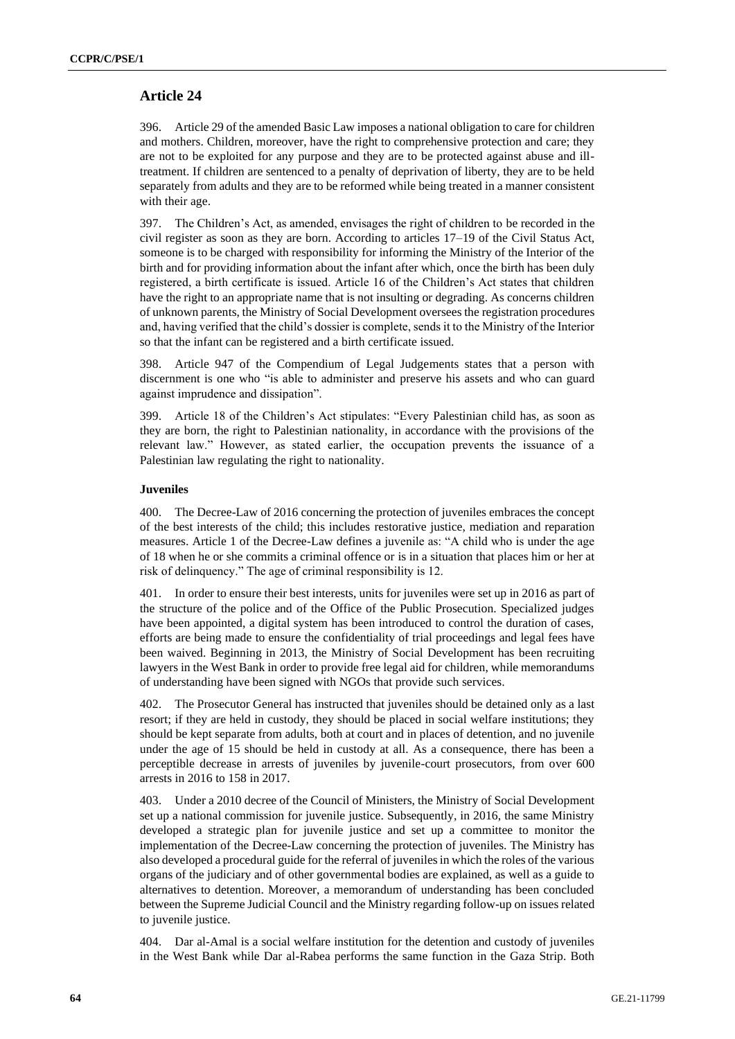## Article 24

396. Article 29 of the amended Basic Law imposes a national obligation to care for children and mothers. Children, moreover, have the right to comprehensive protection and care; they are not to be exploited for any purpose and they are to be protected against abuse and ill-treatment. If children are sentenced to a penalty of deprivation of liberty, they are to be held separately from adults and they are to be reformed while being treated in a manner consistent with their age.

397. The Children's Act, as amended, envisages the right of children to be recorded in the civil register as soon as they are born. According to articles 17–19 of the Civil Status Act, someone is to be charged with responsibility for informing the Ministry of the Interior of the birth and for providing information about the infant after which, once the birth has been duly registered, a birth certificate is issued. Article 16 of the Children's Act states that children have the right to an appropriate name that is not insulting or degrading. As concerns children of unknown parents, the Ministry of Social Development oversees the registration procedures and, having verified that the child's dossier is complete, sends it to the Ministry of the Interior so that the infant can be registered and a birth certificate issued.

398. Article 947 of the Compendium of Legal Judgements states that a person with discernment is one who "is able to administer and preserve his assets and who can guard against imprudence and dissipation".

399. Article 18 of the Children's Act stipulates: "Every Palestinian child has, as soon as they are born, the right to Palestinian nationality, in accordance with the provisions of the relevant law." However, as stated earlier, the occupation prevents the issuance of a Palestinian law regulating the right to nationality.

**Juveniles**

400. The Decree-Law of 2016 concerning the protection of juveniles embraces the concept of the best interests of the child; this includes restorative justice, mediation and reparation measures. Article 1 of the Decree-Law defines a juvenile as: "A child who is under the age of 18 when he or she commits a criminal offence or is in a situation that places him or her at risk of delinquency." The age of criminal responsibility is 12.

401. In order to ensure their best interests, units for juveniles were set up in 2016 as part of the structure of the police and of the Office of the Public Prosecution. Specialized judges have been appointed, a digital system has been introduced to control the duration of cases, efforts are being made to ensure the confidentiality of trial proceedings and legal fees have been waived. Beginning in 2013, the Ministry of Social Development has been recruiting lawyers in the West Bank in order to provide free legal aid for children, while memorandums of understanding have been signed with NGOs that provide such services.

402. The Prosecutor General has instructed that juveniles should be detained only as a last resort; if they are held in custody, they should be placed in social welfare institutions; they should be kept separate from adults, both at court and in places of detention, and no juvenile under the age of 15 should be held in custody at all. As a consequence, there has been a perceptible decrease in arrests of juveniles by juvenile-court prosecutors, from over 600 arrests in 2016 to 158 in 2017.

403. Under a 2010 decree of the Council of Ministers, the Ministry of Social Development set up a national commission for juvenile justice. Subsequently, in 2016, the same Ministry developed a strategic plan for juvenile justice and set up a committee to monitor the implementation of the Decree-Law concerning the protection of juveniles. The Ministry has also developed a procedural guide for the referral of juveniles in which the roles of the various organs of the judiciary and of other governmental bodies are explained, as well as a guide to alternatives to detention. Moreover, a memorandum of understanding has been concluded between the Supreme Judicial Council and the Ministry regarding follow-up on issues related to juvenile justice.

404. Dar al-Amal is a social welfare institution for the detention and custody of juveniles in the West Bank while Dar al-Rabea performs the same function in the Gaza Strip. Both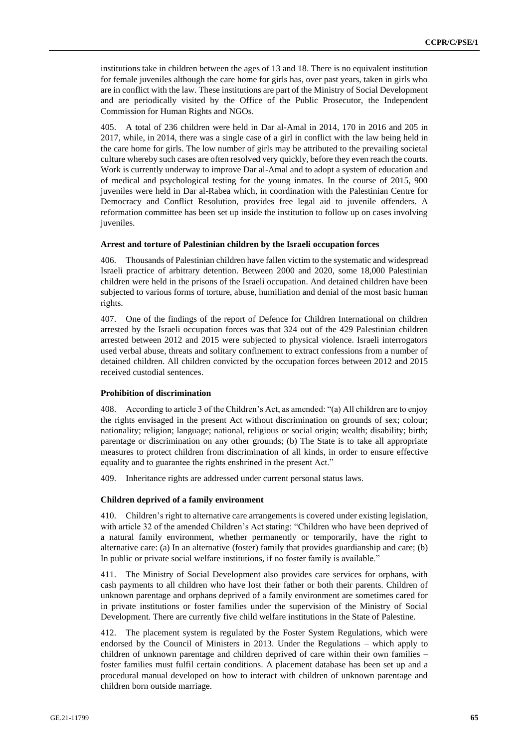institutions take in children between the ages of 13 and 18. There is no equivalent institution for female juveniles although the care home for girls has, over past years, taken in girls who are in conflict with the law. These institutions are part of the Ministry of Social Development and are periodically visited by the Office of the Public Prosecutor, the Independent Commission for Human Rights and NGOs.

405. A total of 236 children were held in Dar al-Amal in 2014, 170 in 2016 and 205 in 2017, while, in 2014, there was a single case of a girl in conflict with the law being held in the care home for girls. The low number of girls may be attributed to the prevailing societal culture whereby such cases are often resolved very quickly, before they even reach the courts. Work is currently underway to improve Dar al-Amal and to adopt a system of education and of medical and psychological testing for the young inmates. In the course of 2015, 900 juveniles were held in Dar al-Rabea which, in coordination with the Palestinian Centre for Democracy and Conflict Resolution, provides free legal aid to juvenile offenders. A reformation committee has been set up inside the institution to follow up on cases involving juveniles.

**Arrest and torture of Palestinian children by the Israeli occupation forces**

406. Thousands of Palestinian children have fallen victim to the systematic and widespread Israeli practice of arbitrary detention. Between 2000 and 2020, some 18,000 Palestinian children were held in the prisons of the Israeli occupation. And detained children have been subjected to various forms of torture, abuse, humiliation and denial of the most basic human rights.

407. One of the findings of the report of Defence for Children International on children arrested by the Israeli occupation forces was that 324 out of the 429 Palestinian children arrested between 2012 and 2015 were subjected to physical violence. Israeli interrogators used verbal abuse, threats and solitary confinement to extract confessions from a number of detained children. All children convicted by the occupation forces between 2012 and 2015 received custodial sentences.

**Prohibition of discrimination**

408. According to article 3 of the Children's Act, as amended: "(a) All children are to enjoy the rights envisaged in the present Act without discrimination on grounds of sex; colour; nationality; religion; language; national, religious or social origin; wealth; disability; birth; parentage or discrimination on any other grounds; (b) The State is to take all appropriate measures to protect children from discrimination of all kinds, in order to ensure effective equality and to guarantee the rights enshrined in the present Act."

409. Inheritance rights are addressed under current personal status laws.

**Children deprived of a family environment**

410. Children's right to alternative care arrangements is covered under existing legislation, with article 32 of the amended Children's Act stating: "Children who have been deprived of a natural family environment, whether permanently or temporarily, have the right to alternative care: (a) In an alternative (foster) family that provides guardianship and care; (b) In public or private social welfare institutions, if no foster family is available."

411. The Ministry of Social Development also provides care services for orphans, with cash payments to all children who have lost their father or both their parents. Children of unknown parentage and orphans deprived of a family environment are sometimes cared for in private institutions or foster families under the supervision of the Ministry of Social Development. There are currently five child welfare institutions in the State of Palestine.

412. The placement system is regulated by the Foster System Regulations, which were endorsed by the Council of Ministers in 2013. Under the Regulations – which apply to children of unknown parentage and children deprived of care within their own families – foster families must fulfil certain conditions. A placement database has been set up and a procedural manual developed on how to interact with children of unknown parentage and children born outside marriage.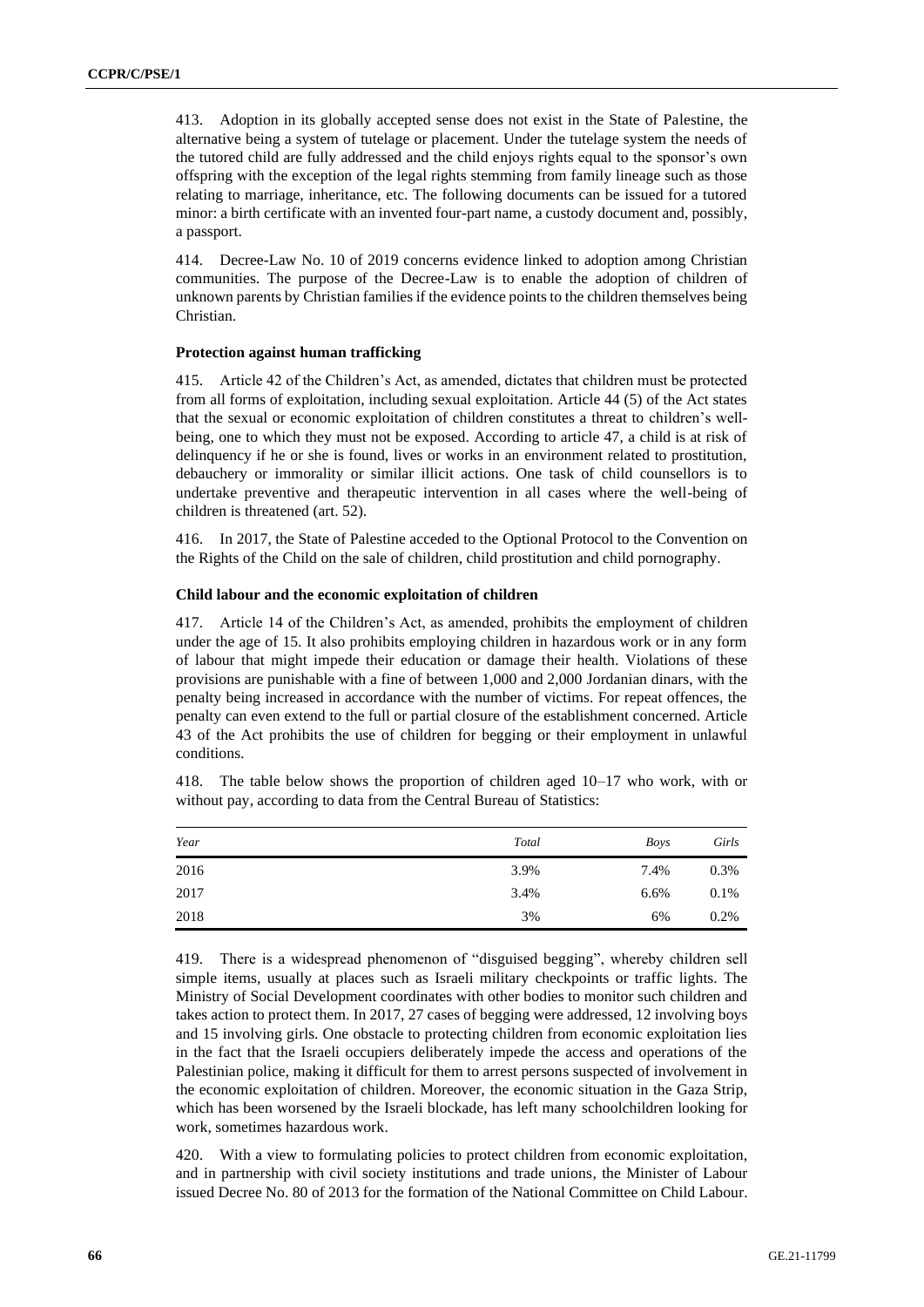413. Adoption in its globally accepted sense does not exist in the State of Palestine, the alternative being a system of tutelage or placement. Under the tutelage system the needs of the tutored child are fully addressed and the child enjoys rights equal to the sponsor's own offspring with the exception of the legal rights stemming from family lineage such as those relating to marriage, inheritance, etc. The following documents can be issued for a tutored minor: a birth certificate with an invented four-part name, a custody document and, possibly, a passport.

414. Decree-Law No. 10 of 2019 concerns evidence linked to adoption among Christian communities. The purpose of the Decree-Law is to enable the adoption of children of unknown parents by Christian families if the evidence points to the children themselves being Christian.

#### Protection against human trafficking

415. Article 42 of the Children's Act, as amended, dictates that children must be protected from all forms of exploitation, including sexual exploitation. Article 44 (5) of the Act states that the sexual or economic exploitation of children constitutes a threat to children's well-being, one to which they must not be exposed. According to article 47, a child is at risk of delinquency if he or she is found, lives or works in an environment related to prostitution, debauchery or immorality or similar illicit actions. One task of child counsellors is to undertake preventive and therapeutic intervention in all cases where the well-being of children is threatened (art. 52).

416. In 2017, the State of Palestine acceded to the Optional Protocol to the Convention on the Rights of the Child on the sale of children, child prostitution and child pornography.

#### Child labour and the economic exploitation of children

417. Article 14 of the Children's Act, as amended, prohibits the employment of children under the age of 15. It also prohibits employing children in hazardous work or in any form of labour that might impede their education or damage their health. Violations of these provisions are punishable with a fine of between 1,000 and 2,000 Jordanian dinars, with the penalty being increased in accordance with the number of victims. For repeat offences, the penalty can even extend to the full or partial closure of the establishment concerned. Article 43 of the Act prohibits the use of children for begging or their employment in unlawful conditions.

418. The table below shows the proportion of children aged 10–17 who work, with or without pay, according to data from the Central Bureau of Statistics:

| *Year* | *Total* | *Boys* | *Girls* |
|---|---|---|---|
| 2016 | 3.9% | 7.4% | 0.3% |
| 2017 | 3.4% | 6.6% | 0.1% |
| 2018 | 3% | 6% | 0.2% |

419. There is a widespread phenomenon of "disguised begging", whereby children sell simple items, usually at places such as Israeli military checkpoints or traffic lights. The Ministry of Social Development coordinates with other bodies to monitor such children and takes action to protect them. In 2017, 27 cases of begging were addressed, 12 involving boys and 15 involving girls. One obstacle to protecting children from economic exploitation lies in the fact that the Israeli occupiers deliberately impede the access and operations of the Palestinian police, making it difficult for them to arrest persons suspected of involvement in the economic exploitation of children. Moreover, the economic situation in the Gaza Strip, which has been worsened by the Israeli blockade, has left many schoolchildren looking for work, sometimes hazardous work.

420. With a view to formulating policies to protect children from economic exploitation, and in partnership with civil society institutions and trade unions, the Minister of Labour issued Decree No. 80 of 2013 for the formation of the National Committee on Child Labour.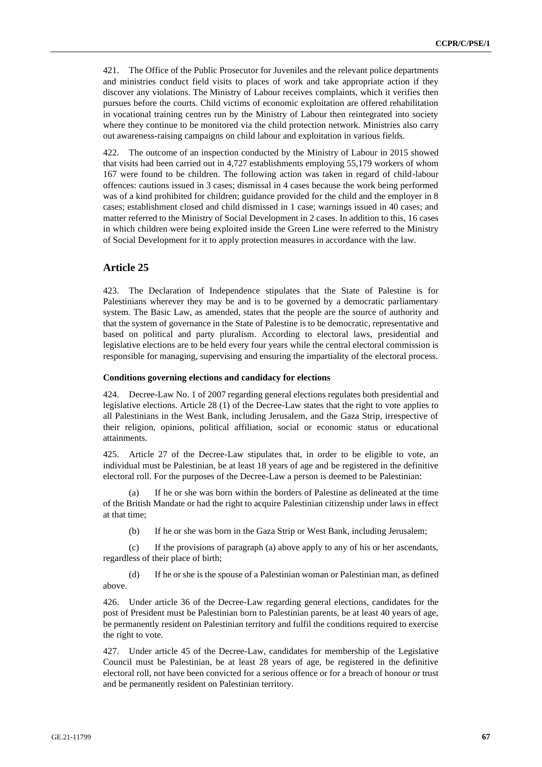421. The Office of the Public Prosecutor for Juveniles and the relevant police departments and ministries conduct field visits to places of work and take appropriate action if they discover any violations. The Ministry of Labour receives complaints, which it verifies then pursues before the courts. Child victims of economic exploitation are offered rehabilitation in vocational training centres run by the Ministry of Labour then reintegrated into society where they continue to be monitored via the child protection network. Ministries also carry out awareness-raising campaigns on child labour and exploitation in various fields.

422. The outcome of an inspection conducted by the Ministry of Labour in 2015 showed that visits had been carried out in 4,727 establishments employing 55,179 workers of whom 167 were found to be children. The following action was taken in regard of child-labour offences: cautions issued in 3 cases; dismissal in 4 cases because the work being performed was of a kind prohibited for children; guidance provided for the child and the employer in 8 cases; establishment closed and child dismissed in 1 case; warnings issued in 40 cases; and matter referred to the Ministry of Social Development in 2 cases. In addition to this, 16 cases in which children were being exploited inside the Green Line were referred to the Ministry of Social Development for it to apply protection measures in accordance with the law.

## Article 25

423. The Declaration of Independence stipulates that the State of Palestine is for Palestinians wherever they may be and is to be governed by a democratic parliamentary system. The Basic Law, as amended, states that the people are the source of authority and that the system of governance in the State of Palestine is to be democratic, representative and based on political and party pluralism. According to electoral laws, presidential and legislative elections are to be held every four years while the central electoral commission is responsible for managing, supervising and ensuring the impartiality of the electoral process.

#### Conditions governing elections and candidacy for elections

424. Decree-Law No. 1 of 2007 regarding general elections regulates both presidential and legislative elections. Article 28 (1) of the Decree-Law states that the right to vote applies to all Palestinians in the West Bank, including Jerusalem, and the Gaza Strip, irrespective of their religion, opinions, political affiliation, social or economic status or educational attainments.

425. Article 27 of the Decree-Law stipulates that, in order to be eligible to vote, an individual must be Palestinian, be at least 18 years of age and be registered in the definitive electoral roll. For the purposes of the Decree-Law a person is deemed to be Palestinian:

(a) If he or she was born within the borders of Palestine as delineated at the time of the British Mandate or had the right to acquire Palestinian citizenship under laws in effect at that time;

(b) If he or she was born in the Gaza Strip or West Bank, including Jerusalem;

(c) If the provisions of paragraph (a) above apply to any of his or her ascendants, regardless of their place of birth;

(d) If he or she is the spouse of a Palestinian woman or Palestinian man, as defined above.

426. Under article 36 of the Decree-Law regarding general elections, candidates for the post of President must be Palestinian born to Palestinian parents, be at least 40 years of age, be permanently resident on Palestinian territory and fulfil the conditions required to exercise the right to vote.

427. Under article 45 of the Decree-Law, candidates for membership of the Legislative Council must be Palestinian, be at least 28 years of age, be registered in the definitive electoral roll, not have been convicted for a serious offence or for a breach of honour or trust and be permanently resident on Palestinian territory.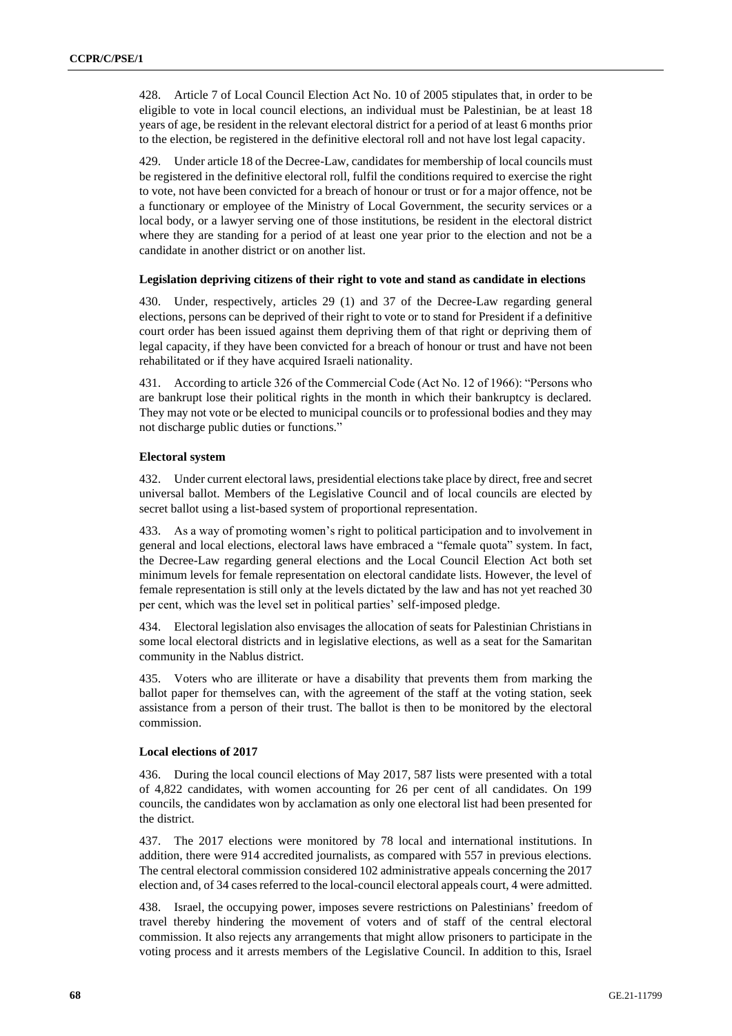428. Article 7 of Local Council Election Act No. 10 of 2005 stipulates that, in order to be eligible to vote in local council elections, an individual must be Palestinian, be at least 18 years of age, be resident in the relevant electoral district for a period of at least 6 months prior to the election, be registered in the definitive electoral roll and not have lost legal capacity.

429. Under article 18 of the Decree-Law, candidates for membership of local councils must be registered in the definitive electoral roll, fulfil the conditions required to exercise the right to vote, not have been convicted for a breach of honour or trust or for a major offence, not be a functionary or employee of the Ministry of Local Government, the security services or a local body, or a lawyer serving one of those institutions, be resident in the electoral district where they are standing for a period of at least one year prior to the election and not be a candidate in another district or on another list.

**Legislation depriving citizens of their right to vote and stand as candidate in elections**

430. Under, respectively, articles 29 (1) and 37 of the Decree-Law regarding general elections, persons can be deprived of their right to vote or to stand for President if a definitive court order has been issued against them depriving them of that right or depriving them of legal capacity, if they have been convicted for a breach of honour or trust and have not been rehabilitated or if they have acquired Israeli nationality.

431. According to article 326 of the Commercial Code (Act No. 12 of 1966): "Persons who are bankrupt lose their political rights in the month in which their bankruptcy is declared. They may not vote or be elected to municipal councils or to professional bodies and they may not discharge public duties or functions."

**Electoral system**

432. Under current electoral laws, presidential elections take place by direct, free and secret universal ballot. Members of the Legislative Council and of local councils are elected by secret ballot using a list-based system of proportional representation.

433. As a way of promoting women's right to political participation and to involvement in general and local elections, electoral laws have embraced a "female quota" system. In fact, the Decree-Law regarding general elections and the Local Council Election Act both set minimum levels for female representation on electoral candidate lists. However, the level of female representation is still only at the levels dictated by the law and has not yet reached 30 per cent, which was the level set in political parties' self-imposed pledge.

434. Electoral legislation also envisages the allocation of seats for Palestinian Christians in some local electoral districts and in legislative elections, as well as a seat for the Samaritan community in the Nablus district.

435. Voters who are illiterate or have a disability that prevents them from marking the ballot paper for themselves can, with the agreement of the staff at the voting station, seek assistance from a person of their trust. The ballot is then to be monitored by the electoral commission.

**Local elections of 2017**

436. During the local council elections of May 2017, 587 lists were presented with a total of 4,822 candidates, with women accounting for 26 per cent of all candidates. On 199 councils, the candidates won by acclamation as only one electoral list had been presented for the district.

437. The 2017 elections were monitored by 78 local and international institutions. In addition, there were 914 accredited journalists, as compared with 557 in previous elections. The central electoral commission considered 102 administrative appeals concerning the 2017 election and, of 34 cases referred to the local-council electoral appeals court, 4 were admitted.

438. Israel, the occupying power, imposes severe restrictions on Palestinians' freedom of travel thereby hindering the movement of voters and of staff of the central electoral commission. It also rejects any arrangements that might allow prisoners to participate in the voting process and it arrests members of the Legislative Council. In addition to this, Israel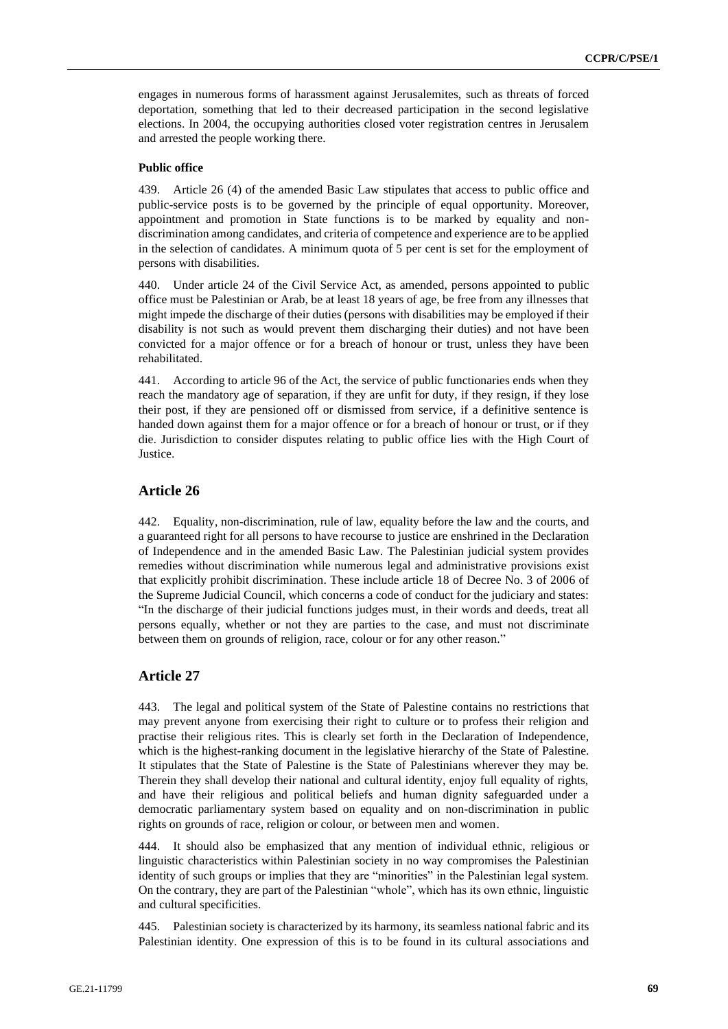engages in numerous forms of harassment against Jerusalemites, such as threats of forced deportation, something that led to their decreased participation in the second legislative elections. In 2004, the occupying authorities closed voter registration centres in Jerusalem and arrested the people working there.

#### Public office

439. Article 26 (4) of the amended Basic Law stipulates that access to public office and public-service posts is to be governed by the principle of equal opportunity. Moreover, appointment and promotion in State functions is to be marked by equality and non-discrimination among candidates, and criteria of competence and experience are to be applied in the selection of candidates. A minimum quota of 5 per cent is set for the employment of persons with disabilities.

440. Under article 24 of the Civil Service Act, as amended, persons appointed to public office must be Palestinian or Arab, be at least 18 years of age, be free from any illnesses that might impede the discharge of their duties (persons with disabilities may be employed if their disability is not such as would prevent them discharging their duties) and not have been convicted for a major offence or for a breach of honour or trust, unless they have been rehabilitated.

441. According to article 96 of the Act, the service of public functionaries ends when they reach the mandatory age of separation, if they are unfit for duty, if they resign, if they lose their post, if they are pensioned off or dismissed from service, if a definitive sentence is handed down against them for a major offence or for a breach of honour or trust, or if they die. Jurisdiction to consider disputes relating to public office lies with the High Court of Justice.

## Article 26

442. Equality, non-discrimination, rule of law, equality before the law and the courts, and a guaranteed right for all persons to have recourse to justice are enshrined in the Declaration of Independence and in the amended Basic Law. The Palestinian judicial system provides remedies without discrimination while numerous legal and administrative provisions exist that explicitly prohibit discrimination. These include article 18 of Decree No. 3 of 2006 of the Supreme Judicial Council, which concerns a code of conduct for the judiciary and states: "In the discharge of their judicial functions judges must, in their words and deeds, treat all persons equally, whether or not they are parties to the case, and must not discriminate between them on grounds of religion, race, colour or for any other reason."

## Article 27

443. The legal and political system of the State of Palestine contains no restrictions that may prevent anyone from exercising their right to culture or to profess their religion and practise their religious rites. This is clearly set forth in the Declaration of Independence, which is the highest-ranking document in the legislative hierarchy of the State of Palestine. It stipulates that the State of Palestine is the State of Palestinians wherever they may be. Therein they shall develop their national and cultural identity, enjoy full equality of rights, and have their religious and political beliefs and human dignity safeguarded under a democratic parliamentary system based on equality and on non-discrimination in public rights on grounds of race, religion or colour, or between men and women.

444. It should also be emphasized that any mention of individual ethnic, religious or linguistic characteristics within Palestinian society in no way compromises the Palestinian identity of such groups or implies that they are "minorities" in the Palestinian legal system. On the contrary, they are part of the Palestinian "whole", which has its own ethnic, linguistic and cultural specificities.

445. Palestinian society is characterized by its harmony, its seamless national fabric and its Palestinian identity. One expression of this is to be found in its cultural associations and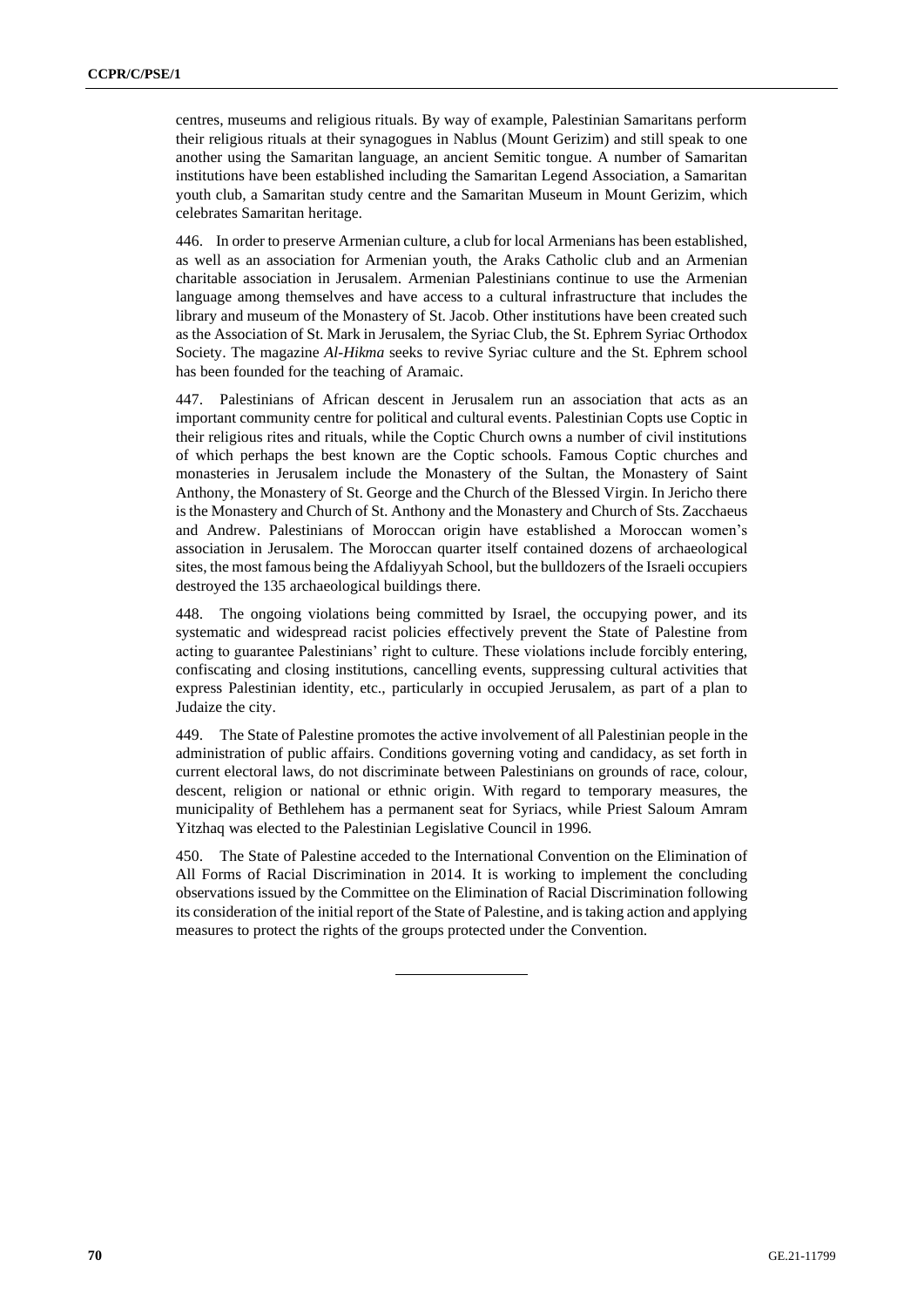centres, museums and religious rituals. By way of example, Palestinian Samaritans perform their religious rituals at their synagogues in Nablus (Mount Gerizim) and still speak to one another using the Samaritan language, an ancient Semitic tongue. A number of Samaritan institutions have been established including the Samaritan Legend Association, a Samaritan youth club, a Samaritan study centre and the Samaritan Museum in Mount Gerizim, which celebrates Samaritan heritage.

446. In order to preserve Armenian culture, a club for local Armenians has been established, as well as an association for Armenian youth, the Araks Catholic club and an Armenian charitable association in Jerusalem. Armenian Palestinians continue to use the Armenian language among themselves and have access to a cultural infrastructure that includes the library and museum of the Monastery of St. Jacob. Other institutions have been created such as the Association of St. Mark in Jerusalem, the Syriac Club, the St. Ephrem Syriac Orthodox Society. The magazine *Al-Hikma* seeks to revive Syriac culture and the St. Ephrem school has been founded for the teaching of Aramaic.

447. Palestinians of African descent in Jerusalem run an association that acts as an important community centre for political and cultural events. Palestinian Copts use Coptic in their religious rites and rituals, while the Coptic Church owns a number of civil institutions of which perhaps the best known are the Coptic schools. Famous Coptic churches and monasteries in Jerusalem include the Monastery of the Sultan, the Monastery of Saint Anthony, the Monastery of St. George and the Church of the Blessed Virgin. In Jericho there is the Monastery and Church of St. Anthony and the Monastery and Church of Sts. Zacchaeus and Andrew. Palestinians of Moroccan origin have established a Moroccan women's association in Jerusalem. The Moroccan quarter itself contained dozens of archaeological sites, the most famous being the Afdaliyyah School, but the bulldozers of the Israeli occupiers destroyed the 135 archaeological buildings there.

448. The ongoing violations being committed by Israel, the occupying power, and its systematic and widespread racist policies effectively prevent the State of Palestine from acting to guarantee Palestinians' right to culture. These violations include forcibly entering, confiscating and closing institutions, cancelling events, suppressing cultural activities that express Palestinian identity, etc., particularly in occupied Jerusalem, as part of a plan to Judaize the city.

449. The State of Palestine promotes the active involvement of all Palestinian people in the administration of public affairs. Conditions governing voting and candidacy, as set forth in current electoral laws, do not discriminate between Palestinians on grounds of race, colour, descent, religion or national or ethnic origin. With regard to temporary measures, the municipality of Bethlehem has a permanent seat for Syriacs, while Priest Saloum Amram Yitzhaq was elected to the Palestinian Legislative Council in 1996.

450. The State of Palestine acceded to the International Convention on the Elimination of All Forms of Racial Discrimination in 2014. It is working to implement the concluding observations issued by the Committee on the Elimination of Racial Discrimination following its consideration of the initial report of the State of Palestine, and is taking action and applying measures to protect the rights of the groups protected under the Convention.